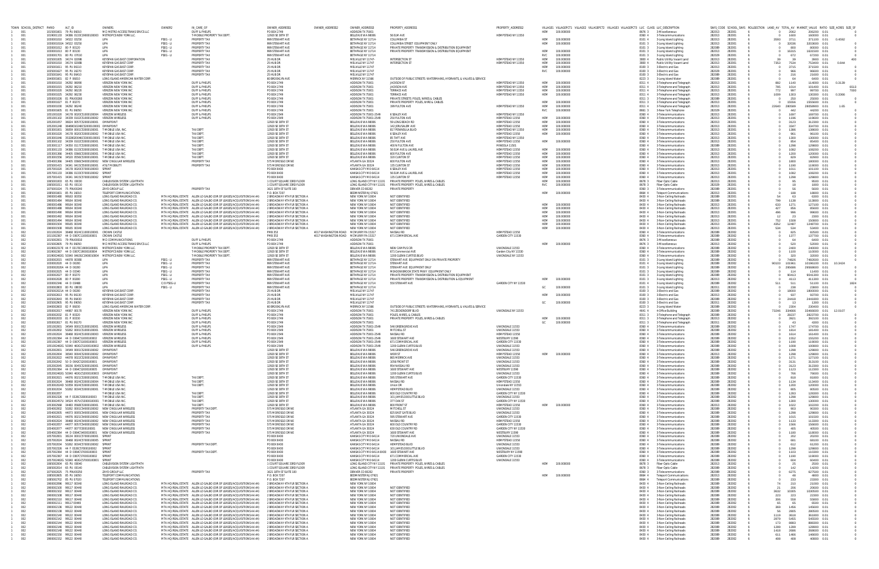| TOWN | SCHOOL_DISTRICT | PARID | ALT_ID | OWNER1 | OWNER2 | IN_CARE_OF | OWNER_ADDRESS1 | OWNER_ADDRESS2 | OWNER_ADDRESS3 | PROPERTY_ADDRESS1 | PROPERTY_ADDRESS2 | VILLAGE1 | VILLAGEPCT1 | VILLAGE2 | VILLAGEPCT2 | VILLAGE3 | VILLAGEPCT3 | LUC | CLASS | LUC_DESCRIPTION | SWIS_CODE | SCHOOL_SWIS | ROLLSECTION | LAND_AV | TOTAL_AV | MARKET_VALUE | RATIO | SIZE_ACRES | SIZE_SF |
|---|---|---|---|---|---|---|---|---|---|---|---|---|---|---|---|---|---|---|---|---|---|---|---|---|---|---|---|---|---|
| 1 | 001 | 1015001601 | 79 PU 06010 | MCI METRO ACCESS TRANS SRVCS LLC | | DUFF & PHELPS | PO BOX 2749 | | ADDISON TX 75001 | | | HEM | 100.000000 | | | | | 8676 | 3 | Miscellaneous | 282013 | 282001 | 8 | 0 | 2062 | 206200 | 0.01 | | |
| 1 | 001 | 1019001133 | 34386 0133C1800100003 | METROPCS NEW YORK LLC | | T-MOBILE PROPERTY TAX DEPT. | 12920 SE 38TH ST | | BELLEVUE WA 98006 | 56 ELM AVE | HEMPSTEAD NY 11550 | | | | | | | 8360 | 4 | Telecommunications | 282013 | 282001 | 8 | 0 | 1600 | 160000 | 0.01 | | |
| 1 | 001 | 1020001010 | 34522 03250 | LIPA | PSEG - LI | PROPERTY TAX | 999 STEWART AVE | | BETHPAGE NY 11714 | COLUMBIA ST | | HEM | 100.000000 | | | | | 8101 | 3 | Long Island Lighting | 282013 | 282001 | 8 | 3593 | 3711 | 371100 | 0.01 | 0.4592 | |
| 1 | 001 | 1020001010A | 34522 03250 | LIPA | PSEG - LI | PROPERTY TAX | 999 STEWART AVE | | BETHPAGE NY 11714 | COLUMBIA STREET EQUIPMENT ONLY | | HEM | 100.000000 | | | | | 8101 | 3 | Long Island Lighting | 282013 | 282001 | 8 | 0 | 32036 | 3203600 | 0.01 | | |
| 1 | 001 | 1020001012 | 80 P 00120 | LIPA | PSEG - LI | PROPERTY TAX | 999 STEWART AVE | | BETHPAGE NY 11714 | PRIVATE PROPERTY TRANSMISSION & DISTRIBUTION EQUIPMENT | | | | | | | | 8101 | 3 | Long Island Lighting | 282089 | 282001 | 8 | 0 | 900 | 90000 | 0.01 | | |
| 1 | 001 | 1020001013 | 80 P 00130 | LIPA | PSEG - LI | PROPERTY TAX | 999 STEWART AVE | | BETHPAGE NY 11714 | PRIVATE PROPERTY TRANSMISSION & DISTRIBUTION EQUIPMENT | | HEM | 100.000000 | | | | | 8101 | 3 | Long Island Lighting | 282013 | 282001 | 8 | 0 | 16315 | 1631500 | 0.01 | | |
| 1 | 001 | 1020001701 | 80 PU 07010 | LIPA | PSEG - LI | PROPERTY TAX | 999 STEWART AVE | | BETHPAGE NY 11714 | | | RVC | 100.000000 | | | | | 8101 | 3 | Long Island Lighting | 282029 | 282001 | 8 | 0 | 672 | 67200 | 0.01 | | |
| 1 | 001 | 1025001605 | 34174 02098 | KEYSPAN GAS EAST CORPORATION | | PROPERTY TAX | 25 HUB DR | | MELVILLE NY 11747- | INTERSECTION ST | HEMPSTEAD NY 11550 | HEM | 100.000000 | | | | | 3800 | 4 | Public Utility Vacant Land | 282013 | 282001 | 8 | 39 | 39 | 3900 | 0.01 | | 400 |
| 1 | 001 | 1025001610 | 34174 02088 | KEYSPAN GAS EAST CORP. | | PROPERTY TAX | 25 HUB DR | | MELVILLE NY 11747 | INTERSECTION ST | HEMPSTEAD NY 11550 | HEM | 100.000000 | | | | | 3800 | 4 | Public Utility Vacant Land | 282013 | 282001 | 8 | 7352 | 7534 | 753400 | 0.01 | 0.844 | |
| 1 | 001 | 1025001611 | 95 PU 06110 | KEYSPAN GAS EAST CORP. | | PROPERTY TAX | 25 HUB DR | | MELVILLE NY 11747 | | | HEM | 100.000000 | | | | | 8100 | 3 | Electric and Gas | 282013 | 282001 | 8 | 0 | 3715 | 371500 | 0.01 | | |
| 1 | 001 | 1025001627 | 95 PU 16270 | KEYSPAN GAS EAST CORP. | | PROPERTY TAX | 25 HUB DR | | MELVILLE NY 11747 | | | RVC | 100.000000 | | | | | 8100 | 3 | Electric and Gas | 282029 | 282001 | 8 | 0 | 966 | 96600 | 0.01 | | |
| 1 | 001 | 1025001641 | 95 PU 06410 | KEYSPAN GAS EAST CORP. | | PROPERTY TAX | 25 HUB DR | | MELVILLE NY 11747 | | | | | | | | | 8100 | 3 | Electric and Gas | 282089 | 282001 | 8 | 0 | 216 | 21600 | 0.01 | | |
| 1 | 001 | 1040001601 | 82 P 06010 | LONG ISLAND AMERICAN WATER CORP. | | | 60 BROOKLYN AVE | | MERRICK NY 11566 | OUTSIDE OF PUBLIC STREETS WATERMAINS, HYDRANTS, & VALVES & SERVICE | | | | | | | | 8223 | 3 | Long Island Water | 282089 | 282001 | 8 | 0 | 64 | 6400 | 0.01 | | |
| 1 | 001 | 1050001010 | 34292 08098 | VERIZON NEW YORK INC | | DUFF & PHELPS | PO BOX 2749 | | ADDISON TX 75001 | JACKSON ST | HEMPSTEAD NY 11550 | HEM | 100.000000 | | | | | 8311 | 4 | Telephone and Telegraph | 282013 | 282001 | 8 | 882 | 1140 | 114000 | 0.01 | 0.3139 | |
| 1 | 001 | 1050001015 | 34292 06210 | VERIZON NEW YORK INC | | DUFF & PHELPS | PO BOX 2749 | | ADDISON TX 75001 | JACKSON AVE | HEMPSTEAD NY 11550 | HEM | 100.000000 | | | | | 8311 | 4 | Telephone and Telegraph | 282013 | 282001 | 8 | 785 | 1014 | 101400 | 0.01 | | 6513 |
| 1 | 001 | 1050001020 | 34292 06220 | VERIZON NEW YORK INC | | DUFF & PHELPS | PO BOX 2749 | | ADDISON TX 75001 | TERRACE AVE | HEMPSTEAD NY 11550 | HEM | 100.000000 | | | | | 8311 | 4 | Telephone and Telegraph | 282013 | 282001 | 8 | 772 | 997 | 99700 | 0.01 | | 7000 |
| 1 | 001 | 1050001025 | 34292 06230 | VERIZON NEW YORK INC | | DUFF & PHELPS | PO BOX 2749 | | ADDISON TX 75001 | TERRACE AVE | HEMPSTEAD NY 11550 | HEM | 100.000000 | | | | | 8311 | 4 | Telephone and Telegraph | 282013 | 282001 | 8 | 1009 | 1303 | 130300 | 0.01 | 0.3366 | |
| 1 | 001 | 1050001026 | 81 PA 00260 | VERIZON NEW YORK INC | | DUFF & PHELPS | PO BOX 2749 | | ADDISON TX 75001 | PRIVATE STREETS POLES, WIRES & CABLES | | | | | | | | 8311 | 3 | Telephone and Telegraph | 282089 | 282001 | 8 | 0 | 250 | 25000 | 0.01 | | |
| 1 | 001 | 1050001027 | 81 P 00270 | VERIZON NEW YORK INC | | DUFF & PHELPS | PO BOX 2749 | | ADDISON TX 75001 | PRIVATE PROPERTY POLES, WIRE & CABLES | | HEM | 100.000000 | | | | | 8311 | 3 | Telephone and Telegraph | 282013 | 282001 | 8 | 0 | 15556 | 1555600 | 0.01 | | |
| 1 | 001 | 1050001030 | 34292 08240 | VERIZON NEW YORK INC | | DUFF & PHELPS | PO BOX 2749 | | ADDISON TX 75001 | 199 FULTON AVE | HEMPSTEAD NY 11550 | HEM | 100.000000 | | | | | 8311 | 4 | Telephone and Telegraph | 282013 | 282001 | 8 | 22660 | 280589 | 28058900 | 0.01 | 1.65 | |
| 1 | 001 | 1050001605 | 81 PU 06050 | VERIZON NEW YORK INC | | DUFF & PHELPS | PO BOX 2749 | | ADDISON TX 75001 | | | RVC | | | | | | 8661 | 3 | New York Telephone | 282029 | 282001 | 8 | 0 | 442 | 44200 | 0.01 | | |
| 1 | 001 | 1051001020 | 34178 0020C5100010000 | VERIZON WIRELESS | | DUFF & PHELPS | PO BOX 2549 | | ADDISON TX 75001-2549 | 6 SEALEY AVE | HEMPSTEAD NY 11550 | | | | | | | 8360 | 4 | Telecommunications | 282013 | 282001 | 8 | 0 | 1697 | 169700 | 0.01 | | |
| 1 | 001 | 1051001102 | 34339 0102C5100010000 | VERIZON WIRELESS | | DUFF & PHELPS | PO BOX 2549 | | ADDISON TX 75001-2549 | 250 FULTON AVE | HEMPSTEAD NY 11550 | HEM | 100.000000 | | | | | 8360 | 4 | Telecommunications | 282013 | 282001 | 8 | 0 | 1196 | 119600 | 0.01 | | |
| 1 | 001 | 1052001057 | 36024 0057C5200010000 | OMNIPOINT | | | 12920 SE 38TH ST | | BELLEVUE WA 98006 | 59 LONG BEACH RD | HEMPSTEAD NY 11550 | HEM | 100.000000 | | | | | 8360 | 4 | Telecommunications | 282013 | 282001 | 8 | 0 | 3123 | 312300 | 0.01 | | |
| 1 | 001 | 1052001248 | 36469 0024EC5200010000 | OMNIPOINT | | | 12920 SE 38TH ST | | BELLEVUE WA 98006 | 142 JERUSALEM AVE | HEMPSTEAD 11550 | HEM | 100.000000 | | | | | 8360 | 4 | Telecommunications | 282013 | 282001 | 8 | 0 | 3347 | 334700 | 0.01 | | |
| 1 | 001 | 1053001001 | 36059 0001C5300010000 | T-MOBILE USA, INC. | | TAX DEPT. | 12920 SE 38TH ST | | BELLEVUE WA 98006 | 817 PENINSULA BLVD | HEMPSTEAD NY 11550 | HEM | 100.000000 | | | | | 8360 | 4 | Telecommunications | 282013 | 282001 | 8 | 0 | 1386 | 138600 | 0.01 | | |
| 1 | 001 | 1053001020 | 34178 0020C5300010000 | T-MOBILE USA INC. | | TAX DEPT. | 12920 SE 38TH ST | | BELLEVUE WA 98006 | 6 SEALEY AVE | HEMPSTEAD NY 11550 | HEM | 100.000000 | | | | | 8360 | 4 | Telecommunications | 282013 | 282001 | 8 | 0 | 961 | 96100 | 0.01 | | |
| 1 | 001 | 1053001046 | 35328 0004C5300010000 | T-MOBILE USA INC. | | TAX DEPT. | 12920 SE 38TH ST | | BELLEVUE WA 98006 | 85 TAFT AVE | HEMPSTEAD NY 11550 | | | | | | | 8360 | 4 | Telecommunications | 282013 | 282001 | 8 | 0 | 1300 | 130000 | 0.01 | | |
| 1 | 001 | 1053001102 | 34339 0102C5300010000 | T-MOBILE USA INC. | | TAX DEPT. | 12920 SE 38TH ST | | BELLEVUE WA 98006 | 250 FULTON AVE | HEMPSTEAD 11550 | HEM | 100.000000 | | | | | 8360 | 4 | Telecommunications | 282013 | 282001 | 8 | 0 | 854 | 85400 | 0.01 | | |
| 1 | 001 | 1053001117 | 34350 0117C5300010000 | T-MOBILE USA INC. | | TAX DEPT. | 12920 SE 38TH ST | | BELLEVUE WA 98006 | 400 N FULTON AVE | MINEOLA 11501 | | | | | | | 8360 | 4 | Telecommunications | 282089 | 282001 | 8 | 0 | 1298 | 129800 | 0.01 | | |
| 1 | 001 | 1053001133 | 34386 0133C5300010000 | T-MOBILE USA INC. | | TAX DEPT. | 12920 SE 38TH ST | | BELLEVUE WA 98006 | 56 ELM AVE & LAUREL AVE | HEMPSTEAD NY 11550 | HEM | 100.000000 | | | | | 8360 | 4 | Telecommunications | 282013 | 282001 | 8 | 0 | 1082 | 108200 | 0.01 | | |
| 1 | 001 | 1053001366 | 34405 0366C5300010000 | T-MOBILE USA INC. | | TAX DEPT. | 12920 SE 38TH ST | | BELLEVUE WA 98006 | 800 FULTON AVE | HEMPSTEAD NY 11550 | HEM | 100.000000 | | | | | 8360 | 4 | Telecommunications | 282013 | 282001 | 8 | 0 | 1200 | 120000 | 0.01 | | |
| 1 | 001 | 1053001556 | 34520 0556C5300010000 | T-MOBILE USA INC. | | TAX DEPT. | 12920 SE 38TH ST | | BELLEVUE WA 98006 | 320 CLINTON ST | HEMPSTEAD NY 11550 | HEM | 100.000000 | | | | | 8360 | 4 | Telecommunications | 282013 | 282001 | 8 | 0 | 829 | 82900 | 0.01 | | |
| 1 | 001 | 1054001366 | 34405 0366C5400010000 | NEW CINGULAR WIRELESS | | PROPERTY TAX | 575 MOROSGO DR NE | | ATLANTA GA 30324 | 800 FULTON AVE | HEMPSTEAD NY 11550 | HEM | 100.000000 | | | | | 8360 | 4 | Telecommunications | 282013 | 282001 | 8 | 0 | 1800 | 180000 | 0.01 | | |
| 1 | 001 | 1055001415 | 34341 0415C5500010000 | AT&T MOBILITY | | PROPERTY TAX | 575 MOROSGO DR NE | | ATLANTA GA 30324 | 135 CLINTON ST | HEMPSTEAD NY 11550 | HEM | 100.000000 | | | | | 8360 | 4 | Telecommunications | 282013 | 282001 | 8 | 0 | 1190 | 119000 | 0.01 | | |
| 1 | 001 | 1057001020 | 34178 0020C5700010000 | SPRINT | | | PO BOX 8430 | | KANSAS CITY MO 64114 | 6 SEALEY AVE | HEMPSTEAD NY 11550 | HEM | 100.000000 | | | | | 8360 | 4 | Telecommunications | 282013 | 282001 | 8 | 0 | 1011 | 101100 | 0.01 | | |
| 1 | 001 | 1057001133 | 34386 0133C5700010000 | SPRINT | | | PO BOX 8430 | | KANSAS CITY MO 64114 | 56 ELM AVE & LAUREL AVE | HEMPSTEAD NY 11550 | HEM | 100.000000 | | | | | 8360 | 4 | Telecommunications | 282013 | 282001 | 8 | 0 | 1082 | 108200 | 0.01 | | |
| 1 | 001 | 1057001415 | 34341 0415C5700010000 | SPRINT | | | PO BOX 8430 | | KANSAS CITY MO 64114 | 135 CLINTON ST | HEMPSTEAD NY 11550 | HEM | 100.000000 | | | | | 8360 | 4 | Telecommunications | 282013 | 282001 | 8 | 0 | 1298 | 129800 | 0.01 | | |
| 1 | 001 | 1065001003 | 65 PU 00030 | CABLEVISION SYSTEM LIGHTPATH | | | 1 COURT SQUARE 33RD FLOOR | | LONG ISLAND CITY NY 11101 | PRIVATE PROPERTY POLES, WIRES & CABLES | | HEM | 100.000000 | | | | | 8678 | 3 | Fiber Optic Cable | 282013 | 282001 | 8 | 0 | 95 | 9500 | 0.01 | | |
| 1 | 001 | 1065001011 | 65 PU 00110 | CABLEVISION SYSTEM LIGHTPATH | | | 1 COURT SQUARE 33RD FLOOR | | LONG ISLAND CITY NY 11101 | PRIVATE PROPERTY POLES, WIRES & CABLES | | RVC | 100.000000 | | | | | 8678 | 3 | Fiber Optic Cable | 282029 | 282001 | 8 | 0 | 18 | 1800 | 0.01 | | |
| 1 | 001 | 1070001624 | 75 PRA0240 | ZAYO GROUP LLC | | PROPERTY TAX | 1621 18TH ST SUITE 100 | | DENVER CO 80202 | PRIVATE PROPERTY | | | | | | | | 8360 | 3 | Telecommunications | 282089 | 282001 | 8 | 0 | 42 | 4200 | 0.01 | | |
| 1 | 001 | 1085001601 | 85 PU 16010 | TELEPORT COMMUNICATIONS | | | P.O. BOX 7207 | | BEDMINSTER NJ 07921 | | | HEM | 100.000000 | | | | | 8664 | 3 | Teleport Communications | 282013 | 282001 | 8 | 0 | 188 | 18800 | 0.01 | | |
| 1 | 001 | 1980001480 | 99060 00350 | LONG ISLAND RAILROAD CO. | MTA HQ (REAL ESTATE) | ALLEN LO GALBO (DIR OF LEASES/ACQUISITIONS A4.44) | 2 BROADWAY 4TH FLR SECTION A | | NEW YORK NY 10004 | NOT IDENTIFIED | | | | | | | | 8430 | 4 | Non-Ceiling Railroads | 282013 | 282001 | 8 | 54 | 63 | 6300 | 0.01 | | |
| 1 | 001 | 1980001484 | 99064 00340 | LONG ISLAND RAILROAD CO. | MTA HQ (REAL ESTATE) | ALLEN LO GALBO (DIR OF LEASES/ACQUISITIONS A4.44) | 2 BROADWAY 4TH FLR SECTION A | | NEW YORK NY 10004 | NOT IDENTIFIED | | | | | | | | 8430 | 4 | Non-Ceiling Railroads | 282089 | 282001 | 8 | 799 | 1138 | 113800 | 0.01 | | |
| 1 | 001 | 1980001486 | 99064 00340 | LONG ISLAND RAILROAD CO. | MTA HQ (REAL ESTATE) | ALLEN LO GALBO (DIR OF LEASES/ACQUISITIONS A4.44) | 2 BROADWAY 4TH FLR SECTION A | | NEW YORK NY 10004 | NOT IDENTIFIED | | HEM | 100.000000 | | | | | 8430 | 4 | Non-Ceiling Railroads | 282013 | 282001 | 8 | 633 | 1271 | 127100 | 0.01 | | |
| 1 | 001 | 1980001488 | 99064 00340 | LONG ISLAND RAILROAD CO. | MTA HQ (REAL ESTATE) | ALLEN LO GALBO (DIR OF LEASES/ACQUISITIONS A4.44) | 2 BROADWAY 4TH FLR SECTION A | | NEW YORK NY 10004 | NOT IDENTIFIED | | HEM | 100.000000 | | | | | 8430 | 4 | Non-Ceiling Railroads | 282013 | 282001 | 8 | 427 | 856 | 85600 | 0.01 | | |
| 1 | 001 | 1980001490 | 99064 00340 | LONG ISLAND RAILROAD CO. | MTA HQ (REAL ESTATE) | ALLEN LO GALBO (DIR OF LEASES/ACQUISITIONS A4.44) | 2 BROADWAY 4TH FLR SECTION A | | NEW YORK NY 10004 | NOT IDENTIFIED | | HEM | 100.000000 | | | | | 8430 | 4 | Non-Ceiling Railroads | 282013 | 282001 | 8 | 496 | 996 | 99600 | 0.01 | | |
| 1 | 001 | 1980001492 | 99064 00340 | LONG ISLAND RAILROAD CO. | MTA HQ (REAL ESTATE) | ALLEN LO GALBO (DIR OF LEASES/ACQUISITIONS A4.44) | 2 BROADWAY 4TH FLR SECTION A | | NEW YORK NY 10004 | NOT IDENTIFIED | | HEM | 100.000000 | | | | | 8430 | 4 | Non-Ceiling Railroads | 282013 | 282001 | 8 | 12 | 23 | 2300 | 0.01 | | |
| 1 | 001 | 1980001494 | 99064 00340 | LONG ISLAND RAILROAD CO. | MTA HQ (REAL ESTATE) | ALLEN LO GALBO (DIR OF LEASES/ACQUISITIONS A4.44) | 2 BROADWAY 4TH FLR SECTION A | | NEW YORK NY 10004 | NOT IDENTIFIED | | HEM | 100.000000 | | | | | 8430 | 4 | Non-Ceiling Railroads | 282013 | 282001 | 8 | 752 | 1508 | 150800 | 0.01 | | |
| 1 | 001 | 1980001504 | 99065 00340 | LONG ISLAND RAILROAD CO. | MTA HQ (REAL ESTATE) | ALLEN LO GALBO (DIR OF LEASES/ACQUISITIONS A4.44) | 2 BROADWAY 4TH FLR SECTION A | | NEW YORK NY 10004 | NOT IDENTIFIED | | HEM | 100.000000 | | | | | 8430 | 4 | Non-Ceiling Railroads | 282013 | 282001 | 8 | 4352 | 12487 | 1248700 | 0.01 | | |
| 1 | 001 | 1980001508 | 99065 00340 | LONG ISLAND RAILROAD CO. | MTA HQ (REAL ESTATE) | ALLEN LO GALBO (DIR OF LEASES/ACQUISITIONS A4.44) | 2 BROADWAY 4TH FLR SECTION A | | NEW YORK NY 10004 | NOT IDENTIFIED | | HEM | 100.000000 | | | | | 8430 | 4 | Non-Ceiling Railroads | 282013 | 282001 | 8 | 534 | 534 | 53400 | 0.01 | | |
| 1 | 002 | 1011002624 | 36468 0024C1100010000 | CROWN CASTLE | | | PMB 353 | 4017 WASHINGTON ROAD | MCMURRAY PA 15317 | NASSAU RD | HEMPSTEAD 11550 | | | | | | | 8360 | 4 | Telecommunications | 282089 | 282002 | 8 | 0 | 825 | 82500 | 0.01 | | |
| 1 | 002 | 1011002367 | 44 D 0367C1100010000 | CROWN CASTLE | | | PMB 353 | 4017 WASHINGTON ROAD | MCMURRAY PA 15317 | 671 COMMERCIAL AVE | GARDEN CITY 11530 | | | | | | | 8360 | 4 | Telecommunications | 282089 | 282002 | 8 | 0 | 1377 | 137700 | 0.01 | | |
| 1 | 002 | 1015002601 | 79 PRA00010 | MCI COMMUNICATIONS | | DUFF & PHELPS | PO BOX 2749 | | ADDISON TX 75001 | | | | | | | | | 8676 | 3 | Miscellaneous | 282089 | 282002 | 8 | 0 | 64 | 6400 | 0.01 | | |
| 1 | 002 | 1015002605 | 79 PU 06050 | MCI METRO ACCESS TRANS SRVCS LLC | | DUFF & PHELPS | PO BOX 2749 | | ADDISON TX 75001 | | | HEM | 100.000000 | | | | | 8676 | 3 | Miscellaneous | 282013 | 282002 | 8 | 0 | 520 | 52000 | 0.01 | | |
| 1 | 002 | 1019002176 | 44 F 0317EC1800100001 | METROPCS NEW YORK LLC | | T-MOBILE PROPERTY TAX DEPT. | 12920 SE 38TH ST | | BELLEVUE WA 98006 | NEW CAMPUS DR | UNIONDALE 11553 | | | | | | | 8360 | 4 | Telecommunications | 282089 | 282002 | 8 | 0 | 2400 | 240000 | 0.01 | | |
| 1 | 002 | 1019002367 | 44 D 0367C1800100004 | METROPCS NEW YORK LLC | | T-MOBILE PROPERTY TAX DEPT. | 12920 SE 38TH ST | | BELLEVUE WA 98006 | 671 Commercial AVE | Garden City NY 11530 | | | | | | | 8360 | 4 | Telecommunications | 282089 | 282002 | 8 | 0 | 1100 | 110000 | 0.01 | | |
| 1 | 002 | 1019002463G | 50340 0463GC1900100004 | METROPCS NEW YORK LLC | | T-MOBILE PROPERTY TAX DEPT. | 12920 SE 38TH ST | | BELLEVUE WA 98006 | 1200 GLENN CURTISS BLVD | UNIONDALE NY 11553 | | | | | | | 8360 | 4 | Telecommunications | 282089 | 282002 | 8 | 0 | 320 | 32000 | 0.01 | | |
| 1 | 002 | 1020002015 | 44078 00388 | LIPA | PSEG - LI | PROPERTY TAX | 999 STEWART AVE | | BETHPAGE NY 11714 | STEWART AVE EQUIPMENT ONLY ON PRIVATE PROPERTY | | | | | | | | 8101 | 3 | Long Island Lighting | 282089 | 282002 | 8 | 0 | 74826 | 7482600 | 0.01 | | |
| 1 | 002 | 1020002020 | 44 D 00200 | LIPA | PSEG - LI | PROPERTY TAX | 999 STEWART AVE | | BETHPAGE NY 11714 | STEWART AVE | | | | | | | | 8101 | 4 | Long Island Lighting | 282089 | 282002 | 8 | 90102 | 101961 | 10196100 | 0.01 | 10.3424 | |
| 1 | 002 | 1020002020A | 44 D 00200 | LIPA | PSEG - LI | PROPERTY TAX | 999 STEWART AVE | | BETHPAGE NY 11714 | STEWART AVE EQUIPMENT ONLY | | | | | | | | 8101 | 3 | Long Island Lighting | 282089 | 282002 | 8 | 0 | 295686 | 29568600 | 0.01 | | |
| 1 | 002 | 1020002025 | 44 D 00340 | LIPA | PSEG - LI | PROPERTY TAX | 999 STEWART AVE | | BETHPAGE NY 11714 | MEADOWBROOK STATE PKWY EQUIPMENT ONLY | | | | | | | | 8101 | 3 | Long Island Lighting | 282089 | 282002 | 8 | 0 | 114 | 11400 | 0.01 | | |
| 1 | 002 | 1020002027 | 80 P 00270 | LIPA | PSEG - LI | PROPERTY TAX | 999 STEWART AVE | | BETHPAGE NY 11714 | PRIVATE PROPERTY TRANSMISSION & DISTRIBUTION EQUIPMENT | | | | | | | | 8101 | 3 | Long Island Lighting | 282089 | 282002 | 8 | 0 | 90413 | 9041300 | 0.01 | | |
| 1 | 002 | 1020002028 | 80 P 00280 | LIPA | PSEG - LI | PROPERTY TAX | 999 STEWART AVE | | BETHPAGE NY 11714 | PRIVATE PROPERTY TRANSMISSION & DISTRIBUTION & EQUIPMENT | | HEM | 100.000000 | | | | | 8101 | 3 | Long Island Lighting | 282013 | 282002 | 8 | 0 | 4110 | 411000 | 0.01 | | |
| 1 | 002 | 1020002346 | 44 D 03460 | LIPA | C/O PSEG-LI | PROPERTY TAX | 999 STEWART AVE | | BETHPAGE NY 11714 | 550 STEWART AVE | GARDEN CITY NY 11530 | | | | | | | 8101 | 4 | Long Island Lighting | 282089 | 282002 | 8 | 511 | 511 | 51100 | 0.01 | | 1824 |
| 1 | 002 | 1020002803 | 80 PU 08030 | LIPA | PSEG - LI | PROPERTY TAX | 999 STEWART AVE | | BETHPAGE NY 11714 | | | GC | 100.000000 | | | | | 8101 | 3 | Long Island Lighting | 282011 | 282002 | 8 | 0 | 238 | 23800 | 0.01 | | |
| 1 | 002 | 1025002021A | 44 D 00200 | KEYSPAN GAS EAST CORP. | | PROPERTY TAX | 25 HUB DR | | MELVILLE NY 11747 | | | | | | | | | 8100 | 3 | Electric and Gas | 282089 | 282002 | 8 | 0 | 18000 | 1800000 | 0.01 | | |
| 1 | 002 | 1025002613 | 95 PU 06130 | KEYSPAN GAS EAST CORP. | | PROPERTY TAX | 25 HUB DR | | MELVILLE NY 11747 | | | HEM | 100.000000 | | | | | 8100 | 3 | Electric and Gas | 282013 | 282002 | 8 | 0 | 937 | 93700 | 0.01 | | |
| 1 | 002 | 1025002643 | 95 PU 06430 | KEYSPAN GAS EAST CORP. | | PROPERTY TAX | 25 HUB DR | | MELVILLE NY 11747 | | | | | | | | | 8100 | 3 | Electric and Gas | 282089 | 282002 | 8 | 0 | 24418 | 2441800 | 0.01 | | |
| 1 | 002 | 1025002805 | 95 PU 08050 | KEYSPAN GAS EAST CORP. | | PROPERTY TAX | 25 HUB DR | | MELVILLE NY 11747 | | | GC | 100.000000 | | | | | 8100 | 3 | Electric and Gas | 282011 | 282002 | 8 | 0 | 13 | 1300 | 0.01 | | |
| 1 | 002 | 1040002603 | 82 P 06030 | LONG ISLAND AMERICAN WATER CORP. | | | 60 BROOKLYN AVE | | MERRICK NY 11566 | OUTSIDE OF PUBLIC STREETS WATERMAINS, HYDRANTS, & VALVES & SERVICE | | | | | | | | 8223 | 3 | Long Island Water | 282089 | 282002 | 8 | 0 | 2304 | 230400 | 0.01 | | |
| 1 | 002 | 1050002017 | 44078 00178 | VERIZON NEW YORK INC | | DUFF & PHELPS | PO BOX 2749 | | ADDISON TX 75001 | 741 ZECKENDORF BLVD | UNIONDALE NY 11553 | | | | | | | 4641 | 4 | Office Building | 282089 | 282002 | 8 | 73246 | 334666 | 33466600 | 0.01 | 12.0107 | |
| 1 | 002 | 1050002032 | 81 P 00320 | VERIZON NEW YORK INC | | DUFF & PHELPS | PO BOX 2749 | | ADDISON TX 75001 | POLES, WIRES & CABLES | | | | | | | | 8311 | 3 | Telephone and Telegraph | 282089 | 282002 | 8 | 0 | 28227 | 2822700 | 0.01 | | |
| 1 | 002 | 1050002033 | 81 P 00330 | VERIZON NEW YORK INC | | DUFF & PHELPS | PO BOX 2749 | | ADDISON TX 75001 | PRIVATE PROPERTY POLES, WIRES & CABLES | | HEM | 100.000000 | | | | | 8311 | 3 | Telephone and Telegraph | 282013 | 282002 | 8 | 0 | 3921 | 392100 | 0.01 | | |
| 1 | 002 | 1050002617 | 81 PU 06170 | VERIZON NEW YORK INC | | DUFF & PHELPS | PO BOX 2749 | | ADDISON TX 75001 | | | GC | 100.000000 | | | | | 8311 | 3 | Telephone and Telegraph | 282011 | 282002 | 8 | 0 | 43 | 4300 | 0.01 | | |
| 1 | 002 | 1051002001 | 34549 0001C5100010000 | VERIZON WIRELESS | | DUFF & PHELPS | PO BOX 2549 | | ADDISON TX 75001-2549 | 546 GREENGROVE AVE | UNIONDALE 11553 | | | | | | | 8360 | 4 | Telecommunications | 282089 | 282002 | 8 | 0 | 1747 | 174700 | 0.01 | | |
| 1 | 002 | 1051002002 | 50262 0001C5100010000 | VERIZON WIRELESS | | DUFF & PHELPS | PO BOX 2549 | | ADDISON TX 75001 | MITCHELL ST | UNIONDALE 11553 | | | | | | | 8360 | 4 | Telecommunications | 282089 | 282002 | 8 | 0 | 1814 | 181400 | 0.01 | | |
| 1 | 002 | 1051002624 | 36468 0024C5100010000 | VERIZON WIRELESS | | DUFF & PHELPS | PO BOX 2549 | | ADDISON TX 75001-2549 | NASSAU RD | HEMPSTEAD 11550 | | | | | | | 8360 | 4 | Telecommunications | 282089 | 282002 | 8 | 0 | 1614 | 161400 | 0.01 | | |
| 1 | 002 | 1051002364 | 44 D 0364C5100010002 | VERIZON WIRELESS | | DUFF & PHELPS | PO BOX 2549 | | ADDISON TX 75001-2549 | 1600 STEWART AVE | WESTBURY 11590 | | | | | | | 8360 | 4 | Telecommunications | 282089 | 282002 | 8 | 0 | 1552 | 155200 | 0.01 | | |
| 1 | 002 | 1051002367 | 44 D 0367C5100010003 | VERIZON WIRELESS | | DUFF & PHELPS | PO BOX 2549 | | ADDISON TX 75001-2549 | 671 COMMERCIAL AVE | GARDEN CITY 11530 | | | | | | | 8360 | 4 | Telecommunications | 282089 | 282002 | 8 | 0 | 1190 | 119000 | 0.01 | | |
| 1 | 002 | 1051002463G | 50340 463GC5100010002 | VERIZON WIRELESS | | DUFF & PHELPS | PO BOX 2549 | | ADDISON TX 75001-2549 | 1200 GLENN CURTISS BLVD | UNIONDALE 11553 | | | | | | | 8360 | 4 | Telecommunications | 282089 | 282002 | 8 | 0 | 1008 | 100800 | 0.01 | | |
| 1 | 002 | 1052002001 | 34549 0001C5200010002 | OMNIPOINT | | | 12920 SE 38TH ST | | BELLEVUE WA 98006 | 546 GREENGROVE AVE | UNIONDALE 11553 | | | | | | | 8360 | 4 | Telecommunications | 282089 | 282002 | 8 | 0 | 1290 | 129000 | 0.01 | | |
| 1 | 002 | 1052002004 | 36549 0004C5200010002 | OMNIPOINT | | | 12920 SE 38TH ST | | BELLEVUE WA 98006 | WEIR ST | HEMPSTEAD 11550 | HEM | 100.000000 | | | | | 8360 | 4 | Telecommunications | 282013 | 282002 | 8 | 0 | 1298 | 129800 | 0.01 | | |
| 1 | 002 | 1052002022 | 44078 0022C5200010001 | OMNIPOINT | | | 12920 SE 38TH ST | | BELLEVUE WA 98006 | 801 MERRICK AVE | UNIONDALE 11553 | | | | | | | 8360 | 4 | Telecommunications | 282089 | 282002 | 8 | 0 | 1271 | 127100 | 0.01 | | |
| 1 | 002 | 1052002042 | 50 D 0042C5200010001 | OMNIPOINT | | | 12920 SE 38TH ST | | BELLEVUE WA 98006 | 1056 FRONT ST | UNIONDALE 11553 | | | | | | | 8360 | 4 | Telecommunications | 282089 | 282002 | 8 | 0 | 3131 | 313100 | 0.01 | | |
| 1 | 002 | 1052002045 | 50256 0045C5200010001 | OMNIPOINT | | | 12920 SE 38TH ST | | BELLEVUE WA 98006 | 954 NASSAU RD | UNIONDALE 11553 | | | | | | | 8360 | 4 | Telecommunications | 282089 | 282002 | 8 | 0 | 3123 | 312300 | 0.01 | | |
| 1 | 002 | 1052002364 | 44 D 0364C5200010005 | OMNIPOINT | | | 12920 SE 38TH ST | | BELLEVUE WA 98006 | 1600 STEWART AVE | WESTBURY 11590 | | | | | | | 8360 | 4 | Telecommunications | 282089 | 282002 | 8 | 0 | 1123 | 112300 | 0.01 | | |
| 1 | 002 | 1052002463G | 50340 463GC5200010003 | OMNIPOINT | | | 12920 SE 38TH ST | | BELLEVUE WA 98006 | 1200 GLENN CURTISS BLVD | UNIONDALE 11553 | | | | | | | 8360 | 4 | Telecommunications | 282089 | 282002 | 8 | 0 | 766 | 76600 | 0.01 | | |
| 1 | 002 | 1053002021 | 44078 0021C5300010001 | T-MOBILE USA INC. | | TAX DEPT. | 12920 SE 38TH ST | | BELLEVUE WA 98006 | 595 STEWART AVE | GARDEN CITY 11530 | | | | | | | 8360 | 4 | Telecommunications | 282089 | 282002 | 8 | 0 | 810 | 81000 | 0.01 | | |
| 1 | 002 | 1053002624 | 36468 0024C5300010004 | T-MOBILE USA INC. | | TAX DEPT. | 12920 SE 38TH ST | | BELLEVUE WA 98006 | NASSAU RD | UNIONDALE 11553 | | | | | | | 8360 | 4 | Telecommunications | 282089 | 282002 | 8 | 0 | 1134 | 113400 | 0.01 | | |
| 1 | 002 | 1053002024D | 50359 0024C5300010004 | T-MOBILE USA INC. | | TAX DEPT. | 12920 SE 38TH ST | | BELLEVUE WA 98006 | Union DR | Uniondale NY 11553 | | | | | | | 8360 | 4 | Telecommunications | 282089 | 282002 | 8 | 0 | 1200 | 120000 | 0.01 | | |
| 1 | 002 | 1053002034 | 50262 0034C5300010001 | T-MOBILE USA INC. | | | 12920 SE 38TH ST | | BELLEVUE WA 98006 | HEMPSTEAD BLVD | UNIONDALE 11553 | | | | | | | 8360 | 4 | Telecommunications | 282089 | 282002 | 8 | 0 | 805 | 80500 | 0.01 | | |
| 1 | 002 | 1053002057 | | T-MOBILE USA INC. | | TAX DEPT. | 12920 SE 38TH ST | | BELLEVUE WA 98006 | 800 OLD COUNTRY RD | GARDEN CITY 11530 | | | | | | | 8360 | 4 | Telecommunications | 282089 | 282002 | 8 | 0 | 1263 | 126300 | 0.01 | | |
| 1 | 002 | 1053002026 | 44 F 0326C5300010003 | T-MOBILE USA INC. | | TAX DEPT. | 12920 SE 38TH ST | | BELLEVUE WA 98006 | 101 JAMES DOOLITTLE BLVD | UNIONDALE 11553 | | | | | | | 8360 | 4 | Telecommunications | 282089 | 282002 | 8 | 0 | 1298 | 129800 | 0.01 | | |
| 1 | 002 | 1053002457U | 34524 457UC5300010001 | T-MOBILE USA INC. | | TAX DEPT. | 12920 SE 38TH ST | | BELLEVUE WA 98006 | 377 OAK ST | UNIONDALE 11553 | | | | | | | 8360 | 4 | Telecommunications | 282089 | 282002 | 8 | 0 | 1300 | 130000 | 0.01 | | |
| 1 | 002 | 1053002668 | 34483 0568C5300010001 | T-MOBILE USA INC. | | TAX DEPT. | 12920 SE 38TH ST | | BELLEVUE WA 98006 | 800 FRONT ST | HEMPSTEAD 11550 | HEM | 100.000000 | | | | | 8360 | 4 | Telecommunications | 282013 | 282002 | 8 | 0 | 1022 | 102200 | 0.01 | | |
| 1 | 002 | 1054002002 | 50262 0001C5400010002 | NEW CINGULAR WIRELESS | | PROPERTY TAX DEPT. | 575 MOROSGO DR NE | | ATLANTA GA 30324 | MITCHELL ST | UNIONDALE 11553 | | | | | | | 8360 | 4 | Telecommunications | 282089 | 282002 | 8 | 0 | 400 | 40000 | 0.01 | | |
| 1 | 002 | 1054002005 | 44073 0005C5400010001 | NEW CINGULAR WIRELESS | | PROPERTY TAX DEPT. | 575 MOROSGO DR NE | | ATLANTA GA 30324 | 825 EAST GATE BLVD | GARDEN CITY 11530 | | | | | | | 8360 | 4 | Telecommunications | 282089 | 282002 | 8 | 0 | 1298 | 129800 | 0.01 | | |
| 1 | 002 | 1054002021 | 44078 0021C5400010002 | NEW CINGULAR WIRELESS | | PROPERTY TAX | 575 MOROSGO DR NE | | ATLANTA GA 30324 | 595 STEWART AVE | GARDEN CITY 11530 | | | | | | | 8360 | 4 | Telecommunications | 282089 | 282002 | 8 | 0 | 1010 | 101000 | 0.01 | | |
| 1 | 002 | 1054002624 | 36468 0024C5400010002 | NEW CINGULAR WIRELESS | | PROPERTY TAX | 575 MOROSGO DR NE | | ATLANTA GA 30324 | NASSAU RD | UNIONDALE 11553 | | | | | | | 8360 | 4 | Telecommunications | 282089 | 282002 | 8 | 0 | 1133 | 113300 | 0.01 | | |
| 1 | 002 | 1054002057 | 44077 0057C5400010002 | NEW CINGULAR WIRELESS | | PROPERTY TAX | 575 MOROSGO DR NE | | ATLANTA GA 30324 | 800 OLD COUNTRY RD | GARDEN CITY 11530 | | | | | | | 8360 | 4 | Telecommunications | 282089 | 282002 | 8 | 0 | 1566 | 156600 | 0.01 | | |
| 1 | 002 | 1054002077 | 44077 0077C5400010001 | NEW CINGULAR WIRELESS | | PROPERTY TAX | 575 MOROSGO DR NE | | ATLANTA GA 30324 | 630 OLD COUNTRY RD | GARDEN CITY NY 11530 | | | | | | | 8360 | 4 | Telecommunications | 282089 | 282002 | 8 | 0 | 400 | 40000 | 0.01 | | |
| 1 | 002 | 1054002364 | 44 D 0364C5400010001 | NEW CINGULAR WIRELESS | | PROPERTY TAX DEPT. | 575 MOROSGO DR NE | | ATLANTA GA 30324 | 1600 STEWART AVE | WESTBURY 11590 | | | | | | | 8360 | 4 | Telecommunications | 282089 | 282002 | 8 | 0 | 1100 | 110000 | 0.01 | | |
| 1 | 002 | 1057002001 | 36134 0001C5700010005 | SPRINT | | | PO BOX 8430 | | KANSAS CITY MO 64114 | 720 UNIONDALE AVE | UNIONDALE 11553 | | | | | | | 8360 | 4 | Telecommunications | 282089 | 282002 | 8 | 0 | 202 | 20200 | 0.01 | | |
| 1 | 002 | 1057002624 | 36468 0024C5700010005 | SPRINT | | | PO BOX 8430 | | KANSAS CITY MO 64114 | NASSAU RD | HEMPSTEAD 11550 | | | | | | | 8360 | 4 | Telecommunications | 282089 | 282002 | 8 | 0 | 681 | 68100 | 0.01 | | |
| 1 | 002 | 1057002032 | 50262 0034C5700010004 | SPRINT | | PROPERTY TAX DEPT. | PO BOX 8430 | | KANSAS CITY MO 64114 | HEMPSTEAD BLVD | UNIONDALE 11553 | | | | | | | 8360 | 4 | Telecommunications | 282089 | 282002 | 8 | 0 | 1298 | 129800 | 0.01 | | |
| 1 | 002 | 1057002326 | 44 F 0326C5700010002 | SPRINT | | | PO BOX 8430 | | KANSAS CITY MO 64114 | 101 JAMES DOOLITTLE BLVD | UNIONDALE 11553 | | | | | | | 8360 | 4 | Telecommunications | 282089 | 282002 | 8 | 0 | 1298 | 129800 | 0.01 | | |
| 1 | 002 | 1057002364 | 44 D 0364C5700010003 | SPRINT | | PROPERTY TAX DEPT. | PO BOX 8430 | | KANSAS CITY MO 64114-8430 | 1600 STEWART AVE | WESTBURY NY 11590 | | | | | | | 8360 | 4 | Telecommunications | 282089 | 282002 | 8 | 0 | 1103 | 110300 | 0.01 | | |
| 1 | 002 | 1057002367 | 44 D 0367C5700010003 | SPRINT | | | PO BOX 8430 | | KANSAS CITY MO 64114 | 671 COMMERCIAL AVE | GARDEN CITY 11530 | | | | | | | 8360 | 4 | Telecommunications | 282089 | 282002 | 8 | 0 | 1190 | 119000 | 0.01 | | |
| 1 | 002 | 1057002463G | 50340 463GC5700010003 | SPRINT | | PROPERTY TAX DEPT. | PO BOX 8430 | | KANSAS CITY MO 64114 | 1200 GLENN CURTISS BLVD | UNIONDALE 11553 | | | | | | | 8360 | 4 | Telecommunications | 282089 | 282002 | 8 | 0 | 1298 | 129800 | 0.01 | | |
| 1 | 002 | 1065002004 | 65 PU 00040 | CABLEVISION SYSTEM LIGHTPATH | | | 1 COURT SQUARE 33RD FLOOR | | LONG ISLAND CITY NY 11101 | PRIVATE PROPERTY POLES, WIRES & CABLES | | HEM | 100.000000 | | | | | 8678 | 3 | Fiber Optic Cable | 282013 | 282002 | 8 | 0 | 604 | 60400 | 0.01 | | |
| 1 | 002 | 1065002014 | 65 PU 00140 | CABLEVISION SYSTEM LIGHTPATH | | | 1 COURT SQUARE 33RD FLOOR | | LONG ISLAND CITY NY 11101 | PRIVATE PROPERTY POLES, WIRES & CABLES | | | | | | | | 8678 | 3 | Fiber Optic Cable | 282089 | 282002 | 8 | 0 | 142 | 14200 | 0.01 | | |
| 1 | 002 | 1070002625 | 75 PRA00250 | ZAYO GROUP LLC | | PROPERTY TAX | 1621 18TH ST SUITE 100 | | DENVER CO 80202 | PRIVATE PROPERTY | | | | | | | | 8360 | 3 | Telecommunications | 282089 | 282002 | 8 | 0 | 6275 | 627500 | 0.01 | | |
| 1 | 002 | 1085002605 | 85 PU 16050 | TELEPORT COMMUNICATIONS | | | P.O. BOX 7207 | | BEDMINSTER NJ 07921 | | | HEM | 100.000000 | | | | | 8664 | 3 | Teleport Communications | 282013 | 282002 | 8 | 0 | 49 | 4900 | 0.01 | | |
| 1 | 002 | 1085002702 | 85 PU 07020 | TELEPORT COMMUNICATIONS | | | P.O. BOX 7207 | | BEDMINSTER NJ 07921 | | | | | | | | | 8664 | 3 | Teleport Communications | 282089 | 282002 | 8 | 0 | 13 | 1300 | 0.01 | | |
| 1 | 002 | 1980002096 | 99117 00440 | LONG ISLAND RAILROAD CO. | MTA HQ (REAL ESTATE) | ALLEN LO GALBO (DIR OF LEASES/ACQUISITIONS A4.44) | 2 BROADWAY 4TH FLR SECTION A | | NEW YORK NY 10004 | NOT IDENTIFIED | | | | | | | | 8430 | 4 | Non-Ceiling Railroads | 282089 | 282002 | 8 | 74 | 210 | 21000 | 0.01 | | |
| 1 | 002 | 1980002100 | 99117 00440 | LONG ISLAND RAILROAD CO. | MTA HQ (REAL ESTATE) | ALLEN LO GALBO (DIR OF LEASES/ACQUISITIONS A4.44) | 2 BROADWAY 4TH FLR SECTION A | | NEW YORK NY 10004 | NOT IDENTIFIED | | | | | | | | 8430 | 4 | Non-Ceiling Railroads | 282089 | 282002 | 8 | 21 | 206 | 20600 | 0.01 | | |
| 1 | 002 | 1980002104 | 99117 00440 | LONG ISLAND RAILROAD CO. | MTA HQ (REAL ESTATE) | ALLEN LO GALBO (DIR OF LEASES/ACQUISITIONS A4.44) | 2 BROADWAY 4TH FLR SECTION A | | NEW YORK NY 10004 | NOT IDENTIFIED | | | | | | | | 8430 | 4 | Non-Ceiling Railroads | 282089 | 282002 | 8 | 3632 | 10303 | 1030300 | 0.01 | | |
| 1 | 002 | 1980002108 | 99117 00440 | LONG ISLAND RAILROAD CO. | MTA HQ (REAL ESTATE) | ALLEN LO GALBO (DIR OF LEASES/ACQUISITIONS A4.44) | 2 BROADWAY 4TH FLR SECTION A | | NEW YORK NY 10004 | NOT IDENTIFIED | | | | | | | | 8430 | 4 | Non-Ceiling Railroads | 282089 | 282002 | 8 | 223 | 2230 | 223000 | 0.01 | | |
| 1 | 002 | 1980002112 | 99117 00440 | LONG ISLAND RAILROAD CO. | MTA HQ (REAL ESTATE) | ALLEN LO GALBO (DIR OF LEASES/ACQUISITIONS A4.44) | 2 BROADWAY 4TH FLR SECTION A | | NEW YORK NY 10004 | NOT IDENTIFIED | | | | | | | | 8430 | 4 | Non-Ceiling Railroads | 282089 | 282002 | 8 | 3066 | 10005 | 1000500 | 0.01 | | |
| 1 | 002 | 1980002116 | 99117 00440 | LONG ISLAND RAILROAD CO. | MTA HQ (REAL ESTATE) | ALLEN LO GALBO (DIR OF LEASES/ACQUISITIONS A4.44) | 2 BROADWAY 4TH FLR SECTION A | | NEW YORK NY 10004 | NOT IDENTIFIED | | | | | | | | 8430 | 4 | Non-Ceiling Railroads | 282089 | 282002 | 8 | 65 | 65 | 6500 | 0.01 | | |
| 1 | 002 | 1980002120 | 99117 00440 | LONG ISLAND RAILROAD CO. | MTA HQ (REAL ESTATE) | ALLEN LO GALBO (DIR OF LEASES/ACQUISITIONS A4.44) | 2 BROADWAY 4TH FLR SECTION A | | NEW YORK NY 10004 | NOT IDENTIFIED | | | | | | | | 8430 | 4 | Non-Ceiling Railroads | 282089 | 282002 | 8 | 399 | 1456 | 145600 | 0.01 | | |
| 1 | 002 | 1980002128 | 99122 00440 | LONG ISLAND RAILROAD CO. | MTA HQ (REAL ESTATE) | ALLEN LO GALBO (DIR OF LEASES/ACQUISITIONS A4.44) | 2 BROADWAY 4TH FLR SECTION A | | NEW YORK NY 10004 | NOT IDENTIFIED | | | | | | | | 8430 | 4 | Non-Ceiling Railroads | 282089 | 282002 | 8 | 3953 | 15926 | 1592600 | 0.01 | | |
| 1 | 002 | 1980002132 | 99122 00440 | LONG ISLAND RAILROAD CO. | MTA HQ (REAL ESTATE) | ALLEN LO GALBO (DIR OF LEASES/ACQUISITIONS A4.44) | 2 BROADWAY 4TH FLR SECTION A | | NEW YORK NY 10004 | NOT IDENTIFIED | | | | | | | | 8430 | 4 | Non-Ceiling Railroads | 282089 | 282002 | 8 | 1119 | 3618 | 361800 | 0.01 | | |
| 1 | 002 | 1980002136 | 99122 00440 | LONG ISLAND RAILROAD CO. | MTA HQ (REAL ESTATE) | ALLEN LO GALBO (DIR OF LEASES/ACQUISITIONS A4.44) | 2 BROADWAY 4TH FLR SECTION A | | NEW YORK NY 10004 | NOT IDENTIFIED | | | | | | | | 8430 | 4 | Non-Ceiling Railroads | 282089 | 282002 | 8 | 2879 | 5455 | 545500 | 0.01 | | |
| 1 | 002 | 1980002140 | 99122 00440 | LONG ISLAND RAILROAD CO. | MTA HQ (REAL ESTATE) | ALLEN LO GALBO (DIR OF LEASES/ACQUISITIONS A4.44) | 2 BROADWAY 4TH FLR SECTION A | | NEW YORK NY 10004 | NOT IDENTIFIED | | | | | | | | 8430 | 4 | Non-Ceiling Railroads | 282089 | 282002 | 8 | 173 | 8883 | 888300 | 0.01 | | |
| 1 | 002 | 1980002144 | 99122 00440 | LONG ISLAND RAILROAD CO. | MTA HQ (REAL ESTATE) | ALLEN LO GALBO (DIR OF LEASES/ACQUISITIONS A4.44) | 2 BROADWAY 4TH FLR SECTION A | | NEW YORK NY 10004 | NOT IDENTIFIED | | | | | | | | 8430 | 4 | Non-Ceiling Railroads | 282089 | 282002 | 8 | 1410 | 2686 | 268600 | 0.01 | | |
| 1 | 002 | 1980002148 | 99122 00440 | LONG ISLAND RAILROAD CO. | MTA HQ (REAL ESTATE) | ALLEN LO GALBO (DIR OF LEASES/ACQUISITIONS A4.44) | 2 BROADWAY 4TH FLR SECTION A | | NEW YORK NY 10004 | NOT IDENTIFIED | | | | | | | | 8430 | 4 | Non-Ceiling Railroads | 282089 | 282002 | 8 | 611 | 1466 | 146600 | 0.01 | | |
| 1 | 002 | 1980002152 | 99122 00440 | LONG ISLAND RAILROAD CO. | MTA HQ (REAL ESTATE) | ALLEN LO GALBO (DIR OF LEASES/ACQUISITIONS A4.44) | 2 BROADWAY 4TH FLR SECTION A | | NEW YORK NY 10004 | NOT IDENTIFIED | | | | | | | | 8430 | 4 | Non-Ceiling Railroads | 282089 | 282002 | 8 | 408 | 408 | 40800 | 0.01 | | |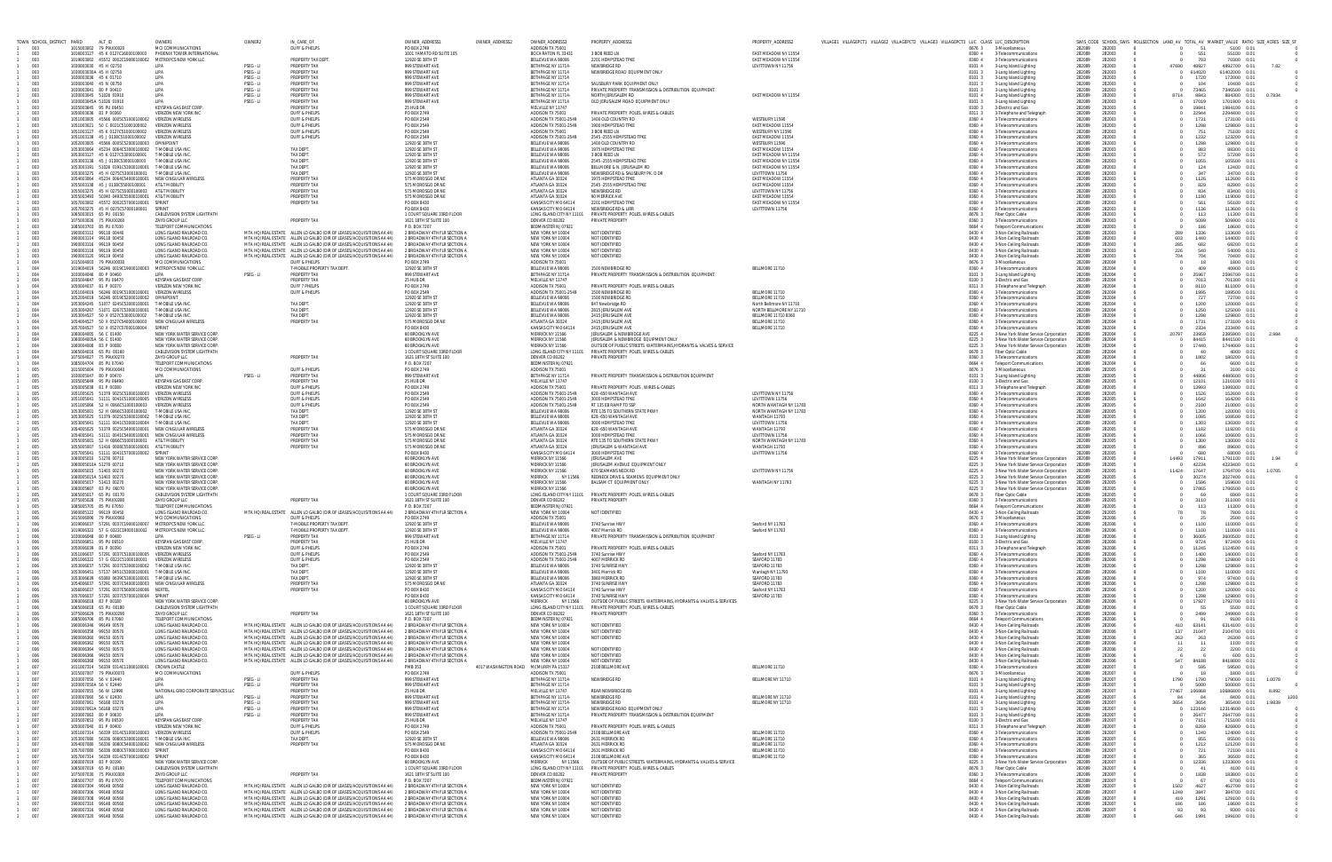| TOWN | SCHOOL_DISTRICT | PARID | ALT_ID | OWNER1 | OWNER2 | IN_CARE_OF | OWNER_ADDRESS1 | OWNER_ADDRESS2 | OWNER_ADDRESS3 | PROPERTY_ADDRESS1 | PROPERTY_ADDRESS2 | VILLAGE1 | VILLAGEPCT1 | VILLAGE2 | VILLAGEPCT2 | VILLAGE3 | VILLAGEPCT3 | LUC | CLASS | LUC_DESCRIPTION | SWIS_CODE | SCHOOL_SWIS | ROLLSECTION | LAND_AV | TOTAL_AV | MARKET_VALUE | RATIO | SIZE_ACRES | SIZE_SF |
|---|---|---|---|---|---|---|---|---|---|---|---|---|---|---|---|---|---|---|---|---|---|---|---|---|---|---|---|---|---|
| 1 | 003 | 1015003002 | 79 PIA00020 | MCI COMMUNICATIONS | | DUFF & PHELPS | PO BOX 2749 | | ADDISON TX 75001 | | | | | | | | | 8676 | 3 | 3-Miscellaneous | 282089 | 282003 | 5 | 0 | 51 | 5100 | 0.01 | | |
| 1 | 003 | 1015003127 | 45 6 3127C5600010003 | PHOENIX TOWER INTERNATIONAL | | | 1001 YAMATO RD SUITE 105 | | BOCA RATON FL 33431 | 3 BOB REED LN | EAST MEADOW NY 11554 | | | | | | | 0360 | 4 | 3-Telecommunications | 282089 | 282003 | 5 | 0 | 551 | 55100 | 0.01 | | |
| 1 | 003 | 1019003002 | 45572 0002C1900010002 | METROPCS NEW YORK LLC | | PROPERTY TAX DEPT | 12920 SE 38TH ST | | BELLEVUE WA 98006 | 2201 HEMPSTEAD TPKE | EAST MEADOW NY 11554 | | | | | | | 0360 | 4 | 3-Telecommunications | 282089 | 282003 | 5 | 0 | 703 | 70300 | 0.01 | | |
| 1 | 003 | 1030003030 | 45 H 02750 | LIPA | PSEG - LI | PROPERTY TAX | 999 STEWART AVE | | BETHPAGE NY 11714 | NEWBRIDGE RD | LEVITTOWN NY 11756 | | | | | | | 0101 | 4 | 3-Long Island Lighting | 282089 | 282003 | 5 | 47690 | 48927 | 4892700 | 0.01 | 7.82 | |
| 1 | 003 | 1030003030A | 45 N 02750 | LIPA | PSEG - LI | PROPERTY TAX | 999 STEWART AVE | | BETHPAGE NY 11714 | NEWBRIDGE ROAD EQUIPMENT ONLY | | | | | | | | 0101 | 3 | 3-Long Island Lighting | 282089 | 282003 | 5 | 0 | 614020 | 61402000 | 0.01 | | |
| 1 | 003 | 1030003036 | 45 K 01710 | LIPA | PSEG - LI | PROPERTY TAX | 999 STEWART AVE | | BETHPAGE NY 11714 | | | | | | | | | 0101 | 3 | 3-Long Island Lighting | 282089 | 282003 | 5 | 0 | 1720 | 172000 | 0.01 | | |
| 1 | 003 | 1030003040 | 45 N 08750 | LIPA | PSEG - LI | PROPERTY TAX | 999 STEWART AVE | | BETHPAGE NY 11714 | SALISBURY PARK EQUIPMENT ONLY | | | | | | | | 0101 | 3 | 3-Long Island Lighting | 282089 | 282003 | 5 | 0 | 104 | 10400 | 0.01 | | |
| 1 | 003 | 1030003041 | 80 P 00410 | LIPA | PSEG - LI | PROPERTY TAX | 999 STEWART AVE | | BETHPAGE NY 11714 | PRIVATE PROPERTY TRANSMISSION & DISTRIBUTION EQUIPMENT | | | | | | | | 0101 | 3 | 3-Long Island Lighting | 282089 | 282003 | 5 | 0 | 73465 | 7346500 | 0.01 | | |
| 1 | 003 | 1030003045 | 51026 01910 | LIPA | PSEG - LI | PROPERTY TAX | 999 STEWART AVE | | BETHPAGE NY 11714 | NORTH JERUSALEM RD | EAST MEADOW NY 11554 | | | | | | | 0101 | 3 | 3-Long Island Lighting | 282089 | 282003 | 5 | 8714 | 8843 | 884300 | 0.01 | 0.7834 | |
| 1 | 003 | 1030003045A | 51026 01910 | LIPA | PSEG - LI | PROPERTY TAX | 999 STEWART AVE | | BETHPAGE NY 11714 | OLD JERUSALEM ROAD EQUIPMENT ONLY | | | | | | | | 0101 | 3 | 3-Long Island Lighting | 282089 | 282003 | 5 | 0 | 17019 | 1701900 | 0.01 | | |
| 1 | 003 | 1025003645 | 95 PU 66450 | KEYSPAN GAS EAST CORP. | | PROPERTY TAX | 25 HUB DR | | MELVILLE NY 11747 | | | | | | | | | 8100 | 3 | 3-Electric and Gas | 282089 | 282003 | 5 | 0 | 19841 | 1984100 | 0.01 | | |
| 1 | 003 | 1025003636 | 81 P 00360 | VERIZON NEW YORK INC | | DUFF & PHELPS | PO BOX 2749 | | ADDISON TX 75001 | PRIVATE PROPERTY POLES, WIRES & CABLES | | | | | | | | 8311 | 3 | 3-Telephone and Telegraph | 282089 | 282003 | 5 | 0 | 22944 | 2294400 | 0.01 | | |
| 1 | 003 | 1010003605 | 45566 0005C5100010002 | VERIZON WIRELESS | | DUFF & PHELPS | PO BOX 2549 | | ADDISON TX 75001-2549 | 1400 OLD COUNTRY RD | WESTBURY 11590 | | | | | | | 0360 | 4 | 3-Telecommunications | 282089 | 282003 | 5 | 0 | 1731 | 173100 | 0.01 | | |
| 1 | 003 | 1010003621 | 50 C 0021C5100010002 | VERIZON WIRELESS | | DUFF & PHELPS | PO BOX 2549 | | ADDISON TX 75001-2549 | 1900 HEMPSTEAD TPKE | EAST MEADOW 11554 | | | | | | | 0360 | 4 | 3-Telecommunications | 282089 | 282003 | 5 | 0 | 1298 | 129800 | 0.01 | | |
| 1 | 003 | 1015003127 | 45 6 3127C5100010002 | VERIZON WIRELESS | | DUFF & PHELPS | PO BOX 2549 | | ADDISON TX 75001 | 3 BOB REED LN | EAST MEADOW NY 11554 | | | | | | | 0360 | 4 | 3-Telecommunications | 282089 | 282003 | 5 | 0 | 751 | 75100 | 0.01 | | |
| 1 | 003 | 1019003138 | 45 J 0138C5100010002 | VERIZON WIRELESS | | DUFF & PHELPS | PO BOX 2549 | | ADDISON TX 75001-2549 | 2545 - 2555 HEMPSTEAD TPKE | EAST MEADOW NY 11554 | | | | | | | 0360 | 4 | 3-Telecommunications | 282089 | 282003 | 5 | 0 | 1232 | 123200 | 0.01 | | |
| 1 | 003 | 1020003605 | 45566 0005C5200010003 | OMNIPOINT | | | 12920 SE 38TH ST | | BELLEVUE WA 98006 | 1400 OLD COUNTRY RD | WESTBURY 11590 | | | | | | | 0360 | 4 | 3-Telecommunications | 282089 | 282003 | 5 | 0 | 1298 | 129800 | 0.01 | | |
| 1 | 003 | 1015003664 | 45234 0064C5300010002 | T-MOBILE USA INC. | | TAX DEPT. | 12920 SE 38TH ST | | BELLEVUE WA 98006 | 1975 HEMPSTEAD TPKE | EAST MEADOW 11554 | | | | | | | 0360 | 4 | 3-Telecommunications | 282089 | 282003 | 5 | 0 | 883 | 88300 | 0.01 | | |
| 1 | 003 | 1015003127 | 45 6 3127C5300010001 | T-MOBILE USA INC. | | TAX DEPT. | 12920 SE 38TH ST | | BELLEVUE WA 98006 | 3 BOB REED LN | EAST MEADOW NY 11554 | | | | | | | 0360 | 4 | 3-Telecommunications | 282089 | 282003 | 5 | 0 | 572 | 57200 | 0.01 | | |
| 1 | 003 | 1019003138 | 45 J 0138C5300010001 | T-MOBILE USA INC. | | TAX DEPT. | 12920 SE 38TH ST | | BELLEVUE WA 98006 | 2545 - 2555 HEMPSTEAD TPKE | EAST MEADOW NY 11554 | | | | | | | 0360 | 4 | 3-Telecommunications | 282089 | 282003 | 5 | 0 | 1055 | 105500 | 0.01 | | |
| 1 | 003 | 1030003191 | 51026 0191C5300010001 | T-MOBILE USA INC. | | TAX DEPT. | 12920 SE 38TH ST | | BELLEVUE WA 98006 | BELLMORE & N. JERUSALEM RD | EAST MEADOW NY 11554 | | | | | | | 0360 | 4 | 3-Telecommunications | 282089 | 282003 | 5 | 0 | 124 | 12400 | 0.01 | | |
| 1 | 003 | 1030003275 | 45 H 0275C5300010001 | T-MOBILE USA INC. | | TAX DEPT. | 12920 SE 38TH ST | | BELLEVUE WA 98006 | NEWBRIDGE RD & SALISBURY PK. DR | LEVITTOWN NY 11756 | | | | | | | 0360 | 4 | 3-Telecommunications | 282089 | 282003 | 5 | 0 | 247 | 24700 | 0.01 | | |
| 1 | 003 | 1054003664 | 45234 0064C5400010001 | NEW CINGULAR WIRELESS | | PROPERTY TAX | 575 MOROSGO DRIVE | | ATLANTA GA 30324 | 1975 HEMPSTEAD TPKE | EAST MEADOW 11554 | | | | | | | 0360 | 4 | 3-Telecommunications | 282089 | 282003 | 5 | 0 | 1126 | 112600 | 0.01 | | |
| 1 | 003 | 1050003138 | 45 J 0138C5500010001 | AT&T MOBILITY | | PROPERTY TAX | 575 MOROSGO DR NE | | ATLANTA GA 30324 | 2545 - 2555 HEMPSTEAD TPKE | EAST MEADOW NY 11554 | | | | | | | 0360 | 4 | 3-Telecommunications | 282089 | 282003 | 5 | 0 | 829 | 82900 | 0.01 | | |
| 1 | 003 | 1050003275 | 45 H 0275C5500010003 | AT&T MOBILITY | | PROPERTY TAX | 575 MOROSGO DR NE | | ATLANTA GA 30324 | NEWBRIDGE RD | LEVITTOWN NY 11756 | | | | | | | 0360 | 4 | 3-Telecommunications | 282089 | 282003 | 5 | 0 | 834 | 83400 | 0.01 | | |
| 1 | 003 | 1050003490 | 50840 0490C5500010001 | AT&T MOBILITY | | PROPERTY TAX | 575 MOROSGO DR NE | | ATLANTA GA 30324 | 90 MERRICK AVE | EAST MEADOW 11554 | | | | | | | 0360 | 4 | 3-Telecommunications | 282089 | 282003 | 5 | 0 | 1190 | 119000 | 0.01 | | |
| 1 | 003 | 1070003002 | 45572 0002C5700010002 | SPRINT | | PROPERTY TAX | PO BOX 8430 | | KANSAS CITY MO 64114 | 2201 HEMPSTEAD TPKE | EAST MEADOW NY 11554 | | | | | | | 0360 | 4 | 3-Telecommunications | 282089 | 282003 | 5 | 0 | 561 | 56100 | 0.01 | | |
| 1 | 003 | 1070003275 | 45 H 0275C5700010001 | SPRINT | | | PO BOX 8430 | | KANSAS CITY MO 64114 | NEWBRIDGE RD & LIRR | LEVITTOWN 11756 | | | | | | | 0360 | 4 | 3-Telecommunications | 282089 | 282003 | 5 | 0 | 1136 | 113600 | 0.01 | | |
| 1 | 003 | 1085003015 | 65 PU 00150 | CABLEVISION SYSTEM LIGHTPATH | | | 1 COURT SQUARE 33RD FLOOR | | LONG ISLAND CITY NY 11101 | PRIVATE PROPERTY POLES, WIRES & CABLES | | | | | | | | 8678 | 3 | Fiber Optic Cable | 282089 | 282003 | 5 | 0 | 113 | 11300 | 0.01 | | |
| 1 | 003 | 1075003026 | 75 PIA00280 | ZAYO GROUP LLC | | PROPERTY TAX | 1621 18TH ST SUITE 100 | | DENVER CO 80202 | PRIVATE PROPERTY | | | | | | | | 0360 | 3 | 3-Telecommunications | 282089 | 282003 | 5 | 0 | 5099 | 509900 | 0.01 | | |
| 1 | 003 | 1085003703 | 75 PU 07030 | TELEPORT COMMUNICATIONS | | | P.O. BOX 7207 | | BEDMINSTER NJ 07921 | | | | | | | | | 8664 | 4 | Teleport Communications | 282089 | 282003 | 5 | 0 | 186 | 18600 | 0.01 | | |
| 1 | 003 | 1980003112 | 99118 00440 | LONG ISLAND RAILROAD CO. | MTA HQ REAL ESTATE | ALLEN LO GALBO (DIR OF LEASES/ACQUISITIONS A4.44) | 2 BROADWAY 4TH FLR SECTION A | | NEW YORK NY 10004 | NOT IDENTIFIED | | | | | | | | 0430 | 4 | 3-Non-Ceiling Railroads | 282089 | 282003 | 5 | 389 | 1336 | 133600 | 0.01 | | |
| 1 | 003 | 1980003114 | 99118 00450 | LONG ISLAND RAILROAD CO. | MTA HQ REAL ESTATE | ALLEN LO GALBO (DIR OF LEASES/ACQUISITIONS A4.44) | 2 BROADWAY 4TH FLR SECTION A | | NEW YORK NY 10004 | NOT IDENTIFIED | | | | | | | | 0430 | 4 | 3-Non-Ceiling Railroads | 282089 | 282003 | 5 | 603 | 1440 | 144000 | 0.01 | | |
| 1 | 003 | 1980003116 | 99119 00450 | LONG ISLAND RAILROAD CO. | MTA HQ REAL ESTATE | ALLEN LO GALBO (DIR OF LEASES/ACQUISITIONS A4.44) | 2 BROADWAY 4TH FLR SECTION A | | NEW YORK NY 10004 | NOT IDENTIFIED | | | | | | | | 0430 | 4 | 3-Non-Ceiling Railroads | 282089 | 282003 | 5 | 385 | 682 | 68200 | 0.01 | | |
| 1 | 003 | 1980003118 | 99119 00450 | LONG ISLAND RAILROAD CO. | MTA HQ REAL ESTATE | ALLEN LO GALBO (DIR OF LEASES/ACQUISITIONS A4.44) | 2 BROADWAY 4TH FLR SECTION A | | NEW YORK NY 10004 | NOT IDENTIFIED | | | | | | | | 0430 | 4 | 3-Non-Ceiling Railroads | 282089 | 282003 | 5 | 226 | 540 | 54000 | 0.01 | | |
| 1 | 003 | 1980003120 | 99119 00450 | LONG ISLAND RAILROAD CO. | MTA HQ REAL ESTATE | ALLEN LO GALBO (DIR OF LEASES/ACQUISITIONS A4.44) | 2 BROADWAY 4TH FLR SECTION A | | NEW YORK NY 10004 | NOT IDENTIFIED | | | | | | | | 0430 | 4 | 3-Non-Ceiling Railroads | 282089 | 282003 | 5 | 704 | 704 | 70400 | 0.01 | | |
| 1 | 004 | 1085004003 | 79 PIA00030 | MCI COMMUNICATIONS | | DUFF & PHELPS | PO BOX 2749 | | ADDISON TX 75001 | | | | | | | | | 8676 | 3 | 3-Miscellaneous | 282089 | 282004 | 5 | 0 | 18 | 1800 | 0.01 | | |
| 1 | 004 | 1030004019 | 56246 0019C1900010002 | METROPCS NEW YORK LLC | | T-MOBILE PROPERTY TAX DEPT. | 12920 SE 38TH ST | | BELLEVUE WA 98006 | 1500 NEWBRIDGE RD | BELLMORE 11710 | | | | | | | 0360 | 4 | 3-Telecommunications | 282089 | 282004 | 5 | 0 | 409 | 40900 | 0.01 | | |
| 1 | 004 | 1030004046 | 80 P 00460 | LIPA | PSEG - LI | PROPERTY TAX | 999 STEWART AVE | | BETHPAGE NY 11714 | PRIVATE PROPERTY TRANSMISSION & DISTRIBUTION EQUIPMENT | | | | | | | | 0101 | 3 | 3-Long Island Lighting | 282089 | 282004 | 5 | 0 | 25967 | 2596700 | 0.01 | | |
| 1 | 004 | 1025004667 | 95 PU 66470 | KEYSPAN GAS EAST CORP. | | PROPERTY TAX | 25 HUB DR | | MELVILLE NY 11747 | | | | | | | | | 8100 | 3 | 3-Electric and Gas | 282089 | 282004 | 5 | 0 | 7013 | 701300 | 0.01 | | |
| 1 | 004 | 1025004003 | 81 P 00370 | VERIZON NEW YORK INC | | DUFF & PHELPS | PO BOX 2749 | | ADDISON TX 75001 | PRIVATE PROPERTY POLES, WIRES & CABLES | | | | | | | | 8311 | 3 | 3-Telephone and Telegraph | 282089 | 282004 | 5 | 0 | 8119 | 811900 | 0.01 | | |
| 1 | 004 | 1010004019 | 56246 0019C5100010002 | VERIZON WIRELESS | | DUFF & PHELPS | PO BOX 2549 | | ADDISON TX 75001-2549 | 1500 NEWBRIDGE RD | BELLMORE 11710 | | | | | | | 0360 | 4 | 3-Telecommunications | 282089 | 282004 | 5 | 0 | 1986 | 198600 | 0.01 | | |
| 1 | 004 | 1025004019 | 56246 0019C5200010002 | OMNIPOINT | | | 12920 SE 38TH ST | | BELLEVUE WA 98006 | 1500 NEWBRIDGE RD | BELLMORE 11710 | | | | | | | 0360 | 4 | 3-Telecommunications | 282089 | 282004 | 5 | 0 | 727 | 72700 | 0.01 | | |
| 1 | 004 | 1030004245 | 51077 0245C5300010001 | T-MOBILE USA INC. | | TAX DEPT. | 12920 SE 38TH ST | | BELLEVUE WA 98006 | 847 Newbridge RD | North Bellmore NY 11710 | | | | | | | 0360 | 4 | 3-Telecommunications | 282089 | 282004 | 5 | 0 | 1200 | 120000 | 0.01 | | |
| 1 | 004 | 1030004267 | 51071 0267C5300010001 | T-MOBILE USA INC. | | TAX DEPT. | 12920 SE 38TH ST | | BELLEVUE WA 98006 | 2815 JERUSALEM AVE | NORTH BELLMORE NY 11710 | | | | | | | 0360 | 4 | 3-Telecommunications | 282089 | 282004 | 5 | 0 | 1250 | 125000 | 0.01 | | |
| 1 | 004 | 1030004527 | 50 X 0527C5300010002 | T-MOBILE USA INC. | | TAX DEPT. | 12920 SE 38TH ST | | BELLEVUE WA 98006 | 2415 JERUSALEM AVE | BELLMORE 11710 8360 | | | | | | | 0360 | 4 | 3-Telecommunications | 282089 | 282004 | 5 | 0 | 1298 | 129800 | 0.01 | | |
| 1 | 004 | 1054004527 | 50 X 0527C5400010002 | NEW CINGULAR WIRELESS | | PROPERTY TAX | 575 MOROSGO DRIVE | | ATLANTA GA 30324 | 2415 JERUSALEM AVE | BELLMORE 11710 | | | | | | | 0360 | 4 | 3-Telecommunications | 282089 | 282004 | 5 | 0 | 1731 | 173100 | 0.01 | | |
| 1 | 004 | 1070004527 | 50 X 0527C5700010004 | SPRINT | | | PO BOX 8430 | | KANSAS CITY MO 64114 | 2415 JERUSALEM AVE | BELLMORE 11710 | | | | | | | 0360 | 4 | 3-Telecommunications | 282089 | 282004 | 5 | 0 | 2334 | 233400 | 0.01 | | |
| 1 | 004 | 1080004605 | 56 C 01400 | NEW YORK WATER SERVICE CORP. | | | 60 BROOKLYN AVE | | MERRICK NY 11566 | JERUSALEM & NEWBRIDGE AVE | | | | | | | | 8225 | 4 | 3-New York Water Service Corporation | 282089 | 282004 | 5 | 20797 | 23959 | 2395900 | 0.01 | 2.984 | |
| 1 | 004 | 1080004605A | 56 C 01400 | NEW YORK WATER SERVICE CORP. | | | 60 BROOKLYN AVE | | MERRICK NY 11566 | JERUSALEM & NEWBRIDGE EQUIPMENT ONLY | | | | | | | | 8225 | 3 | 3-New York Water Service Corporation | 282089 | 282004 | 5 | 0 | 84415 | 8441500 | 0.01 | | |
| 1 | 004 | 1080004608 | 83 P 00880 | NEW YORK WATER SERVICE CORP. | | | 60 BROOKLYN AVE | | MERRICK NY 11566 | OUTSIDE OF PUBLIC STREETS: WATERMAINS, HYDRANTS & VALVES & SERVICE | | | | | | | | 8225 | 3 | 3-New York Water Service Corporation | 282089 | 282004 | 5 | 0 | 17440 | 1744000 | 0.01 | | |
| 1 | 004 | 1085004016 | 65 PU 00160 | CABLEVISION SYSTEM LIGHTPATH | | | 1 COURT SQUARE 33RD FLOOR | | LONG ISLAND CITY NY 11101 | PRIVATE PROPERTY POLES, WIRES & CABLES | | | | | | | | 8678 | 3 | Fiber Optic Cable | 282089 | 282004 | 5 | 0 | 40 | 4000 | 0.01 | | |
| 1 | 004 | 1075004027 | 75 PIA00270 | ZAYO GROUP LLC | | PROPERTY TAX | 1621 18TH ST SUITE 100 | | DENVER CO 80202 | PRIVATE PROPERTY | | | | | | | | 0360 | 3 | 3-Telecommunications | 282089 | 282004 | 5 | 0 | 1802 | 180200 | 0.01 | | |
| 1 | 004 | 1085004704 | 85 PU 07040 | TELEPORT COMMUNICATIONS | | | P.O. BOX 7207 | | BEDMINSTER NJ 07921 | | | | | | | | | 8664 | 4 | Teleport Communications | 282089 | 282004 | 5 | 0 | 66 | 6600 | 0.01 | | |
| 1 | 005 | 1015005604 | 79 PIA00040 | MCI COMMUNICATIONS | | DUFF & PHELPS | PO BOX 2749 | | ADDISON TX 75001 | | | | | | | | | 8676 | 3 | 3-Miscellaneous | 282089 | 282005 | 5 | 0 | 31 | 3100 | 0.01 | | |
| 1 | 005 | 1030005647 | 80 P 00470 | LIPA | PSEG - LI | PROPERTY TAX | 999 STEWART AVE | | BETHPAGE NY 11714 | PRIVATE PROPERTY TRANSMISSION & DISTRIBUTION EQUIPMENT | | | | | | | | 0101 | 3 | 3-Long Island Lighting | 282089 | 282005 | 5 | 0 | 44806 | 4480600 | 0.01 | | |
| 1 | 005 | 1025005649 | 95 PU 66490 | KEYSPAN GAS EAST CORP. | | PROPERTY TAX | 25 HUB DR | | MELVILLE NY 11747 | | | | | | | | | 8100 | 3 | 3-Electric and Gas | 282089 | 282005 | 5 | 0 | 12101 | 1210100 | 0.01 | | |
| 1 | 005 | 1025005038 | 81 P 00380 | VERIZON NEW YORK INC | | DUFF & PHELPS | PO BOX 2749 | | ADDISON TX 75001 | PRIVATE PROPERTY , POLES & CABLES | | | | | | | | 8311 | 3 | 3-Telephone and Telegraph | 282089 | 282005 | 5 | 0 | 13993 | 1399300 | 0.01 | | |
| 1 | 005 | 1010005625 | 51379 0025C5100010002 | VERIZON WIRELESS | | DUFF & PHELPS | PO BOX 2549 | | ADDISON TX 75001-2549 | 626 - 650 WANTAGH AVE | LEVITTOWN NY 11756 | | | | | | | 0360 | 4 | 3-Telecommunications | 282089 | 282005 | 5 | 0 | 1526 | 152600 | 0.01 | | |
| 1 | 005 | 1010005641 | 51131 0041C5100010005 | VERIZON WIRELESS | | DUFF & PHELPS | PO BOX 2549 | | ADDISON TX 75001-2549 | 3000 HEMPSTEAD TPKE | LEVITTOWN 11756 | | | | | | | 0360 | 4 | 3-Telecommunications | 282089 | 282005 | 5 | 0 | 1642 | 164200 | 0.01 | | |
| 1 | 005 | 1010005666 | 52 H 0066C5100010002 | VERIZON WIRELESS | | DUFF & PHELPS | PO BOX 2549 | | ADDISON TX 75001-2549 | RT 135 EB RAMP TO SSP | NORTH WANTAGH NY 11793 | | | | | | | 0360 | 4 | 3-Telecommunications | 282089 | 282005 | 5 | 0 | 2100 | 210000 | 0.01 | | |
| 1 | 005 | 1030005601 | 52 H 0066C5300010002 | T-MOBILE USA INC. | | TAX DEPT. | 12920 SE 38TH ST | | BELLEVUE WA 98006 | RTE 135 TO SOUTHERN STATE PKWY | NORTH WANTAGH NY 11793 | | | | | | | 0360 | 4 | 3-Telecommunications | 282089 | 282005 | 5 | 0 | 1200 | 120000 | 0.01 | | |
| 1 | 005 | 1030005625 | 51379 0025C5300010001 | T-MOBILE USA INC. | | TAX DEPT. | 12920 SE 38TH ST | | BELLEVUE WA 98006 | 626 - 630 WANTAGH AVE | | | | | | | | 0360 | 4 | 3-Telecommunications | 282089 | 282005 | 5 | 0 | 1085 | 108500 | 0.01 | | |
| 1 | 005 | 1030005641 | 51131 0041C5300010004 | T-MOBILE USA INC. | | TAX DEPT. | 12920 SE 38TH ST | | BELLEVUE WA 98006 | 3000 HEMPSTEAD TPKE | LEVITTOWN 11756 | | | | | | | 0360 | 4 | 3-Telecommunications | 282089 | 282005 | 5 | 0 | 1300 | 130000 | 0.01 | | |
| 1 | 005 | 1054005625 | 51379 0025C5400010001 | NEW CINGULAR WIRELESS | | PROPERTY TAX | 575 MOROSGO DRIVE | | ATLANTA GA 30324 | 626 - 630 WANTAGH AVE | WANTAGH 11793 | | | | | | | 0360 | 4 | 3-Telecommunications | 282089 | 282005 | 5 | 0 | 1182 | 118200 | 0.01 | | |
| 1 | 005 | 1054005641 | 51131 0041C5400010001 | NEW CINGULAR WIRELESS | | PROPERTY TAX | 575 MOROSGO DRIVE | | ATLANTA GA 30324 | 3000 HEMPSTEAD TPKE | LEVITTOWN 11756 | | | | | | | 0360 | 4 | 3-Telecommunications | 282089 | 282005 | 5 | 0 | 1066 | 106600 | 0.01 | | |
| 1 | 005 | 1050005601 | 52 H 0066C5500010001 | AT&T MOBILITY | | PROPERTY TAX | 575 MOROSGO DR NE | | ATLANTA GA 30324 | RTE 135 TO SOUTHERN STATE PKWY | NORTH WANTAGH NY 11793 | | | | | | | 0360 | 4 | 3-Telecommunications | 282089 | 282005 | 5 | 0 | 1300 | 130000 | 0.01 | | |
| 1 | 005 | 1050005607 | 51416 0008C5500010001 | AT&T MOBILITY | | PROPERTY TAX | 575 MOROSGO DR NE | | ATLANTA GA 30324 | JERUSALEM & WANTAGH AVE | WANTAGH 11793 | | | | | | | 0360 | 4 | 3-Telecommunications | 282089 | 282005 | 5 | 0 | 896 | 89600 | 0.01 | | |
| 1 | 005 | 1070005641 | 51131 0041C5700010002 | SPRINT | | PROPERTY TAX | PO BOX 8430 | | KANSAS CITY MO 64114 | 3000 HEMPSTEAD TPKE | LEVITTOWN 11756 | | | | | | | 0360 | 4 | 3-Telecommunications | 282089 | 282005 | 5 | 0 | 680 | 68000 | 0.01 | | |
| 1 | 005 | 1080005610 | 51276 00710 | NEW YORK WATER SERVICE CORP. | | | 60 BROOKLYN AVE | | MERRICK NY 11566 | JERUSALEM AVE | | | | | | | | 8225 | 4 | 3-New York Water Service Corporation | 282089 | 282005 | 5 | 14460 | 17911 | 1791100 | 0.01 | 1.94 | |
| 1 | 005 | 1080005610A | 51276 00710 | NEW YORK WATER SERVICE CORP. | | | 60 BROOKLYN AVE | | MERRICK NY 11566 | JERUSALEM AVENUE EQUIPMENT ONLY | | | | | | | | 8225 | 3 | 3-New York Water Service Corporation | 282089 | 282005 | 5 | 0 | 42234 | 4223400 | 0.01 | | |
| 1 | 005 | 1080005615 | 51403 00270 | NEW YORK WATER SERVICE CORP. | | | 60 BROOKLYN AVE | | MERRICK NY 11566 | 670 SEAMANS NECK RD | LEVITTOWN NY 11756 | | | | | | | 8225 | 4 | 3-New York Water Service Corporation | 282089 | 282005 | 5 | 11424 | 17547 | 1754700 | 0.01 | 1.0705 | |
| 1 | 005 | 1080005615A | 51403 00270 | NEW YORK WATER SERVICE CORP. | | | 60 BROOKLYN AVE | | MERRICK NY 11566 | REDNECK DRIVE & SEAMENS EQUIPMENT ONLY | | | | | | | | 8225 | 3 | 3-New York Water Service Corporation | 282089 | 282005 | 5 | 0 | 30274 | 3027400 | 0.01 | | |
| 1 | 005 | 1080005617 | 51413 00270 | NEW YORK WATER SERVICE CORP. | | | 60 BROOKLYN AVE | | MERRICK NY 11566 | BALSAM CT EQUIPMENT ONLY | WANTAGH NY 11793 | | | | | | | 8225 | 3 | 3-New York Water Service Corporation | 282089 | 282005 | 5 | 0 | 1586 | 158600 | 0.01 | | |
| 1 | 005 | 1080005607 | 83 PU 00070 | NEW YORK WATER SERVICE CORP. | | | 60 BROOKLYN AVE | | MERRICK NY 11566 | | | | | | | | | 8225 | 3 | 3-New York Water Service Corporation | 282089 | 282005 | 5 | 0 | 17865 | 1786500 | 0.01 | | |
| 1 | 005 | 1085005017 | 65 PU 00170 | CABLEVISION SYSTEM LIGHTPATH | | | 1 COURT SQUARE 33RD FLOOR | | LONG ISLAND CITY NY 11101 | PRIVATE PROPERTY POLES, WIRES & CABLES | | | | | | | | 8678 | 3 | Fiber Optic Cable | 282089 | 282005 | 5 | 0 | 69 | 6900 | 0.01 | | |
| 1 | 005 | 1075005028 | 75 PIA00280 | ZAYO GROUP LLC | | PROPERTY TAX | 1621 18TH ST SUITE 100 | | DENVER CO 80202 | PRIVATE PROPERTY | | | | | | | | 0360 | 3 | 3-Telecommunications | 282089 | 282005 | 5 | 0 | 3110 | 311000 | 0.01 | | |
| 1 | 005 | 1085005705 | 85 PU 07050 | TELEPORT COMMUNICATIONS | | | P.O. BOX 7207 | | BEDMINSTER NJ 07921 | | | | | | | | | 8664 | 4 | Teleport Communications | 282089 | 282005 | 5 | 0 | 113 | 11300 | 0.01 | | |
| 1 | 005 | 1980005122 | 99119 00450 | LONG ISLAND RAILROAD CO. | MTA HQ REAL ESTATE | ALLEN LO GALBO (DIR OF LEASES/ACQUISITIONS A4.44) | 2 BROADWAY 4TH FLR SECTION A | | NEW YORK NY 10004 | NOT IDENTIFIED | | | | | | | | 0430 | 4 | 3-Non-Ceiling Railroads | 282089 | 282005 | 5 | 78 | 78 | 7800 | 0.01 | | |
| 1 | 006 | 1015006606 | 79 PIA00060 | MCI COMMUNICATIONS | | DUFF & PHELPS | PO BOX 2749 | | ADDISON TX 75001 | | | | | | | | | 8676 | 3 | 3-Miscellaneous | 282089 | 282006 | 5 | 0 | 25 | 2500 | 0.01 | | |
| 1 | 006 | 1019006637 | 57291 0037C1900010008 | METROPCS NEW YORK LLC | | T-MOBILE PROPERTY TAX DEPT. | 12920 SE 38TH ST | | BELLEVUE WA 98006 | 3740 Sunrise HWY | Seaford NY 11783 | | | | | | | 0360 | 4 | 3-Telecommunications | 282089 | 282006 | 5 | 0 | 1100 | 110000 | 0.01 | | |
| 1 | 006 | 1019006622 | 57 G 0022C1900010001 | METROPCS NEW YORK LLC | | T-MOBILE PROPERTY TAX DEPT. | 12920 SE 38TH ST | | BELLEVUE WA 98006 | 4007 Merrick RD | Seaford NY 11783 | | | | | | | 0360 | 4 | 3-Telecommunications | 282089 | 282006 | 5 | 0 | 1100 | 110000 | 0.01 | | |
| 1 | 006 | 1030006648 | 80 P 00480 | LIPA | PSEG - LI | PROPERTY TAX | 999 STEWART AVE | | BETHPAGE NY 11714 | PRIVATE PROPERTY TRANSMISSION & DISTRIBUTION EQUIPMENT | | | | | | | | 0101 | 3 | 3-Long Island Lighting | 282089 | 282006 | 5 | 0 | 36005 | 3600500 | 0.01 | | |
| 1 | 006 | 1025006651 | 95 PU 66510 | KEYSPAN GAS EAST CORP. | | PROPERTY TAX | 25 HUB DR | | MELVILLE NY 11747 | | | | | | | | | 8100 | 3 | 3-Electric and Gas | 282089 | 282006 | 5 | 0 | 9724 | 972400 | 0.01 | | |
| 1 | 006 | 1025006639 | 81 P 00390 | VERIZON NEW YORK INC | | DUFF & PHELPS | PO BOX 2749 | | ADDISON TX 75001 | PRIVATE PROPERTY POLES, WIRES & CABLES | | | | | | | | 8311 | 3 | 3-Telephone and Telegraph | 282089 | 282006 | 5 | 0 | 11245 | 1124500 | 0.01 | | |
| 1 | 006 | 1010006637 | 57291 0037C5100010005 | VERIZON WIRELESS | | DUFF & PHELPS | PO BOX 2549 | | ADDISON TX 75001-2549 | 3740 Sunrise HWY | Seaford NY 11783 | | | | | | | 0360 | 4 | 3-Telecommunications | 282089 | 282006 | 5 | 0 | 1400 | 140000 | 0.01 | | |
| 1 | 006 | 1010006622 | 57 G 0022C5100010001 | VERIZON WIRELESS | | DUFF & PHELPS | PO BOX 2549 | | ADDISON TX 75001-2549 | 4007 Merrick RD | Seaford NY 11783 | | | | | | | 0360 | 4 | 3-Telecommunications | 282089 | 282006 | 5 | 0 | 1288 | 128800 | 0.01 | | |
| 1 | 006 | 1030006637 | 57291 0037C5300010002 | T-MOBILE USA INC. | | TAX DEPT. | 12920 SE 38TH ST | | BELLEVUE WA 98006 | 3740 SUNRISE HWY | SEAFORD 11783 | | | | | | | 0360 | 4 | 3-Telecommunications | 282089 | 282006 | 5 | 0 | 1298 | 129800 | 0.01 | | |
| 1 | 006 | 1030006641 | 57137 0411C5300010001 | T-MOBILE USA INC. | | TAX DEPT. | 12920 SE 38TH ST | | BELLEVUE WA 98006 | 3601 Merrick RD | Wantagh NY 11793 | | | | | | | 0360 | 4 | 3-Telecommunications | 282089 | 282006 | 5 | 0 | 1100 | 110000 | 0.01 | | |
| 1 | 006 | 1030006639 | 63088 0639C5300010001 | T-MOBILE USA INC. | | TAX DEPT. | 12920 SE 38TH ST | | BELLEVUE WA 98006 | 3860 MERRICK RD | SEAFORD 11783 | | | | | | | 0360 | 4 | 3-Telecommunications | 282089 | 282006 | 5 | 0 | 974 | 97400 | 0.01 | | |
| 1 | 006 | 1054006637 | 57291 0037C5400010002 | NEW CINGULAR WIRELESS | | PROPERTY TAX | 575 MOROSGO DRIVE | | ATLANTA GA 30324 | 3740 SUNRISE HWY | SEAFORD 11783 | | | | | | | 0360 | 4 | 3-Telecommunications | 282089 | 282006 | 5 | 0 | 1288 | 128800 | 0.01 | | |
| 1 | 006 | 1056006637 | 57291 0037C5600010006 | NEXTEL | | | PO BOX 8430 | | KANSAS CITY MO 64114 | 3740 Sunrise HWY | Seaford NY 11783 | | | | | | | 0360 | 4 | 3-Telecommunications | 282089 | 282006 | 5 | 0 | 1200 | 120000 | 0.01 | | |
| 1 | 006 | 1070006637 | 57291 0037C5700010004 | SPRINT | | PROPERTY TAX | PO BOX 8430 | | KANSAS CITY MO 64114 | 3740 SUNRISE HWY | SEAFORD 11783 | | | | | | | 0360 | 4 | 3-Telecommunications | 282089 | 282006 | 5 | 0 | 1298 | 129800 | 0.01 | | |
| 1 | 006 | 1080006618 | 83 P 00180 | NEW YORK WATER SERVICE CORP. | | | 60 BROOKLYN AVE | | MERRICK NY 11566 | OUTSIDE OF PUBLIC STREETS: WATERMAINS, HYDRANTS & VALVES & SERVICES | | | | | | | | 8225 | 3 | 3-New York Water Service Corporation | 282089 | 282006 | 5 | 0 | 17927 | 1792700 | 0.01 | | |
| 1 | 006 | 1085006018 | 65 PU 00180 | CABLEVISION SYSTEM LIGHTPATH | | | 1 COURT SQUARE 33RD FLOOR | | LONG ISLAND CITY NY 11101 | PRIVATE PROPERTY POLES, WIRES & CABLES | | | | | | | | 8678 | 3 | Fiber Optic Cable | 282089 | 282006 | 5 | 0 | 56 | 5600 | 0.01 | | |
| 1 | 006 | 1075006029 | 75 PIA00290 | ZAYO GROUP LLC | | PROPERTY TAX | 1621 18TH ST SUITE 100 | | DENVER CO 80202 | PRIVATE PROPERTY | | | | | | | | 0360 | 3 | 3-Telecommunications | 282089 | 282006 | 5 | 0 | 2498 | 249800 | 0.01 | | |
| 1 | 006 | 1085006706 | 85 PU 07060 | TELEPORT COMMUNICATIONS | | | P.O. BOX 7207 | | BEDMINSTER NJ 07921 | | | | | | | | | 8664 | 4 | Teleport Communications | 282089 | 282006 | 5 | 0 | 91 | 9100 | 0.01 | | |
| 1 | 006 | 1980006346 | 99049 00570 | LONG ISLAND RAILROAD CO. | MTA HQ REAL ESTATE | ALLEN LO GALBO (DIR OF LEASES/ACQUISITIONS A4.44) | 2 BROADWAY 4TH FLR SECTION A | | NEW YORK NY 10004 | NOT IDENTIFIED | | | | | | | | 0430 | 4 | 3-Non-Ceiling Railroads | 282089 | 282006 | 5 | 410 | 63141 | 6314100 | 0.01 | | |
| 1 | 006 | 1980006358 | 99050 00570 | LONG ISLAND RAILROAD CO. | MTA HQ REAL ESTATE | ALLEN LO GALBO (DIR OF LEASES/ACQUISITIONS A4.44) | 2 BROADWAY 4TH FLR SECTION A | | NEW YORK NY 10004 | NOT IDENTIFIED | | | | | | | | 0430 | 4 | 3-Non-Ceiling Railroads | 282089 | 282006 | 5 | 137 | 21047 | 2104700 | 0.01 | | |
| 1 | 006 | 1980006360 | 99050 00570 | LONG ISLAND RAILROAD CO. | MTA HQ REAL ESTATE | ALLEN LO GALBO (DIR OF LEASES/ACQUISITIONS A4.44) | 2 BROADWAY 4TH FLR SECTION A | | NEW YORK NY 10004 | NOT IDENTIFIED | | | | | | | | 0430 | 4 | 3-Non-Ceiling Railroads | 282089 | 282006 | 5 | 262 | 262 | 26200 | 0.01 | | |
| 1 | 006 | 1980006362 | 99050 00570 | LONG ISLAND RAILROAD CO. | MTA HQ REAL ESTATE | ALLEN LO GALBO (DIR OF LEASES/ACQUISITIONS A4.44) | 2 BROADWAY 4TH FLR SECTION A | | NEW YORK NY 10004 | NOT IDENTIFIED | | | | | | | | 0430 | 4 | 3-Non-Ceiling Railroads | 282089 | 282006 | 5 | 11 | 11 | 1100 | 0.01 | | |
| 1 | 006 | 1980006364 | 99050 00570 | LONG ISLAND RAILROAD CO. | MTA HQ REAL ESTATE | ALLEN LO GALBO (DIR OF LEASES/ACQUISITIONS A4.44) | 2 BROADWAY 4TH FLR SECTION A | | NEW YORK NY 10004 | NOT IDENTIFIED | | | | | | | | 0430 | 4 | 3-Non-Ceiling Railroads | 282089 | 282006 | 5 | 22 | 22 | 2200 | 0.01 | | |
| 1 | 006 | 1980006366 | 99050 00570 | LONG ISLAND RAILROAD CO. | MTA HQ REAL ESTATE | ALLEN LO GALBO (DIR OF LEASES/ACQUISITIONS A4.44) | 2 BROADWAY 4TH FLR SECTION A | | NEW YORK NY 10004 | NOT IDENTIFIED | | | | | | | | 0430 | 4 | 3-Non-Ceiling Railroads | 282089 | 282006 | 5 | 6 | 6 | 600 | 0.01 | | |
| 1 | 006 | 1980006368 | 99050 00570 | LONG ISLAND RAILROAD CO. | MTA HQ REAL ESTATE | ALLEN LO GALBO (DIR OF LEASES/ACQUISITIONS A4.44) | 2 BROADWAY 4TH FLR SECTION A | | NEW YORK NY 10004 | NOT IDENTIFIED | | | | | | | | 0430 | 4 | 3-Non-Ceiling Railroads | 282089 | 282006 | 5 | 547 | 84188 | 8418800 | 0.01 | | |
| 1 | 007 | 1011007164 | 56339 0314C1100010001 | CROWN CASTLE | | | PMB 353 | 4017 WASHINGTON ROAD | MCMURRAY PA 15317 | 2108 BELLMORE AVE | | | | | | | | 0360 | 4 | 3-Telecommunications | 282089 | 282007 | 5 | 0 | 595 | 59500 | 0.01 | | |
| 1 | 007 | 1015007607 | 79 PIA00070 | MCI COMMUNICATIONS | | DUFF & PHELPS | PO BOX 2749 | | ADDISON TX 75001 | | | | | | | | | 8676 | 3 | 3-Miscellaneous | 282089 | 282007 | 5 | 0 | 18 | 1800 | 0.01 | | |
| 1 | 007 | 1030007050 | 56 V 02440 | LIPA | PSEG - LI | PROPERTY TAX | 999 STEWART AVE | | BETHPAGE NY 11714 | NEWBRIDGE RD | BELLMORE NY 11710 | | | | | | | 0101 | 4 | 3-Long Island Lighting | 282089 | 282007 | 5 | 1790 | 1790 | 179000 | 0.01 | 1.0078 | |
| 1 | 007 | 1030007050A | 56 V 02440 | LIPA | PSEG - LI | PROPERTY TAX | 999 STEWART AVE | | BETHPAGE NY 11714 | | | | | | | | | 0101 | 3 | 3-Long Island Lighting | 282089 | 282007 | 5 | 0 | 5000 | 500000 | 0.01 | | |
| 1 | 007 | 1030007055 | 56 W 12990 | NATIONAL GRID CORPORATE SERVICES LLC | | PROPERTY TAX | 25 HUB DR | | MELVILLE NY 11747 | REAR NEWBRIDGE RD | | | | | | | | 0101 | 4 | 3-Long Island Lighting | 282089 | 282007 | 5 | 77467 | 106868 | 10686800 | 0.01 | 8.892 | |
| 1 | 007 | 1030007060 | 56 V 02430 | LIPA | PSEG - LI | PROPERTY TAX | 999 STEWART AVE | | BETHPAGE NY 11714 | NEWBRIDGE RD | BELLMORE NY 11710 | | | | | | | 0101 | 4 | 3-Long Island Lighting | 282089 | 282007 | 5 | 84 | 84 | 8400 | 0.01 | | 1200 |
| 1 | 007 | 1030007061 | 56168 00270 | LIPA | PSEG - LI | PROPERTY TAX | 999 STEWART AVE | | BETHPAGE NY 11714 | NEWBRIDGE RD | BELLMORE NY 11710 | | | | | | | 0101 | 4 | 3-Long Island Lighting | 282089 | 282007 | 5 | 3654 | 3654 | 365400 | 0.01 | 1.9839 | |
| 1 | 007 | 1030007061A | 56168 00270 | LIPA | PSEG - LI | PROPERTY TAX | 999 STEWART AVE | | BETHPAGE NY 11714 | | | | | | | | | 0101 | 3 | 3-Long Island Lighting | 282089 | 282007 | 5 | 0 | 123146 | 12314600 | 0.01 | | |
| 1 | 007 | 1030007063 | 80 P 00630 | LIPA | PSEG - LI | PROPERTY TAX | 999 STEWART AVE | | BETHPAGE NY 11714 | PRIVATE PROPERTY TRANSMISSION & DISTRIBUTION EQUIPMENT | | | | | | | | 0101 | 3 | 3-Long Island Lighting | 282089 | 282007 | 5 | 0 | 26477 | 2647700 | 0.01 | | |
| 1 | 007 | 1025007653 | 95 PU 66530 | KEYSPAN GAS EAST CORP. | | PROPERTY TAX | 25 HUB DR | | MELVILLE NY 11747 | | | | | | | | | 8100 | 3 | 3-Electric and Gas | 282089 | 282007 | 5 | 0 | 7151 | 715100 | 0.01 | | |
| 1 | 007 | 1025007040 | 81 P 00400 | VERIZON NEW YORK INC | | DUFF & PHELPS | PO BOX 2749 | | ADDISON TX 75001 | PRIVATE PROPERTY POLES, WIRES & CABLES | | | | | | | | 8311 | 3 | 3-Telephone and Telegraph | 282089 | 282007 | 5 | 0 | 8269 | 826900 | 0.01 | | |
| 1 | 007 | 1010007014 | 56339 0314C5100010002 | VERIZON WIRELESS | | DUFF & PHELPS | PO BOX 2549 | | ADDISON TX 75001-2549 | 2108 BELLMORE AVE | | | | | | | | 0360 | 4 | 3-Telecommunications | 282089 | 282007 | 5 | 0 | 1800 | 180000 | 0.01 | | |
| 1 | 007 | 1030007008 | 56336 0080C5300010001 | T-MOBILE USA INC. | | TAX DEPT. | 12920 SE 38TH ST | | BELLEVUE WA 98006 | 2631 MERRICK RD | BELLMORE NY 11710 | | | | | | | 0360 | 4 | 3-Telecommunications | 282089 | 282007 | 5 | 0 | 855 | 85500 | 0.01 | | |
| 1 | 007 | 1054007008 | 56336 0080C5400010002 | NEW CINGULAR WIRELESS | | PROPERTY TAX | 575 MOROSGO DRIVE | | ATLANTA GA 30324 | 2631 MERRICK RD | BELLMORE NY 11710 | | | | | | | 0360 | 4 | 3-Telecommunications | 282089 | 282007 | 5 | 0 | 1212 | 121200 | 0.01 | | |
| 1 | 007 | 1070007008 | 56336 0080C5700010002 | SPRINT | | | PO BOX 8430 | | KANSAS CITY MO 64114 | 2631 MERRICK RD | BELLMORE NY 11710 | | | | | | | 0360 | 4 | 3-Telecommunications | 282089 | 282007 | 5 | 0 | 721 | 72100 | 0.01 | | |
| 1 | 007 | 1070007014 | 56339 0314C5700010002 | SPRINT | | | PO BOX 8430 | | KANSAS CITY MO 64114 | 2108 BELLMORE AVE | | | | | | | | 0360 | 4 | 3-Telecommunications | 282089 | 282007 | 5 | 0 | 365 | 36500 | 0.01 | | |
| 1 | 007 | 1080007019 | 83 P 00190 | NEW YORK WATER SERVICE CORP. | | | 60 BROOKLYN AVE | | MERRICK NY 11566 | OUTSIDE OF PUBLIC STREETS: WATERMAINS, HYDRANTS & VALVES & SERVICE | | | | | | | | 8225 | 3 | 3-New York Water Service Corporation | 282089 | 282007 | 5 | 0 | 12336 | 1233600 | 0.01 | | |
| 1 | 007 | 1085007019 | 65 PU 00190 | CABLEVISION SYSTEM LIGHTPATH | | | 1 COURT SQUARE 33RD FLOOR | | LONG ISLAND CITY NY 11101 | PRIVATE PROPERTY POLES, WIRES & CABLES | | | | | | | | 8678 | 3 | Fiber Optic Cable | 282089 | 282007 | 5 | 0 | 41 | 4100 | 0.01 | | |
| 1 | 007 | 1075007030 | 75 PIA00300 | ZAYO GROUP LLC | | PROPERTY TAX | 1621 18TH ST SUITE 100 | | DENVER CO 80202 | PRIVATE PROPERTY | | | | | | | | 0360 | 3 | 3-Telecommunications | 282089 | 282007 | 5 | 0 | 1838 | 183800 | 0.01 | | |
| 1 | 007 | 1085007707 | 85 PU 07070 | TELEPORT COMMUNICATIONS | | | P.O. BOX 7207 | | BEDMINSTER NJ 07921 | | | | | | | | | 8664 | 4 | Teleport Communications | 282089 | 282007 | 5 | 0 | 67 | 6700 | 0.01 | | |
| 1 | 007 | 1980007304 | 99048 00560 | LONG ISLAND RAILROAD CO. | MTA HQ REAL ESTATE | ALLEN LO GALBO (DIR OF LEASES/ACQUISITIONS A4.44) | 2 BROADWAY 4TH FLR SECTION A | | NEW YORK NY 10004 | NOT IDENTIFIED | | | | | | | | 0430 | 4 | 3-Non-Ceiling Railroads | 282089 | 282007 | 5 | 1502 | 4627 | 462700 | 0.01 | | |
| 1 | 007 | 1980007306 | 99048 00560 | LONG ISLAND RAILROAD CO. | MTA HQ REAL ESTATE | ALLEN LO GALBO (DIR OF LEASES/ACQUISITIONS A4.44) | 2 BROADWAY 4TH FLR SECTION A | | NEW YORK NY 10004 | NOT IDENTIFIED | | | | | | | | 0430 | 4 | 3-Non-Ceiling Railroads | 282089 | 282007 | 5 | 1249 | 3847 | 384700 | 0.01 | | |
| 1 | 007 | 1980007308 | 99048 00560 | LONG ISLAND RAILROAD CO. | MTA HQ REAL ESTATE | ALLEN LO GALBO (DIR OF LEASES/ACQUISITIONS A4.44) | 2 BROADWAY 4TH FLR SECTION A | | NEW YORK NY 10004 | NOT IDENTIFIED | | | | | | | | 0430 | 4 | 3-Non-Ceiling Railroads | 282089 | 282007 | 5 | 116 | 116 | 11600 | 0.01 | | |
| 1 | 007 | 1980007310 | 99048 00560 | LONG ISLAND RAILROAD CO. | MTA HQ REAL ESTATE | ALLEN LO GALBO (DIR OF LEASES/ACQUISITIONS A4.44) | 2 BROADWAY 4TH FLR SECTION A | | NEW YORK NY 10004 | NOT IDENTIFIED | | | | | | | | 0430 | 4 | 3-Non-Ceiling Railroads | 282089 | 282007 | 5 | 186 | 186 | 18600 | 0.01 | | |
| 1 | 007 | 1980007316 | 99048 00560 | LONG ISLAND RAILROAD CO. | MTA HQ REAL ESTATE | ALLEN LO GALBO (DIR OF LEASES/ACQUISITIONS A4.44) | 2 BROADWAY 4TH FLR SECTION A | | NEW YORK NY 10004 | NOT IDENTIFIED | | | | | | | | 0430 | 4 | 3-Non-Ceiling Railroads | 282089 | 282007 | 5 | 93 | 93 | 9300 | 0.01 | | |
| 1 | 007 | 1980007320 | 99048 00560 | LONG ISLAND RAILROAD CO. | MTA HQ REAL ESTATE | ALLEN LO GALBO (DIR OF LEASES/ACQUISITIONS A4.44) | 2 BROADWAY 4TH FLR SECTION A | | NEW YORK NY 10004 | NOT IDENTIFIED | | | | | | | | 0430 | 4 | 3-Non-Ceiling Railroads | 282089 | 282007 | 5 | 646 | 1991 | 199100 | 0.01 | | |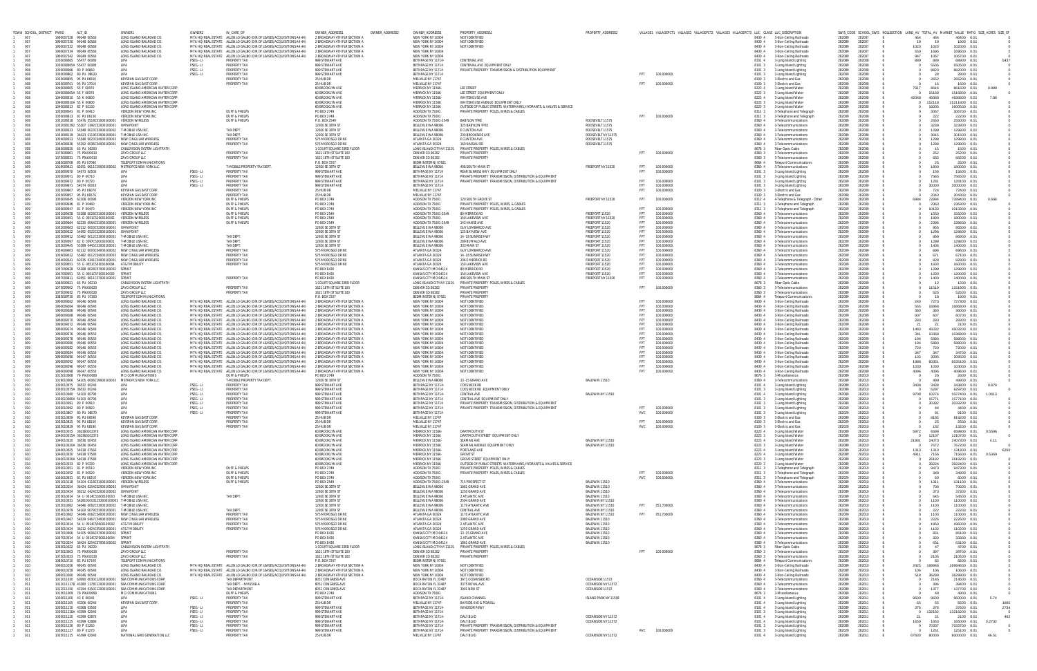| TOWN | SCHOOL_DISTRICT | PARID | ALT_ID | OWNER1 | OWNER2 | IN_CARE_OF | OWNER_ADDRESS1 | OWNER_ADDRESS2 | OWNER_ADDRESS3 | PROPERTY_ADDRESS1 | PROPERTY_ADDRESS2 | VILLAGE1 | VILLAGEPCT1 | VILLAGE2 | VILLAGEPCT2 | VILLAGE3 | VILLAGEPCT3 | LUC | CLASS | LUC_DESCRIPTION | SWIS_CODE | SCHOOL_SWIS | ROLLSECTION | LAND_AV | TOTAL_AV | MARKET_VALUE | RATIO | SIZE_ACRES | SIZE_SF |
|---|---|---|---|---|---|---|---|---|---|---|---|---|---|---|---|---|---|---|---|---|---|---|---|---|---|---|---|---|---|
| 1 | 007 | 1900007328 | 99648 00560 | LONG ISLAND RAILROAD CO. | MTA HQ (REAL ESTATE | ALLEN LO GALBO (DIR OF LEASES/ACQUISITIONS A4.44) | 2 BROADWAY 4TH FLR SECTION A | | NEW YORK NY 10004 | NOT IDENTIFIED | | | | | | | | 0430 | 4 | 3-Non-Ceiling Railroads | 282089 | 282007 | 6 | 464 | 464 | 46400 | 0.01 | | 0 |
| 1 | 007 | 1900007330 | 99648 00560 | LONG ISLAND RAILROAD CO. | MTA HQ (REAL ESTATE | ALLEN LO GALBO (DIR OF LEASES/ACQUISITIONS A4.44) | 2 BROADWAY 4TH FLR SECTION A | | NEW YORK NY 10004 | NOT IDENTIFIED | | | | | | | | 0430 | 4 | 3-Non-Ceiling Railroads | 282089 | 282007 | 6 | 19 | 19 | 1900 | 0.01 | | 0 |
| 1 | 007 | 1900007332 | 99648 00560 | LONG ISLAND RAILROAD CO. | MTA HQ (REAL ESTATE | ALLEN LO GALBO (DIR OF LEASES/ACQUISITIONS A4.44) | 2 BROADWAY 4TH FLR SECTION A | | NEW YORK NY 10004 | NOT IDENTIFIED | | | | | | | | 0430 | 4 | 3-Non-Ceiling Railroads | 282089 | 282007 | 6 | 1020 | 1020 | 102000 | 0.01 | | 0 |
| 1 | 007 | 1900007334 | 99649 00560 | LONG ISLAND RAILROAD CO. | MTA HQ (REAL ESTATE | ALLEN LO GALBO (DIR OF LEASES/ACQUISITIONS A4.44) | 2 BROADWAY 4TH FLR SECTION A | | NEW YORK NY 10004 | NOT IDENTIFIED | | | | | | | | 0430 | 4 | 3-Non-Ceiling Railroads | 282089 | 282007 | 6 | 550 | 1695 | 169500 | 0.01 | | 0 |
| 1 | 007 | 1900007342 | 99649 00560 | LONG ISLAND RAILROAD CO. | MTA HQ (REAL ESTATE | ALLEN LO GALBO (DIR OF LEASES/ACQUISITIONS A4.44) | 2 BROADWAY 4TH FLR SECTION A | | NEW YORK NY 10004 | NOT IDENTIFIED | | | | | | | | 0430 | 4 | 3-Non-Ceiling Railroads | 282089 | 282007 | 6 | 947 | 1067 | 106700 | 0.01 | | 0 |
| 1 | 008 | 1030000865 | 55477 00080 | LIPA | PSEG - LI | PROPERTY TAX | 999 STEWART AVE | | BETHPAGE NY 11714 | CENTENIAL AVE | | | | | | | | 0101 | 3 | 3-Long Island Lighting | 282089 | 282008 | 6 | 889 | 889 | 88900 | 0.01 | | 5437 |
| 1 | 008 | 1030000865A | 55477 00080 | LIPA | PSEG - LI | PROPERTY TAX | 999 STEWART AVE | | BETHPAGE NY 11714 | CENTENIAL AVE EQUIPMENT ONLY | | | | | | | | 0101 | 3 | 3-Long Island Lighting | 282089 | 282008 | 6 | 0 | 5505 | 550500 | 0.01 | | 0 |
| 1 | 008 | 1030000866 | 80 P 00800 | LIPA | PSEG - LI | PROPERTY TAX | 999 STEWART AVE | | BETHPAGE NY 11714 | PRIVATE PROPERTY TRANSMISSION & DISTRIBUTION EQUIPMENT | | | | | | | | 0101 | 3 | 3-Long Island Lighting | 282089 | 282008 | 6 | 0 | 9820 | 982000 | 0.01 | | 0 |
| 1 | 008 | 1030000802 | 80 PU 08020 | LIPA | PSEG - LI | PROPERTY TAX | 999 STEWART AVE | | BETHPAGE NY 11714 | | | FPT | 100.000000 | | | | | 0101 | 3 | 3-Long Island Lighting | 282089 | 282008 | 6 | 0 | 28 | 2800 | 0.01 | | 0 |
| 1 | 008 | 1035000855 | 95 PU 08550 | KEYSPAN GAS EAST CORP. | | PROPERTY TAX | 25 HUB DR | | MELVILLE NY 11747 | | | | | | | | | 0100 | 3 | 3-Electric and Gas | 282089 | 282008 | 6 | 0 | 2652 | 265200 | 0.01 | | 0 |
| 1 | 008 | 1035000701 | 95 PU 17010 | KEYSPAN GAS EAST CORP. | | PROPERTY TAX | 25 HUB DR | | MELVILLE NY 11747 | | | FPT | 100.000000 | | | | | 0100 | 3 | 3-Electric and Gas | 282089 | 282008 | 6 | 0 | 16 | 1600 | 0.01 | | 0 |
| 1 | 008 | 1040000805 | 55 F 00070 | LONG ISLAND AMERICAN WATER CORP. | | | 60 BROOKLYN AVE | | MERRICK NY 11566 | LEE STREET | | | | | | | | 0223 | 4 | 3-Long Island Water | 282089 | 282008 | 6 | 7917 | 8616 | 861600 | 0.01 | 0.989 | |
| 1 | 008 | 1040000805A | 55 F 00070 | LONG ISLAND AMERICAN WATER CORP. | | | 60 BROOKLYN AVE | | MERRICK NY 11566 | LEE STREET EQUIPMENT ONLY | | | | | | | | 0223 | 3 | 3-Long Island Water | 282089 | 282008 | 6 | 0 | 15168 | 1516800 | 0.01 | | 0 |
| 1 | 008 | 1040000810 | 55 K 00800 | LONG ISLAND AMERICAN WATER CORP. | | | 60 BROOKLYN AVE | | MERRICK NY 11566 | WHITEHOUSE AVE | | | | | | | | 0223 | 4 | 3-Long Island Water | 282089 | 282008 | 6 | 42048 | 48368 | 4836800 | 0.01 | 7.88 | |
| 1 | 008 | 1040000810A | 55 K 00800 | LONG ISLAND AMERICAN WATER CORP. | | | 60 BROOKLYN AVE | | MERRICK NY 11566 | WHITEHOUSE AVENUE EQUIPMENT ONLY | | | | | | | | 0223 | 3 | 3-Long Island Water | 282089 | 282008 | 6 | 0 | 15211 | 1521100 | 0.01 | | 0 |
| 1 | 008 | 1040000813 | 55 P 00130 | LONG ISLAND AMERICAN WATER CORP. | | | 60 BROOKLYN AVE | | MERRICK NY 11566 | OUTSIDE OF PUBLIC STREETS, WATERMAINS, HYDRANTS, & VALVES & SERVICE | | | | | | | | 0223 | 3 | 3-Long Island Water | 282089 | 282008 | 6 | 0 | 16003 | 1600300 | 0.01 | | 0 |
| 1 | 008 | 1050000841 | 81 P 00410 | VERIZON NEW YORK INC | | DUFF & PHELPS | PO BOX 2749 | | ADDISON TX 75001 | PRIVATE PROPERTY POLES, WIRES & CABLES | | | | | | | | 0311 | 3 | 3-Telephone and Telegraph | 282089 | 282008 | 6 | 0 | 3067 | 306700 | 0.01 | | 0 |
| 1 | 008 | 1050000813 | 81 PU 08130 | VERIZON NEW YORK INC | | DUFF & PHELPS | PO BOX 2749 | | ADDISON TX 75001 | | | FPT | 100.000000 | | | | | 0311 | 3 | 3-Telephone and Telegraph | 282089 | 282008 | 6 | 0 | 132 | 13200 | 0.01 | | 0 |
| 1 | 008 | 1051000818 | 55476 0518C5100010001 | VERIZON WIRELESS | | DUFF & PHELPS | P.O. BOX 2549 | | ADDISON TX 75001-2549 | BABYLON TPKE | | ROOSEVELT 11575 | | | | | | 0360 | 4 | 3-Telecommunications | 282089 | 282008 | 6 | 0 | 2550 | 255000 | 0.01 | | 0 |
| 1 | 008 | 1052000820 | 55307 1382C5200010001 | OMNIPOINT | | | 12920 SE 38TH ST | | BELLEVUE WA 98006 | 325 BABYLON TPKE | | ROOSEVELT 11575 | | | | | | 0360 | 4 | 3-Telecommunications | 282089 | 282008 | 6 | 0 | 3239 | 323900 | 0.01 | | 0 |
| 1 | 008 | 1053000821 | 55548 0023C5300010001 | T-MOBILE USA INC. | | TAX DEPT. | 12920 SE 38TH ST | | BELLEVUE WA 98006 | E CLINTON AVE | | ROOSEVELT 11575 | | | | | | 0360 | 4 | 3-Telecommunications | 282089 | 282008 | 6 | 0 | 1298 | 129800 | 0.01 | | 0 |
| 1 | 008 | 1053000119 | 36423 0119C5300010001 | T-MOBILE USA INC. | | TAX DEPT. | 12920 SE 38TH ST | | BELLEVUE WA 98006 | 230 BROOKSIDE AVE | | ROOSEVELT 11575 | | | | | | 0360 | 4 | 3-Telecommunications | 282089 | 282008 | 6 | 0 | 3015 | 301500 | 0.01 | | 0 |
| 1 | 008 | 1054000823 | 55548 0023C5400010001 | NEW CINGULAR WIRELESS | | PROPERTY TAX | 575 MOROSGO DR NE | | ATLANTA GA 30324 | E CLINTON AVE | | ROOSEVELT 11575 | | | | | | 0360 | 4 | 3-Telecommunications | 282089 | 282008 | 6 | 0 | 1298 | 129800 | 0.01 | | 0 |
| 1 | 008 | 1054000836 | 55192 0036C5400010001 | NEW CINGULAR WIRELESS | | PROPERTY TAX | 575 MOROSGO DR NE | | ATLANTA GA 30324 | 160 NASSAU RD | | ROOSEVELT 11575 | | | | | | 0360 | 4 | 3-Telecommunications | 282089 | 282008 | 6 | 0 | 1298 | 129800 | 0.01 | | 0 |
| 1 | 008 | 1065000820 | 65 PU 08200 | CABLEVISION SYSTEM LIGHTPATH | | | 1 COURT SQUARE 33RD FLOOR | | LONG ISLAND CITY NY 11101 | PRIVATE PROPERTY POLES, WIRES & CABLES | | | | | | | | 0678 | 3 | Fiber Optic Cable | 282089 | 282008 | 6 | 0 | 15 | 1500 | 0.01 | | 0 |
| 1 | 008 | 1075000831 | 75 PXX00010 | ZAYO GROUP LLC | | PROPERTY TAX | 1621 18TH ST SUITE 100 | | DENVER CO 80202 | PRIVATE PROPERTY | | FPT | 100.000000 | | | | | 0360 | 3 | 3-Telecommunications | 282089 | 282008 | 6 | 0 | 252 | 25200 | 0.01 | | 0 |
| 1 | 008 | 1075000031 | 75 PXX00310 | ZAYO GROUP LLC | | PROPERTY TAX | 1621 18TH ST SUITE 100 | | DENVER CO 80202 | PRIVATE PROPERTY | | | | | | | | 0360 | 3 | 3-Telecommunications | 282089 | 282008 | 6 | 0 | 682 | 68200 | 0.01 | | 0 |
| 1 | 008 | 1085000708 | 85 PU 07080 | TELEPORT COMMUNICATIONS | | | P.O. BOX 7207 | | BEDMINSTER NJ 07921 | PRIVATE PROPERTY | | | | | | | | 0664 | 4 | Teleport Communications | 282089 | 282008 | 6 | 0 | 25 | 2500 | 0.01 | | 0 |
| 1 | 009 | 1010009811 | 62051 0611C1900010002 | METROPCS NEW YORK LLC. | | T-MOBILE PROPERTY TAX DEPT. | 12920 SE 38TH ST | | BELLEVUE WA 98006 | 408 SOUTH MAIN ST | | FREEPORT NY 11520 | FPT | 100.000000 | | | | 0360 | 4 | 3-Telecommunications | 282089 | 282009 | 6 | 0 | 1800 | 180000 | 0.01 | | 0 |
| 1 | 009 | 1030009670 | 54073 00500 | LIPA | PSEG - LI | PROPERTY TAX | 999 STEWART AVE | | BETHPAGE NY 11714 | REAR SUNRISE HWY EQUIPMENT ONLY | | | FPT | 100.000000 | | | | 0101 | 3 | 3-Long Island Lighting | 282089 | 282009 | 6 | 0 | 156 | 15600 | 0.01 | | 0 |
| 1 | 009 | 1030009671 | 80 P 00710 | LIPA | PSEG - LI | PROPERTY TAX | 999 STEWART AVE | | BETHPAGE NY 11714 | PRIVATE PROPERTY TRANSMISSION, DISTRIBUTION & EQUIPMENT | | | | | | | | 0101 | 3 | 3-Long Island Lighting | 282089 | 282009 | 6 | 0 | 7565 | 756500 | 0.01 | | 0 |
| 1 | 009 | 1030009672 | 80 P 00720 | LIPA | PSEG - LI | PROPERTY TAX | 999 STEWART AVE | | BETHPAGE NY 11714 | PRIVATE PROPERTY TRANSMISSION, DISTRIBUTION & EQUIPMENT | | | FPT | 100.000000 | | | | 0101 | 3 | 3-Long Island Lighting | 282089 | 282009 | 6 | 0 | 1281 | 128100 | 0.01 | | 0 |
| 1 | 009 | 1030009671 | 54074 00010 | LIPA | PSEG - LI | PROPERTY TAX | 999 STEWART AVE | | BETHPAGE NY 11714 | | | | FPT | 100.000000 | | | | 0101 | 3 | 3-Long Island Lighting | 282089 | 282009 | 6 | 0 | 30000 | 3000000 | 0.01 | | 0 |
| 1 | 009 | 1035009607 | 95 PU 09070 | KEYSPAN GAS EAST CORP. | | PROPERTY TAX | 25 HUB DR | | MELVILLE NY 11747 | | | | FPT | 100.000000 | | | | 0100 | 3 | 3-Electric and Gas | 282089 | 282009 | 6 | 0 | 724 | 72400 | 0.01 | | 0 |
| 1 | 009 | 1035009657 | 95 PU 06570 | KEYSPAN GAS EAST CORP. | | PROPERTY TAX | 25 HUB DR | | MELVILLE NY 11747 | | | | | | | | | 0100 | 3 | 3-Electric and Gas | 282089 | 282009 | 6 | 0 | 2043 | 204300 | 0.01 | | 0 |
| 1 | 009 | 1050009645 | 62108 00090 | VERIZON NEW YORK INC | | DUFF & PHELPS | PO BOX 2749 | | ADDISON TX 75001 | 120 SOUTH GROVE ST | | FREEPORT NY 11520 | FPT | 100.000000 | | | | 0312 | 4 | 4-Telephone & Telegraph - Other | 282089 | 282009 | 6 | 6684 | 72894 | 7289400 | 0.01 | 0.668 | |
| 1 | 009 | 1050009646 | 81 P 00460 | VERIZON NEW YORK INC | | DUFF & PHELPS | PO BOX 2749 | | ADDISON TX 75001 | PRIVATE PROPERTY POLES, WIRES & CABLES | | | | | | | | 0311 | 3 | 3-Telephone and Telegraph | 282089 | 282009 | 6 | 0 | 2363 | 236300 | 0.01 | | 0 |
| 1 | 009 | 1050009647 | 81 P 00470 | VERIZON NEW YORK INC | | DUFF & PHELPS | PO BOX 2749 | | ADDISON TX 75001 | PRIVATE PROPERTY POLES, WIRES & CABLES | | | FPT | 100.000000 | | | | 0311 | 3 | 3-Telephone and Telegraph | 282089 | 282009 | 6 | 0 | 10133 | 1013300 | 0.01 | | 0 |
| 1 | 009 | 1051009628 | 55268 0028C5100010001 | VERIZON WIRELESS | | DUFF & PHELPS | PO BOX 2549 | | ADDISON TX 75001-2549 | 80 MERRICK RD | | FREEPORT 11520 | FPT | 100.000000 | | | | 0360 | 4 | 3-Telecommunications | 282089 | 282009 | 6 | 0 | 1550 | 155000 | 0.01 | | 0 |
| 1 | 009 | 1051009651 | 55 G 0051C5100010002 | VERIZON WIRELESS | | DUFF & PHELPS | PO BOX 2749 | | ADDISON TX 75001 | 150 LAKEVIEW AVE | | FREEPORT NY 11520 | FPT | 100.000000 | | | | 0360 | 4 | 3-Telecommunications | 282089 | 282009 | 6 | 0 | 1800 | 180000 | 0.01 | | 0 |
| 1 | 009 | 1051009664 | 62230 0064C5100010001 | VERIZON WIRELESS | | DUFF & PHELPS | PO BOX 2549 | | ADDISON TX 75001-2549 | 50 HANSE AVE | | FREEPORT 11520 | FPT | 100.000000 | | | | 0360 | 4 | 3-Telecommunications | 282089 | 282009 | 6 | 0 | 2296 | 229600 | 0.01 | | 0 |
| 1 | 009 | 1052009603 | 62112 0003C5200010001 | OMNIPOINT | | | 12920 SE 38TH ST | | BELLEVUE WA 98006 | GUY LOMBARDO AVE | | FREEPORT 11520 | FPT | 100.000000 | | | | 0360 | 4 | 3-Telecommunications | 282089 | 282009 | 6 | 0 | 955 | 95500 | 0.01 | | 0 |
| 1 | 009 | 1052009622 | 54062 0522C5200010001 | OMNIPOINT | | | 12920 SE 38TH ST | | BELLEVUE WA 98006 | 125 BAYVIEW AVE | | FREEPORT 11520 | FPT | 100.000000 | | | | 0360 | 4 | 3-Telecommunications | 282089 | 282009 | 6 | 0 | 1298 | 129800 | 0.01 | | 0 |
| 1 | 009 | 1053009612 | 55402 0012C5300010001 | T-MOBILE USA INC. | | TAX DEPT. | 12920 SE 38TH ST | | BELLEVUE WA 98006 | 14-18 SUNRISE HWY | | FREEPORT 11520 | FPT | 100.000000 | | | | 0360 | 4 | 3-Telecommunications | 282089 | 282009 | 6 | 0 | 869 | 86900 | 0.01 | | 0 |
| 1 | 009 | 1053009397 | 62 D 0397C5300010001 | T-MOBILE USA INC. | | TAX DEPT. | 12920 SE 38TH ST | | BELLEVUE WA 98006 | 289 BUFFALO AVE | | FREEPORT 11520 | FPT | 100.000000 | | | | 0360 | 4 | 3-Telecommunications | 282089 | 282009 | 6 | 0 | 1206 | 120600 | 0.01 | | 0 |
| 1 | 009 | 1053009445 | 55389 0445C5300010001 | T-MOBILE USA INC. | | TAX DEPT. | 12920 SE 38TH ST | | BELLEVUE WA 98006 | 323 MAIN ST | | FREEPORT 11520 | FPT | 100.000000 | | | | 0360 | 4 | 3-Telecommunications | 282089 | 282009 | 6 | 0 | 1406 | 140600 | 0.01 | | 0 |
| 1 | 009 | 1054009603 | 62112 0003C5400010001 | NEW CINGULAR WIRELESS | | PROPERTY TAX | 575 MOROSGO DR NE | | ATLANTA GA 30324 | GUY LOMBARDO AVE | | FREEPORT 11520 | FPT | 100.000000 | | | | 0360 | 4 | 3-Telecommunications | 282089 | 282009 | 6 | 0 | 696 | 69600 | 0.01 | | 0 |
| 1 | 009 | 1054009612 | 55402 0012C5400010001 | NEW CINGULAR WIRELESS | | PROPERTY TAX | 575 MOROSGO DR NE | | ATLANTA GA 30324 | 14-18 SUNRISE HWY | | FREEPORT 11520 | FPT | 100.000000 | | | | 0360 | 4 | 3-Telecommunications | 282089 | 282009 | 6 | 0 | 671 | 67100 | 0.01 | | 0 |
| 1 | 009 | 1054009341 | 62035 0341C5400010001 | NEW CINGULAR WIRELESS | | PROPERTY TAX | 575 MOROSGO DR NE | | ATLANTA GA 30324 | 200 E MERRICK RD | | FREEPORT 11520 | FPT | 100.000000 | | | | 0360 | 4 | 3-Telecommunications | 282089 | 282009 | 6 | 0 | 828 | 82800 | 0.01 | | 0 |
| 1 | 009 | 1055009651 | 55 G 0051C5500010004 | AT&T MOBILITY | | PROPERTY TAX | 575 MOROSGO DR NE | | ATLANTA GA 30324 | 150 LAKEVIEW AVE | | FREEPORT 11520 | FPT | 100.000000 | | | | 0360 | 4 | 3-Telecommunications | 282089 | 282009 | 6 | 0 | 1600 | 160000 | 0.01 | | 0 |
| 1 | 009 | 1057009628 | 55268 0028C5700010002 | SPRINT | | | PO BOX 8430 | | KANSAS CITY MO 64114 | 80 MERRICK RD | | FREEPORT 11520 | FPT | 100.000000 | | | | 0360 | 4 | 3-Telecommunications | 282089 | 282009 | 6 | 0 | 1298 | 129800 | 0.01 | | 0 |
| 1 | 009 | 1057009651 | 55 G 0051C5700010001 | SPRINT | | | PO BOX 8430 | | KANSAS CITY MO 64114 | 150 LAKEVIEW AVE | | FREEPORT 11520 | FPT | 100.000000 | | | | 0360 | 4 | 3-Telecommunications | 282089 | 282009 | 6 | 0 | 1200 | 120000 | 0.01 | | 0 |
| 1 | 009 | 1057009611 | 62051 0611C5700010001 | SPRINT | | PROPERTY TAX | PO BOX 8430 | | KANSAS CITY MO 64114 | 408 SOUTH MAIN ST | | FREEPORT NY 11520 | FPT | 100.000000 | | | | 0360 | 4 | 3-Telecommunications | 282089 | 282009 | 6 | 0 | 1400 | 140000 | 0.01 | | 0 |
| 1 | 009 | 1065009621 | 65 PU 09210 | CABLEVISION SYSTEM LIGHTPATH | | | 1 COURT SQUARE 33RD FLOOR | | LONG ISLAND CITY NY 11101 | PRIVATE PROPERTY POLES, WIRES & CABLES | | | | | | | | 0678 | 3 | Fiber Optic Cable | 282089 | 282009 | 6 | 0 | 12 | 1200 | 0.01 | | 0 |
| 1 | 009 | 1075009602 | 75 PXX00020 | ZAYO GROUP LLC | | PROPERTY TAX | 1621 18TH ST SUITE 100 | | DENVER CO 80202 | PRIVATE PROPERTY | | | FPT | 100.000000 | | | | 0360 | 3 | 3-Telecommunications | 282089 | 282009 | 6 | 0 | 11519 | 1151900 | 0.01 | | 0 |
| 1 | 009 | 1075009032 | 75 PXX00320 | ZAYO GROUP LLC | | PROPERTY TAX | 1621 18TH ST SUITE 100 | | DENVER CO 80202 | PRIVATE PROPERTY | | | | | | | | 0360 | 3 | 3-Telecommunications | 282089 | 282009 | 6 | 0 | 525 | 52500 | 0.01 | | 0 |
| 1 | 009 | 1085009730 | 85 PU 07300 | TELEPORT COMMUNICATIONS | | | P.O. BOX 7207 | | BEDMINSTER NJ 07921 | PRIVATE PROPERTY | | | | | | | | 0664 | 4 | Teleport Communications | 282089 | 282009 | 6 | 0 | 19 | 1900 | 0.01 | | 0 |
| 1 | 009 | 1900009262 | 99646 00540 | LONG ISLAND RAILROAD CO. | MTA HQ (REAL ESTATE | ALLEN LO GALBO (DIR OF LEASES/ACQUISITIONS A4.44) | 2 BROADWAY 4TH FLR SECTION A | | NEW YORK NY 10004 | NOT IDENTIFIED | | | FPT | 100.000000 | | | | 0430 | 4 | 3-Non-Ceiling Railroads | 282089 | 282009 | 6 | 240 | 7273 | 727300 | 0.01 | | 0 |
| 1 | 009 | 1900009264 | 99646 00540 | LONG ISLAND RAILROAD CO. | MTA HQ (REAL ESTATE | ALLEN LO GALBO (DIR OF LEASES/ACQUISITIONS A4.44) | 2 BROADWAY 4TH FLR SECTION A | | NEW YORK NY 10004 | NOT IDENTIFIED | | | FPT | 100.000000 | | | | 0430 | 4 | 3-Non-Ceiling Railroads | 282089 | 282009 | 6 | 555 | 16868 | 1686800 | 0.01 | | 0 |
| 1 | 009 | 1900009266 | 99646 00540 | LONG ISLAND RAILROAD CO. | MTA HQ (REAL ESTATE | ALLEN LO GALBO (DIR OF LEASES/ACQUISITIONS A4.44) | 2 BROADWAY 4TH FLR SECTION A | | NEW YORK NY 10004 | NOT IDENTIFIED | | | FPT | 100.000000 | | | | 0430 | 4 | 3-Non-Ceiling Railroads | 282089 | 282009 | 6 | 360 | 360 | 36000 | 0.01 | | 0 |
| 1 | 009 | 1900009268 | 99646 00540 | LONG ISLAND RAILROAD CO. | MTA HQ (REAL ESTATE | ALLEN LO GALBO (DIR OF LEASES/ACQUISITIONS A4.44) | 2 BROADWAY 4TH FLR SECTION A | | NEW YORK NY 10004 | NOT IDENTIFIED | | | FPT | 100.000000 | | | | 0430 | 4 | 3-Non-Ceiling Railroads | 282089 | 282009 | 6 | 607 | 607 | 60700 | 0.01 | | 0 |
| 1 | 009 | 1900009270 | 99646 00540 | LONG ISLAND RAILROAD CO. | MTA HQ (REAL ESTATE | ALLEN LO GALBO (DIR OF LEASES/ACQUISITIONS A4.44) | 2 BROADWAY 4TH FLR SECTION A | | NEW YORK NY 10004 | NOT IDENTIFIED | | | FPT | 100.000000 | | | | 0430 | 4 | 3-Non-Ceiling Railroads | 282089 | 282009 | 6 | 263 | 263 | 26300 | 0.01 | | 0 |
| 1 | 009 | 1900009272 | 99646 00540 | LONG ISLAND RAILROAD CO. | MTA HQ (REAL ESTATE | ALLEN LO GALBO (DIR OF LEASES/ACQUISITIONS A4.44) | 2 BROADWAY 4TH FLR SECTION A | | NEW YORK NY 10004 | NOT IDENTIFIED | | | FPT | 100.000000 | | | | 0430 | 4 | 3-Non-Ceiling Railroads | 282089 | 282009 | 6 | 21 | 21 | 2100 | 0.01 | | 0 |
| 1 | 009 | 1900009274 | 99646 00540 | LONG ISLAND RAILROAD CO. | MTA HQ (REAL ESTATE | ALLEN LO GALBO (DIR OF LEASES/ACQUISITIONS A4.44) | 2 BROADWAY 4TH FLR SECTION A | | NEW YORK NY 10004 | NOT IDENTIFIED | | | FPT | 100.000000 | | | | 0430 | 4 | 3-Non-Ceiling Railroads | 282089 | 282009 | 6 | 1,481 | 43302 | 4330200 | 0.01 | | 0 |
| 1 | 009 | 1900009276 | 99646 00550 | LONG ISLAND RAILROAD CO. | MTA HQ (REAL ESTATE | ALLEN LO GALBO (DIR OF LEASES/ACQUISITIONS A4.44) | 2 BROADWAY 4TH FLR SECTION A | | NEW YORK NY 10004 | NOT IDENTIFIED | | | FPT | 100.000000 | | | | 0430 | 4 | 3-Non-Ceiling Railroads | 282089 | 282009 | 6 | 341 | 10368 | 1036800 | 0.01 | | 0 |
| 1 | 009 | 1900009278 | 99646 00550 | LONG ISLAND RAILROAD CO. | MTA HQ (REAL ESTATE | ALLEN LO GALBO (DIR OF LEASES/ACQUISITIONS A4.44) | 2 BROADWAY 4TH FLR SECTION A | | NEW YORK NY 10004 | NOT IDENTIFIED | | | FPT | 100.000000 | | | | 0430 | 4 | 3-Non-Ceiling Railroads | 282089 | 282009 | 6 | 194 | 5880 | 588000 | 0.01 | | 0 |
| 1 | 009 | 1900009280 | 99646 00550 | LONG ISLAND RAILROAD CO. | MTA HQ (REAL ESTATE | ALLEN LO GALBO (DIR OF LEASES/ACQUISITIONS A4.44) | 2 BROADWAY 4TH FLR SECTION A | | NEW YORK NY 10004 | NOT IDENTIFIED | | | FPT | 100.000000 | | | | 0430 | 4 | 3-Non-Ceiling Railroads | 282089 | 282009 | 6 | 194 | 5880 | 588000 | 0.01 | | 0 |
| 1 | 009 | 1900009282 | 99646 00550 | LONG ISLAND RAILROAD CO. | MTA HQ (REAL ESTATE | ALLEN LO GALBO (DIR OF LEASES/ACQUISITIONS A4.44) | 2 BROADWAY 4TH FLR SECTION A | | NEW YORK NY 10004 | NOT IDENTIFIED | | | FPT | 100.000000 | | | | 0430 | 4 | 3-Non-Ceiling Railroads | 282089 | 282009 | 6 | 720 | 720 | 72000 | 0.01 | | 0 |
| 1 | 009 | 1900009284 | 99646 00550 | LONG ISLAND RAILROAD CO. | MTA HQ (REAL ESTATE | ALLEN LO GALBO (DIR OF LEASES/ACQUISITIONS A4.44) | 2 BROADWAY 4TH FLR SECTION A | | NEW YORK NY 10004 | NOT IDENTIFIED | | | FPT | 100.000000 | | | | 0430 | 4 | 3-Non-Ceiling Railroads | 282089 | 282009 | 6 | 347 | 347 | 34700 | 0.01 | | 0 |
| 1 | 009 | 1900009290 | 99647 00550 | LONG ISLAND RAILROAD CO. | MTA HQ (REAL ESTATE | ALLEN LO GALBO (DIR OF LEASES/ACQUISITIONS A4.44) | 2 BROADWAY 4TH FLR SECTION A | | NEW YORK NY 10004 | NOT IDENTIFIED | | | FPT | 100.000000 | | | | 0430 | 4 | 3-Non-Ceiling Railroads | 282089 | 282009 | 6 | 102 | 3096 | 309600 | 0.01 | | 0 |
| 1 | 009 | 1900009292 | 99647 00550 | LONG ISLAND RAILROAD CO. | MTA HQ (REAL ESTATE | ALLEN LO GALBO (DIR OF LEASES/ACQUISITIONS A4.44) | 2 BROADWAY 4TH FLR SECTION A | | NEW YORK NY 10004 | NOT IDENTIFIED | | | FPT | 100.000000 | | | | 0430 | 4 | 3-Non-Ceiling Railroads | 282089 | 282009 | 6 | 1988 | 60351 | 6035100 | 0.01 | | 0 |
| 1 | 009 | 1900009296 | 99647 00550 | LONG ISLAND RAILROAD CO. | MTA HQ (REAL ESTATE | ALLEN LO GALBO (DIR OF LEASES/ACQUISITIONS A4.44) | 2 BROADWAY 4TH FLR SECTION A | | NEW YORK NY 10004 | NOT IDENTIFIED | | | FPT | 100.000000 | | | | 0430 | 4 | 3-Non-Ceiling Railroads | 282089 | 282009 | 6 | 1030 | 1030 | 103000 | 0.01 | | 0 |
| 1 | 009 | 1900009298 | 99647 00550 | LONG ISLAND RAILROAD CO. | MTA HQ (REAL ESTATE | ALLEN LO GALBO (DIR OF LEASES/ACQUISITIONS A4.44) | 2 BROADWAY 4TH FLR SECTION A | | NEW YORK NY 10004 | NOT IDENTIFIED | | | FPT | 100.000000 | | | | 0430 | 4 | 3-Non-Ceiling Railroads | 282089 | 282009 | 6 | 4096 | 4096 | 409600 | 0.01 | | 0 |
| 1 | 010 | 1015010008 | 79 PXX00080 | MCI COMMUNICATIONS | | DUFF & PHELPS | PO BOX 2749 | | ADDISON TX 75001 | | | | | | | | | 0676 | 3 | 3-Miscellaneous | 282089 | 282010 | 6 | 0 | 26 | 2600 | 0.01 | | 0 |
| 1 | 010 | 1010010806 | 54105 0006C1900010002 | METROPCS NEW YORK LLC. | | T-MOBILE PROPERTY TAX DEPT. | 12920 SE 38TH ST | | BELLEVUE WA 98006 | 13-15 GRAND AVE | | BALDWIN 11510 | | | | | | 0360 | 4 | 3-Telecommunications | 282089 | 282010 | 6 | 0 | 499 | 49900 | 0.01 | | 0 |
| 1 | 010 | 1030010075 | 36532 00240 | LIPA | PSEG - LI | PROPERTY TAX | 999 STEWART AVE | | BETHPAGE NY 11714 | COES NECK RD | | | | | | | | 0101 | 4 | 3-Long Island Lighting | 282089 | 282010 | 6 | 3438 | 3438 | 343800 | 0.01 | 0.879 | |
| 1 | 010 | 1030010075A | 36532 00240 | LIPA | PSEG - LI | PROPERTY TAX | 999 STEWART AVE | | BETHPAGE NY 11714 | COES NECK RD EQUIPMENT ONLY | | | | | | | | 0101 | 3 | 3-Long Island Lighting | 282089 | 282010 | 6 | 0 | 6297 | 629700 | 0.01 | | 0 |
| 1 | 010 | 1030010080 | 54100 00790 | LIPA | PSEG - LI | PROPERTY TAX | 999 STEWART AVE | | BETHPAGE NY 11714 | CENTRAL AVE | | BALDWIN NY 11510 | | | | | | 0101 | 4 | 3-Long Island Lighting | 282089 | 282010 | 6 | 9708 | 10274 | 1027400 | 0.01 | 1.0613 | |
| 1 | 010 | 1030010080A | 54100 00790 | LIPA | PSEG - LI | PROPERTY TAX | 999 STEWART AVE | | BETHPAGE NY 11714 | CENTRAL AVE EQUIPMENT ONLY | | | | | | | | 0101 | 3 | 3-Long Island Lighting | 282089 | 282010 | 6 | 0 | 15771 | 1577100 | 0.01 | | 0 |
| 1 | 010 | 1030010891 | 80 P 00810 | LIPA | PSEG - LI | PROPERTY TAX | 999 STEWART AVE | | BETHPAGE NY 11714 | PRIVATE PROPERTY TRANSMISSION, DISTRIBUTION & EQUIPMENT | | | | | | | | 0101 | 3 | 3-Long Island Lighting | 282089 | 282010 | 6 | 0 | 30332 | 3033200 | 0.01 | | 0 |
| 1 | 010 | 1030010892 | 80 P 00920 | LIPA | PSEG - LI | PROPERTY TAX | 999 STEWART AVE | | BETHPAGE NY 11714 | PRIVATE PROPERTY TRANSMISSION, DISTRIBUTION & EQUIPMENT | | | FPT | 100.000000 | | | | 0101 | 3 | 3-Long Island Lighting | 282089 | 282010 | 6 | 0 | 44 | 4400 | 0.01 | | 0 |
| 1 | 010 | 1030010807 | 80 PU 08070 | LIPA | PSEG - LI | PROPERTY TAX | 999 STEWART AVE | | BETHPAGE NY 11714 | | | | RVC | 100.000000 | | | | 0101 | 3 | 3-Long Island Lighting | 282029 | 282010 | 6 | 0 | 14 | 1400 | 0.01 | | 0 |
| 1 | 010 | 1035010859 | 95 PU 08590 | KEYSPAN GAS EAST CORP. | | PROPERTY TAX | 25 HUB DR | | MELVILLE NY 11747 | | | | | | | | | 0100 | 3 | 3-Electric and Gas | 282089 | 282010 | 6 | 0 | 8192 | 819200 | 0.01 | | 0 |
| 1 | 010 | 1035010815 | 95 PU 08150 | KEYSPAN GAS EAST CORP. | | PROPERTY TAX | 25 HUB DR | | MELVILLE NY 11747 | | | | FPT | 100.000000 | | | | 0100 | 3 | 3-Electric and Gas | 282089 | 282010 | 6 | 0 | 25 | 2500 | 0.01 | | 0 |
| 1 | 010 | 1035010819 | 95 PU 08190 | KEYSPAN GAS EAST CORP. | | PROPERTY TAX | 25 HUB DR | | MELVILLE NY 11747 | | | | RVC | 100.000000 | | | | 0100 | 3 | 3-Electric and Gas | 282029 | 282010 | 6 | 0 | 132 | 13200 | 0.01 | | 0 |
| 1 | 010 | 1040010015 | 36236010 2370 | LONG ISLAND AMERICAN WATER CORP. | | | 60 BROOKLYN AVE | | MERRICK NY 11566 | DARTMOUTH ST | | | | | | | | 0223 | 4 | 3-Long Island Water | 282089 | 282010 | 6 | 5972 | 6599 | 659900 | 0.01 | 0.5596 | |
| 1 | 010 | 1040010015A | 36236010 2370 | LONG ISLAND AMERICAN WATER CORP. | | | 60 BROOKLYN AVE | | MERRICK NY 11566 | DARTMOUTH STREET EQUIPMENT ONLY | | | | | | | | 0223 | 3 | 3-Long Island Water | 282089 | 282010 | 6 | 0 | 15107 | 1510700 | 0.01 | | 0 |
| 1 | 010 | 1040010020 | 36638 00450 | LONG ISLAND AMERICAN WATER CORP. | | | 60 BROOKLYN AVE | | MERRICK NY 11566 | SEAMAN AVE | | BALDWIN NY 11510 | | | | | | 0223 | 4 | 3-Long Island Water | 282089 | 282010 | 6 | 21931 | 24073 | 2407300 | 0.01 | 4.11 | |
| 1 | 010 | 1040010020A | 36538 00450 | LONG ISLAND AMERICAN WATER CORP. | | | 60 BROOKLYN AVE | | MERRICK NY 11566 | SEAMAN AVENUE EQUIPMENT ONLY | | BALDWIN NY 11510 | | | | | | 0223 | 3 | 3-Long Island Water | 282089 | 282010 | 6 | 0 | 7672 | 767200 | 0.01 | | 0 |
| 1 | 010 | 1040010025 | 54018 07560 | LONG ISLAND AMERICAN WATER CORP. | | | 60 BROOKLYN AVE | | MERRICK NY 11566 | PORTLAND AVE | | BALDWIN NY 11510 | | | | | | 0223 | 4 | 3-Long Island Water | 282089 | 282010 | 6 | 1313 | 1313 | 131300 | 0.01 | | 6250 |
| 1 | 010 | 1040010030 | 54018 07580 | LONG ISLAND AMERICAN WATER CORP. | | | 60 BROOKLYN AVE | | MERRICK NY 11566 | GROVE ST | | BALDWIN NY 11510 | | | | | | 0223 | 4 | 3-Long Island Water | 282089 | 282010 | 6 | 4911 | 7156 | 715600 | 0.01 | 0.5369 | |
| 1 | 010 | 1040010030A | 54018 07580 | LONG ISLAND AMERICAN WATER CORP. | | | 60 BROOKLYN AVE | | MERRICK NY 11566 | GROVE STREET EQUIPMENT ONLY | | | | | | | | 0223 | 3 | 3-Long Island Water | 282089 | 282010 | 6 | 0 | 26182 | 2618200 | 0.01 | | 0 |
| 1 | 010 | 1040010033 | 82 P 00330 | LONG ISLAND AMERICAN WATER CORP. | | | 60 BROOKLYN AVE | | MERRICK NY 11566 | OUTSIDE OF PUBLIC STREETS, WATERMAINS, HYDRANTS, & VALVES & SERVICE | | | | | | | | 0223 | 3 | 3-Long Island Water | 282089 | 282010 | 6 | 0 | 39224 | 3922400 | 0.01 | | 0 |
| 1 | 010 | 1050010851 | 81 P 00510 | VERIZON NEW YORK INC | | DUFF & PHELPS | PO BOX 2749 | | ADDISON TX 75001 | PRIVATE PROPERTY POLES, WIRES & CABLES | | | | | | | | 0311 | 3 | 3-Telephone and Telegraph | 282089 | 282010 | 6 | 0 | 9473 | 947300 | 0.01 | | 0 |
| 1 | 010 | 1050010852 | 81 P 00520 | VERIZON NEW YORK INC | | DUFF & PHELPS | PO BOX 2749 | | ADDISON TX 75001 | PRIVATE PROPERTY POLES, WIRES & CABLES | | | FPT | 100.000000 | | | | 0311 | 3 | 3-Telephone and Telegraph | 282089 | 282010 | 6 | 0 | 349 | 34900 | 0.01 | | 0 |
| 1 | 010 | 1050010831 | 81 PU 08310 | VERIZON NEW YORK INC | | DUFF & PHELPS | PO BOX 2749 | | ADDISON TX 75001 | | | | RVC | 100.000000 | | | | 0311 | 3 | 3-Telephone and Telegraph | 282029 | 282010 | 6 | 0 | 60 | 6000 | 0.01 | | 0 |
| 1 | 010 | 1051010318 | 54104 0318C5100010001 | VERIZON WIRELESS | | DUFF & PHELPS | PO BOX 2549 | | ADDISON TX 75001-2549 | 715 PROSPECT ST | | BALDWIN 11510 | | | | | | 0360 | 4 | 3-Telecommunications | 282089 | 282010 | 6 | 0 | 1311 | 131100 | 0.01 | | 0 |
| 1 | 010 | 1052010254 | 36424 0254C5200010003 | OMNIPOINT | | | 12920 SE 38TH ST | | BELLEVUE WA 98006 | 1861 GRAND AVE | | BALDWIN 11510 | | | | | | 0360 | 4 | 3-Telecommunications | 282089 | 282010 | 6 | 0 | 706 | 70600 | 0.01 | | 0 |
| 1 | 010 | 1052010424 | 36212 0424C5200010002 | OMNIPOINT | | | 12920 SE 38TH ST | | BELLEVUE WA 98006 | 1250 GRAND AVE | | BALDWIN 11510 | | | | | | 0360 | 4 | 3-Telecommunications | 282089 | 282010 | 6 | 0 | 373 | 37300 | 0.01 | | 0 |
| 1 | 010 | 1053010014 | 54 U 0014C5300010003 | T-MOBILE USA INC. | | TAX DEPT. | 12920 SE 38TH ST | | BELLEVUE WA 98006 | 2 ATLANTIC AVE | | BALDWIN 11510 | | | | | | 0360 | 4 | 3-Telecommunications | 282089 | 282010 | 6 | 0 | 545 | 54500 | 0.01 | | 0 |
| 1 | 010 | 1053010031 | 54280 0003 1C5300010001 | T-MOBILE USA INC. | | | 12920 SE 38TH ST | | BELLEVUE WA 98006 | 2504 GRAND AVE | | BALDWIN NY 11510 | | | | | | 0360 | 4 | 3-Telecommunications | 282089 | 282010 | 6 | 0 | 1100 | 110000 | 0.01 | | 0 |
| 1 | 010 | 1053010062 | 54946 0062C5300010002 | T-MOBILE USA INC. | | | 12920 SE 38TH ST | | BELLEVUE WA 98006 | 1170 ATLANTIC AVE | | BALDWIN NY 11510 | FPT | 051.700000 | | | | 0360 | 4 | 3-Telecommunications | 282089 | 282010 | 6 | 0 | 1100 | 110000 | 0.01 | | 0 |
| 1 | 010 | 1053010079 | 54100 0079C5300010001 | T-MOBILE USA INC. | | TAX DEPT. | 12920 SE 38TH ST | | BELLEVUE WA 98006 | CENTRAL AVE | | BALDWIN 11510 | | | | | | 0360 | 4 | 3-Telecommunications | 282089 | 282010 | 6 | 0 | 222 | 22200 | 0.01 | | 0 |
| 1 | 010 | 1054010062 | 54946 0062C5400010001 | NEW CINGULAR WIRELESS | | PROPERTY TAX | 575 MOROSGO DR NE | | ATLANTA GA 30324 | 1170 ATLANTIC AVE | | BALDWIN NY 11510 | FPT | 051.700000 | | | | 0360 | 4 | 3-Telecommunications | 282089 | 282010 | 6 | 0 | 1100 | 110000 | 0.01 | | 0 |
| 1 | 010 | 1054010467 | 54029 0467C5400010003 | NEW CINGULAR WIRELESS | | PROPERTY TAX | 575 MOROSGO DR NE | | ATLANTA GA 30324 | 2080 GRAND AVE | | BALDWIN 11510 | | | | | | 0360 | 4 | 3-Telecommunications | 282089 | 282010 | 6 | 0 | 2226 | 222600 | 0.01 | | 0 |
| 1 | 010 | 1055010014 | 54 U 0014C5500010002 | AT&T MOBILITY | | PROPERTY TAX | 575 MOROSGO DR NE | | ATLANTA GA 30324 | 2 ATLANTIC AVE | | BALDWIN 11510 | | | | | | 0360 | 4 | 3-Telecommunications | 282089 | 282010 | 6 | 0 | 1960 | 196000 | 0.01 | | 0 |
| 1 | 010 | 1055010424 | 36212 0424C5500010001 | AT&T MOBILITY | | PROPERTY TAX | 575 MOROSGO DR NE | | ATLANTA GA 30324 | 1250 GRAND AVE | | BALDWIN 11510 | | | | | | 0360 | 4 | 3-Telecommunications | 282089 | 282010 | 6 | 0 | 1102 | 110200 | 0.01 | | 0 |
| 1 | 010 | 1057010006 | 54105 0006C5700010002 | SPRINT | | | PO BOX 8430 | | KANSAS CITY MO 64114 | 13-15 GRAND AVE | | BALDWIN 11510 | | | | | | 0360 | 4 | 3-Telecommunications | 282089 | 282010 | 6 | 0 | 851 | 85100 | 0.01 | | 0 |
| 1 | 010 | 1057010014 | 54 U 0014C5700010004 | SPRINT | | | PO BOX 8430 | | KANSAS CITY MO 64114 | 2 ATLANTIC AVE | | BALDWIN 11510 | | | | | | 0360 | 4 | 3-Telecommunications | 282089 | 282010 | 6 | 0 | 333 | 33300 | 0.01 | | 0 |
| 1 | 010 | 1057010254 | 36424 0254C5700010002 | SPRINT | | | PO BOX 8430 | | KANSAS CITY MO 64114 | 1861 GRAND AVE | | BALDWIN 11510 | | | | | | 0360 | 4 | 3-Telecommunications | 282089 | 282010 | 6 | 0 | 631 | 63100 | 0.01 | | 0 |
| 1 | 010 | 1065010022 | 65 PU 00220 | CABLEVISION SYSTEM LIGHTPATH | | | 1 COURT SQUARE 33RD FLOOR | | LONG ISLAND CITY NY 11101 | PRIVATE PROPERTY POLES, WIRES & CABLES | | | | | | | | 0678 | 3 | Fiber Optic Cable | 282089 | 282010 | 6 | 0 | 47 | 4700 | 0.01 | | 0 |
| 1 | 010 | 1075010003 | 75 PXX00030 | ZAYO GROUP LLC | | PROPERTY TAX | 1621 18TH ST SUITE 100 | | DENVER CO 80202 | PRIVATE PROPERTY | | | FPT | 100.000000 | | | | 0360 | 3 | 3-Telecommunications | 282089 | 282010 | 6 | 0 | 397 | 39700 | 0.01 | | 0 |
| 1 | 010 | 1075010033 | 75 PXX00330 | ZAYO GROUP LLC | | PROPERTY TAX | 1621 18TH ST SUITE 100 | | DENVER CO 80202 | PRIVATE PROPERTY | | | | | | | | 0360 | 3 | 3-Telecommunications | 282089 | 282010 | 6 | 0 | 2105 | 210500 | 0.01 | | 0 |
| 1 | 010 | 1085010710 | 85 PU 07100 | TELEPORT COMMUNICATIONS | | | P.O. BOX 7207 | | BEDMINSTER NJ 07921 | PRIVATE PROPERTY | | | | | | | | 0664 | 4 | Teleport Communications | 282089 | 282010 | 6 | 0 | 22 | 2200 | 0.01 | | 0 |
| 1 | 010 | 1900010256 | 99645 00540 | LONG ISLAND RAILROAD CO. | MTA HQ (REAL ESTATE | ALLEN LO GALBO (DIR OF LEASES/ACQUISITIONS A4.44) | 2 BROADWAY 4TH FLR SECTION A | | NEW YORK NY 10004 | NOT IDENTIFIED | | | | | | | | 0430 | 4 | 3-Non-Ceiling Railroads | 282089 | 282010 | 6 | 2425 | 169946 | 16994600 | 0.01 | | 0 |
| 1 | 010 | 1900010258 | 99645 00540 | LONG ISLAND RAILROAD CO. | MTA HQ (REAL ESTATE | ALLEN LO GALBO (DIR OF LEASES/ACQUISITIONS A4.44) | 2 BROADWAY 4TH FLR SECTION A | | NEW YORK NY 10004 | NOT IDENTIFIED | | | | | | | | 0430 | 4 | 3-Non-Ceiling Railroads | 282089 | 282010 | 6 | 106 | 106 | 10600 | 0.01 | | 0 |
| 1 | 010 | 1900010260 | 99645 00540 | LONG ISLAND RAILROAD CO. | MTA HQ (REAL ESTATE | ALLEN LO GALBO (DIR OF LEASES/ACQUISITIONS A4.44) | 2 BROADWAY 4TH FLR SECTION A | | NEW YORK NY 10004 | NOT IDENTIFIED | | | | | | | | 0430 | 4 | 3-Non-Ceiling Railroads | 282089 | 282010 | 6 | 510 | 36299 | 3629900 | 0.01 | | 0 |
| 1 | 011 | 1052011038 | 60090 0038C5200010001 | SBA COMMUNICATIONS CORP. | | TAX DEPARTMENT | 8051 CONGRESS AVE | | BOCA RATON FL 33487 | 3671 OCEANSIDE RD | | OCEANSIDE 11572 | | | | | | 0360 | 4 | 3-Telecommunications | 282089 | 282011 | 6 | 0 | 3145 | 314500 | 0.01 | | 0 |
| 1 | 011 | 1052011178 | 43388 1178C1200010001 | SBA COMMUNICATIONS CORP. | | TAX DEPT - NY41508-A | 8051 CONGRESS AVE | | BOCA RATON FL 33487 | 3375 ROYAL AVE | | OCEANSIDE 11572 | | | | | | 0360 | 4 | 3-Telecommunications | 282089 | 282011 | 6 | 0 | 394 | 39400 | 0.01 | | 0 |
| 1 | 011 | 1052011256 | 43044 0150C1200010001 | SBA COMMUNICATIONS CORP. | | TAX DEPARTMENT | 8051 CONGRESS AVE | | BOCA RATON FL 33487 | 3001 NEW ST | | OCEANSIDE 11572 | | | | | | 0360 | 4 | 3-Telecommunications | 282089 | 282011 | 6 | 0 | 1377 | 137700 | 0.01 | | 0 |
| 1 | 011 | 1015011609 | 79 PXX00090 | MCI COMMUNICATIONS | | DUFF & PHELPS | PO BOX 2749 | | ADDISON TX 75001 | | | | | | | | | 0676 | 3 | 3-Miscellaneous | 282089 | 282011 | 6 | 0 | 49 | 4900 | 0.01 | | 0 |
| 1 | 011 | 1030011100 | 43 E 00940 | LIPA | PSEG - LI | PROPERTY TAX | 999 STEWART AVE | | BETHPAGE NY 11714 | ISLAND CHANNEL | | ISLAND PARK NY 11558 | | | | | | 0101 | 4 | 3-Long Island Lighting | 282089 | 282011 | 6 | 9600 | 9600 | 960000 | 0.01 | 5.74 | |
| 1 | 011 | 1030011105 | 43206 00240 | LIPA | PSEG - LI | PROPERTY TAX | 25 HUB DR | | MELVILLE NY 11747 | BAYSIDE AVE & POWELL | | | | | | | | 0101 | 4 | 3-Long Island Lighting | 282089 | 282011 | 6 | 65 | 65 | 6500 | 0.01 | | 1690 |
| 1 | 011 | 1030011116 | 43368 03560 | LIPA | PSEG - LI | PROPERTY TAX | 999 STEWART AVE | | BETHPAGE NY 11714 | WINDSOR PKWY | | | | | | | | 0101 | 4 | 3-Long Island Lighting | 282089 | 282011 | 6 | 376 | 376 | 37600 | 0.01 | | 2734 |
| 1 | 011 | 1030011116A | 43399 02040 | LIPA | PSEG - LI | PROPERTY TAX | 999 STEWART AVE | | BETHPAGE NY 11714 | | | | | | | | | 0101 | 3 | 3-Long Island Lighting | 282089 | 282011 | 6 | 0 | 132182 | 13218200 | 0.01 | | 0 |
| 1 | 011 | 1030011120 | 43399 02870 | LIPA | PSEG - LI | PROPERTY TAX | 999 STEWART AVE | | BETHPAGE NY 11714 | DALY BLVD | | OCEANSIDE NY 11572 | | | | | | 0101 | 4 | 3-Long Island Lighting | 282089 | 282011 | 6 | 21 | 21 | 2100 | 0.01 | | 442 |
| 1 | 011 | 1030011125 | 43399 02880 | LIPA | PSEG - LI | PROPERTY TAX | 999 STEWART AVE | | BETHPAGE NY 11714 | DALY BLVD | | OCEANSIDE NY 11572 | | | | | | 0101 | 4 | 3-Long Island Lighting | 282089 | 282011 | 6 | 1650 | 1650 | 165000 | 0.01 | 0.2732 | |
| 1 | 011 | 1030011126 | 80 P 01260 | LIPA | PSEG - LI | PROPERTY TAX | 999 STEWART AVE | | BETHPAGE NY 11714 | PRIVATE PROPERTY TRANSMISSION, DISTRIBUTION & EQUIPMENT | | | | | | | | 0101 | 3 | 3-Long Island Lighting | 282089 | 282011 | 6 | 0 | 70337 | 7033700 | 0.01 | | 0 |
| 1 | 011 | 1030011127 | 80 P 01270 | LIPA | PSEG - LI | PROPERTY TAX | 999 STEWART AVE | | BETHPAGE NY 11714 | PRIVATE PROPERTY TRANSMISSION, DISTRIBUTION & EQUIPMENT | | | RVC | 100.000000 | | | | 0101 | 3 | 3-Long Island Lighting | 282029 | 282011 | 6 | 0 | 1251 | 125100 | 0.01 | | 0 |
| 1 | 011 | 1035011115 | 43399 02040 | NATIONAL GRID GENERATION LLC | | PROPERTY TAX | 25 HUB DR | | MELVILLE NY 11747 | DALY BLVD | | OCEANSIDE NY 11572 | | | | | | 0100 | 4 | 3-Electric and Gas | 282089 | 282011 | 6 | 67800 | 800000 | 80000000 | 0.01 | 46.51 | |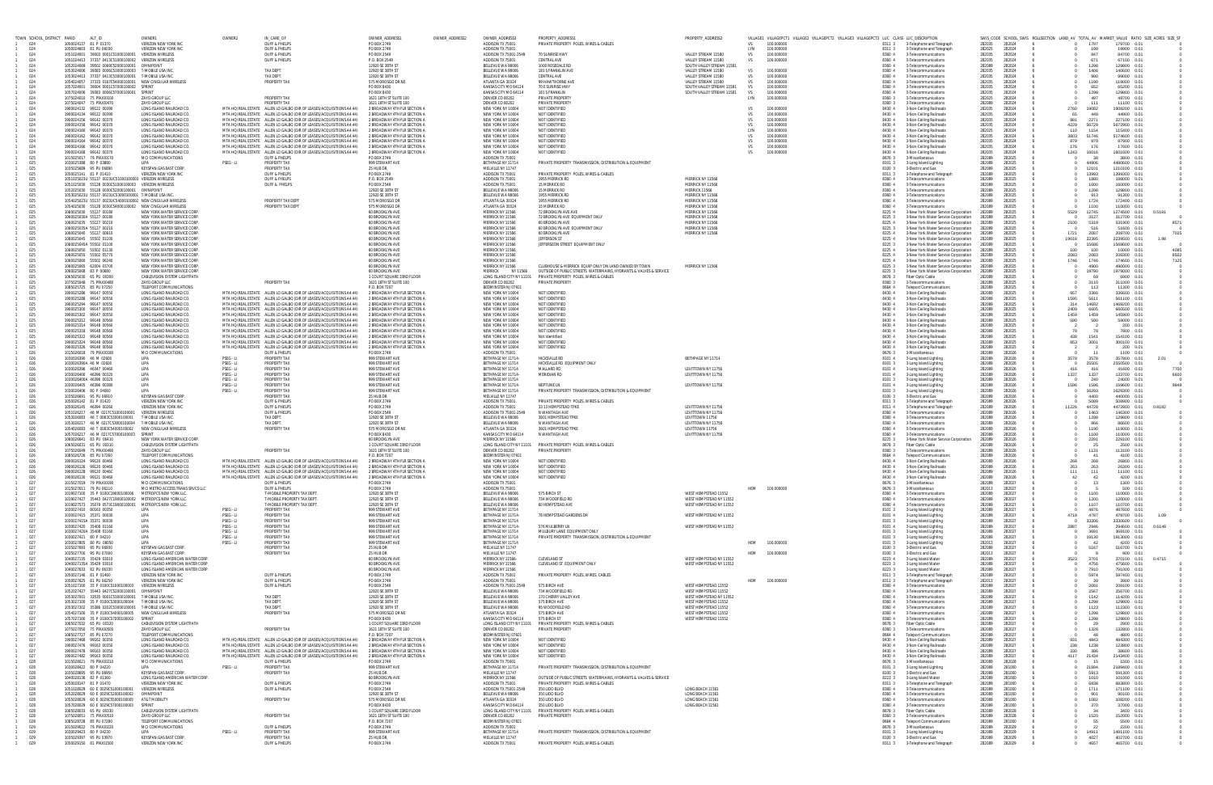| TOWN | SCHOOL_DISTRICT | PARID | ACT_ID | OWNER1 | OWNER2 | IN_CARE_OF | OWNER_ADDRESS1 | OWNER_ADDRESS2 | OWNER_ADDRESS3 | PROPERTY_ADDRESS1 | PROPERTY_ADDRESS2 | VILLAGE1 | VILLAGEPCT1 | VILLAGE2 | VILLAGEPCT2 | VILLAGE3 | VILLAGEPCT3 | LUC | CLASS | LUC_DESCRIPTION | SWIS_CODE | SCHOOL_SWIS | ROLLSECTION | LAND_AV | TOTAL_AV | MARKET_VALUE | RATIO | SIZE_ACRES | SIZE_SF |
|---|---|---|---|---|---|---|---|---|---|---|---|---|---|---|---|---|---|---|---|---|---|---|---|---|---|---|---|---|---|
| 1 | 024 | | | VERIZON NEW YORK INC | | DUFF & PHELPS | PO BOX 2749 | | ADDISON TX 75001 | PRIVATE PROPERTY POLES, WIRES & CABLES | | | | | | | | 8311 | 3 | 3-Telephone and Telegraph | 282035 | 282024 | 6 | 0 | 1797 | 179700 | 0.01 | | |
| 1 | 024 | | | VERIZON NEW YORK INC | | DUFF & PHELPS | PO BOX 2749 | | ADDISON TX 75001 | PRIVATE PROPERTY POLES, WIRES & CABLES | | LYN | 100.000000 | | | | | 8311 | 3 | 3-Telephone and Telegraph | 282035 | 282024 | 6 | 0 | 199 | 19900 | 0.01 | | |
| 1 | 024 | | | VERIZON WIRELESS | | DUFF & PHELPS | PO BOX 2549 | | ADDISON TX 75001-2549 | 70 SUNRISE HWY | VALLEY STREAM 11580 | VS | 100.000000 | | | | | 8360 | 4 | 3-Telecommunications | 282035 | 282024 | 6 | 0 | 467 | 46700 | 0.01 | | |
| 1 | 024 | | | VERIZON WIRELESS | | DUFF & PHELPS | P.O. BOX 2549 | | ADDISON TX 75001 | CENTRAL AVE | VALLEY STREAM 11580 | VS | 100.000000 | | | | | 8360 | 4 | 3-Telecommunications | 282035 | 282024 | 6 | 0 | 671 | 67100 | 0.01 | | |
| 1 | 024 | | | OMNIPOINT | | | 12920 SE 38TH ST | | BELLEVUE WA 98006 | 1000 ROSEDALE RD | SOUTH VALLEY STREAM 11581 | | | | | | | 8360 | 4 | 3-Telecommunications | 282089 | 282024 | 6 | 0 | 1298 | 129800 | 0.01 | | |
| 1 | 024 | | | T-MOBILE USA INC. | | TAX DEPT. | 12920 SE 38TH ST | | BELLEVUE WA 98006 | 183 S FRANKLIN AVE | VALLEY STREAM 11580 | VS | 100.000000 | | | | | 8360 | 4 | 3-Telecommunications | 282035 | 282024 | 6 | 0 | 1406 | 140600 | 0.01 | | |
| 1 | 024 | | | T-MOBILE USA INC. | | TAX DEPT. | 12920 SE 38TH ST | | BELLEVUE WA 98006 | CENTRAL AVE | VALLEY STREAM 11580 | VS | 100.000000 | | | | | 8360 | 4 | 3-Telecommunications | 282035 | 282024 | 6 | 0 | 990 | 99000 | 0.01 | | |
| 1 | 024 | | | NEW CINGULAR WIRELESS | | PROPERTY TAX | 575 MOROSGO DR NE | | ATLANTA GA 30324 | 99 HAWTHORNE AVE | VALLEY STREAM 11580 | VS | 100.000000 | | | | | 8360 | 4 | 3-Telecommunications | 282035 | 282024 | 6 | 0 | 1190 | 119000 | 0.01 | | |
| 1 | 024 | | | SPRINT | | | PO BOX 8430 | | KANSAS CITY MO 64114 | 70 SUNRISE HWY | SOUTH VALLEY STREAM 11581 | VS | 100.000000 | | | | | 8360 | 4 | 3-Telecommunications | 282035 | 282024 | 6 | 0 | 652 | 65200 | 0.01 | | |
| 1 | 024 | | | SPRINT | | | PO BOX 8430 | | KANSAS CITY MO 64114 | 183 S FRANKLIN | SOUTH VALLEY STREAM 11581 | VS | 100.000000 | | | | | 8360 | 4 | 3-Telecommunications | 282035 | 282024 | 6 | 0 | 1298 | 129800 | 0.01 | | |
| 1 | 024 | | | ZAYO GROUP LLC | | PROPERTY TAX | 1621 18TH ST SUITE 100 | | DENVER CO 80202 | PRIVATE PROPERTY | | LYN | 100.000000 | | | | | 8360 | 3 | 3-Telecommunications | 282035 | 282024 | 6 | 0 | 497 | 49700 | 0.01 | | |
| 1 | 024 | | | ZAYO GROUP LLC | | PROPERTY TAX | 1621 18TH ST SUITE 100 | | DENVER CO 80202 | PRIVATE PROPERTY | | | | | | | | 8360 | 3 | 3-Telecommunications | 282089 | 282024 | 6 | 0 | 111 | 11100 | 0.01 | | |
| 1 | 024 | | | LONG ISLAND RAILROAD CO. | MTA HQ (REAL ESTATE) | ALLEN LO GALBO (DIR OF LEASES/ACQUISITIONS 4-44) | 2 BROADWAY 4TH FLR SECTION A | | NEW YORK NY 10004 | NOT IDENTIFIED | | VS | 100.000000 | | | | | 8430 | 4 | 3-Non-Ceiling Railroads | 282035 | 282024 | 6 | 2760 | 19082 | 1908200 | 0.01 | | |
| 1 | 024 | | | LONG ISLAND RAILROAD CO. | MTA HQ (REAL ESTATE) | ALLEN LO GALBO (DIR OF LEASES/ACQUISITIONS 4-44) | 2 BROADWAY 4TH FLR SECTION A | | NEW YORK NY 10004 | NOT IDENTIFIED | | VS | 100.000000 | | | | | 8430 | 4 | 3-Non-Ceiling Railroads | 282035 | 282024 | 6 | 65 | 449 | 44900 | 0.01 | | |
| 1 | 024 | | | LONG ISLAND RAILROAD CO. | MTA HQ (REAL ESTATE) | ALLEN LO GALBO (DIR OF LEASES/ACQUISITIONS 4-44) | 2 BROADWAY 4TH FLR SECTION A | | NEW YORK NY 10004 | NOT IDENTIFIED | | VS | 100.000000 | | | | | 8430 | 4 | 3-Non-Ceiling Railroads | 282035 | 282024 | 6 | 691 | 2271 | 227100 | 0.01 | | |
| 1 | 024 | | | LONG ISLAND RAILROAD CO. | MTA HQ (REAL ESTATE) | ALLEN LO GALBO (DIR OF LEASES/ACQUISITIONS 4-44) | 2 BROADWAY 4TH FLR SECTION A | | NEW YORK NY 10004 | NOT IDENTIFIED | | VS | 100.000000 | | | | | 8430 | 4 | 3-Non-Ceiling Railroads | 282035 | 282024 | 6 | 8229 | 56730 | 5673000 | 0.01 | | |
| 1 | 024 | | | LONG ISLAND RAILROAD CO. | MTA HQ (REAL ESTATE) | ALLEN LO GALBO (DIR OF LEASES/ACQUISITIONS 4-44) | 2 BROADWAY 4TH FLR SECTION A | | NEW YORK NY 10004 | NOT IDENTIFIED | | LYN | 100.000000 | | | | | 8430 | 4 | 3-Non-Ceiling Railroads | 282035 | 282024 | 6 | 110 | 1154 | 115400 | 0.01 | | |
| 1 | 024 | | | LONG ISLAND RAILROAD CO. | MTA HQ (REAL ESTATE) | ALLEN LO GALBO (DIR OF LEASES/ACQUISITIONS 4-44) | 2 BROADWAY 4TH FLR SECTION A | | NEW YORK NY 10004 | NOT IDENTIFIED | | VS | 100.000000 | | | | | 8430 | 4 | 3-Non-Ceiling Railroads | 282035 | 282024 | 6 | 3803 | 51745 | 5174500 | 0.01 | | |
| 1 | 024 | | | LONG ISLAND RAILROAD CO. | MTA HQ (REAL ESTATE) | ALLEN LO GALBO (DIR OF LEASES/ACQUISITIONS 4-44) | 2 BROADWAY 4TH FLR SECTION A | | NEW YORK NY 10004 | NOT IDENTIFIED | | VS | 100.000000 | | | | | 8430 | 4 | 3-Non-Ceiling Railroads | 282035 | 282024 | 6 | 879 | 879 | 87900 | 0.01 | | |
| 1 | 024 | | | LONG ISLAND RAILROAD CO. | MTA HQ (REAL ESTATE) | ALLEN LO GALBO (DIR OF LEASES/ACQUISITIONS 4-44) | 2 BROADWAY 4TH FLR SECTION A | | NEW YORK NY 10004 | NOT IDENTIFIED | | VS | 100.000000 | | | | | 8430 | 4 | 3-Non-Ceiling Railroads | 282035 | 282024 | 6 | 176 | 176 | 17600 | 0.01 | | |
| 1 | 024 | | | LONG ISLAND RAILROAD CO. | MTA HQ (REAL ESTATE) | ALLEN LO GALBO (DIR OF LEASES/ACQUISITIONS 4-44) | 2 BROADWAY 4TH FLR SECTION A | | NEW YORK NY 10004 | NOT IDENTIFIED | | VS | 100.000000 | | | | | 8430 | 4 | 3-Non-Ceiling Railroads | 282035 | 282024 | 6 | 1242 | 16016 | 1601600 | 0.01 | | |
| 1 | 025 | | | MCI COMMUNICATIONS | | DUFF & PHELPS | PO BOX 2749 | | ADDISON TX 75001 | | | | | | | | | 8676 | 3 | 3-Miscellaneous | 282089 | 282025 | 6 | 0 | 38 | 3800 | 0.01 | | |
| 1 | 025 | | | LIPA | PSEG - LI | PROPERTY TAX | 999 STEWART AVE | | BETHPAGE NY 11714 | PRIVATE PROPERTY TRANSMISSION, DISTRIBUTION & EQUIPMENT | | | | | | | | 8101 | 3 | 3-Long Island Lighting | 282089 | 282025 | 6 | 0 | 44806 | 4480600 | 0.01 | | |
| 1 | 025 | | | KEYSPAN GAS EAST CORP. | | PROPERTY TAX | 25 HUB DR | | MELVILLE NY 11747 | | | | | | | | | 8100 | 3 | 3-Electric and Gas | 282089 | 282025 | 6 | 0 | 12101 | 1210100 | 0.01 | | |
| 1 | 025 | | | VERIZON NEW YORK INC | | DUFF & PHELPS | PO BOX 2749 | | ADDISON TX 75001 | PRIVATE PROPERTY POLES, WIRES & CABLES | | | | | | | | 8311 | 3 | 3-Telephone and Telegraph | 282089 | 282025 | 6 | 0 | 13993 | 1399300 | 0.01 | | |
| 1 | 025 | | | VERIZON WIRELESS | | DUFF & PHELPS | P.O. BOX 2549 | | ADDISON TX 75001 | 1955 MERRICK RD | MERRICK NY 11566 | | | | | | | 8360 | 4 | 3-Telecommunications | 282089 | 282025 | 6 | 0 | 1888 | 188800 | 0.01 | | |
| 1 | 025 | | | VERIZON WIRELESS | | DUFF & PHELPS | PO BOX 2549 | | ADDISON TX 75001 | 15 MERRICK RD | MERRICK NY 11566 | | | | | | | 8360 | 4 | 3-Telecommunications | 282089 | 282025 | 6 | 0 | 1600 | 160000 | 0.01 | | |
| 1 | 025 | | | OMNIPOINT | | | 12920 SE 38TH ST | | BELLEVUE WA 98006 | 15 MERRICK RD | MERRICK 11566 | | | | | | | 8360 | 4 | 3-Telecommunications | 282089 | 282025 | 6 | 0 | 1298 | 129800 | 0.01 | | |
| 1 | 025 | | | T-MOBILE USA INC. | | | 12920 SE 38TH ST | | BELLEVUE WA 98006 | 1955 MERRICK RD | MERRICK NY 11566 | | | | | | | 8360 | 4 | 3-Telecommunications | 282089 | 282025 | 6 | 0 | 913 | 91300 | 0.01 | | |
| 1 | 025 | | | NEW CINGULAR WIRELESS | | PROPERTY TAX DEPT | 575 MOROSGO DR | | ATLANTA GA 30324 | 1955 MERRICK RD | MERRICK NY 11566 | | | | | | | 8360 | 4 | 3-Telecommunications | 282089 | 282025 | 6 | 0 | 1724 | 172400 | 0.01 | | |
| 1 | 025 | | | NEW CINGULAR WIRELESS | | PROPERTY TAX DEPT | 575 MOROSGO DR | | ATLANTA GA 30324 | 15 MERRICK RD | MERRICK NY 11566 | | | | | | | 8360 | 4 | 3-Telecommunications | 282089 | 282025 | 6 | 0 | 1100 | 110000 | 0.01 | | |
| 1 | 025 | | | NEW YORK WATER SERVICE CORP. | | | 60 BROOKLYN AVE | | MERRICK NY 11566 | 72 BROOKLYN AVE AVE | | | | | | | | 8225 | 4 | 3-New York Water Service Corporation | 282089 | 282025 | 6 | 5529 | 12745 | 1274500 | 0.01 | 0.5181 | |
| 1 | 025 | | | NEW YORK WATER SERVICE CORP. | | | 60 BROOKLYN AVE | | MERRICK NY 11566 | 72 BROOKLYN AVE EQUIPMENT ONLY | | | | | | | | 8225 | 3 | 3-New York Water Service Corporation | 282089 | 282025 | 6 | 0 | 3127 | 312700 | 0.01 | | 0 |
| 1 | 025 | | | NEW YORK WATER SERVICE CORP. | | | 60 BROOKLYN AVE | | MERRICK NY 11566 | 60 BROOKLYN AVE | | | | | | | | 8225 | 4 | 3-New York Water Service Corporation | 282089 | 282025 | 6 | 2100 | 5319 | 531900 | 0.01 | | 8571 |
| 1 | 025 | | | NEW YORK WATER SERVICE CORP. | | | 60 BROOKLYN AVE | | MERRICK NY 11566 | 60 BROOKLYN AVE EQUIPMENT ONLY | | | | | | | | 8225 | 3 | 3-New York Water Service Corporation | 282089 | 282025 | 6 | 0 | 516 | 51600 | 0.01 | | 0 |
| 1 | 025 | | | NEW YORK WATER SERVICE CORP. | | | 60 BROOKLYN AVE | | MERRICK NY 11566 | 60 BROOKLYN AVE | | | | | | | | 8225 | 4 | 3-New York Water Service Corporation | 282089 | 282025 | 6 | 1721 | 2067 | 206700 | 0.01 | | 7025 |
| 1 | 025 | | | NEW YORK WATER SERVICE CORP. | | | 60 BROOKLYN AVE | | MERRICK NY 11566 | JEFFERSON ST | | | | | | | | 8225 | 4 | 3-New York Water Service Corporation | 282089 | 282025 | 6 | 19018 | 22395 | 2239500 | 0.01 | 1.98 | |
| 1 | 025 | | | NEW YORK WATER SERVICE CORP. | | | 60 BROOKLYN AVE | | MERRICK NY 11566 | JEFFERSON STREET EQUIPMENT ONLY | | | | | | | | 8225 | 3 | 3-New York Water Service Corporation | 282089 | 282025 | 6 | 0 | 15686 | 1568600 | 0.01 | | 0 |
| 1 | 025 | | | NEW YORK WATER SERVICE CORP. | | | 60 BROOKLYN AVE | | MERRICK NY 11566 | | | | | | | | | 8225 | 4 | 3-New York Water Service Corporation | 282089 | 282025 | 6 | 100 | 100 | 10000 | 0.01 | | 4085 |
| 1 | 025 | | | NEW YORK WATER SERVICE CORP. | | | 60 BROOKLYN AVE | | MERRICK NY 11566 | | | | | | | | | 8225 | 4 | 3-New York Water Service Corporation | 282089 | 282025 | 6 | 2083 | 2083 | 208300 | 0.01 | | 8502 |
| 1 | 025 | | | NEW YORK WATER SERVICE CORP. | | | 60 BROOKLYN AVE | | MERRICK NY 11566 | | | | | | | | | 8225 | 4 | 3-New York Water Service Corporation | 282089 | 282025 | 6 | 1746 | 1746 | 174600 | 0.01 | | 7125 |
| 1 | 025 | | | NEW YORK WATER SERVICE CORP. | | | 60 BROOKLYN AVE | | MERRICK NY 11566 | CLUBHOUSE & MERRICK EQUIP ONLY ON LAND OWNED BY TOWN | MERRICK NY 11566 | | | | | | | 8225 | 3 | 3-New York Water Service Corporation | 282089 | 282025 | 6 | 0 | 4800 | 480000 | 0.01 | | 0 |
| 1 | 025 | | | NEW YORK WATER SERVICE CORP. | | | 60 BROOKLYN AVE | | MERRICK NY 11566 | OUTSIDE OF PUBLIC STREETS WATERMAINS, HYDRANTS & VALVES & SERVICE | | | | | | | | 8225 | 3 | 3-New York Water Service Corporation | 282089 | 282025 | 6 | 0 | 19790 | 1979000 | 0.01 | | 0 |
| 1 | 025 | | | CABLEVISION SYSTEM LIGHTPATH | | | 1 COURT SQUARE 23RD FLOOR | | LONG ISLAND CITY NY 11101 | PRIVATE PROPERTY POLES, WIRES & CABLES | | | | | | | | 8678 | 3 | Fiber Optic Cable | 282089 | 282025 | 6 | 0 | 69 | 6900 | 0.01 | | |
| 1 | 025 | | | ZAYO GROUP LLC | | PROPERTY TAX | 1621 18TH ST SUITE 100 | | DENVER CO 80202 | PRIVATE PROPERTY | | | | | | | | 8360 | 3 | 3-Telecommunications | 282089 | 282025 | 6 | 0 | 311 | 31100 | 0.01 | | |
| 1 | 025 | | | TELEPORT COMMUNICATIONS | | | P.O. BOX 7207 | | BEDMINSTER NJ 07921 | | | | | | | | | 8664 | 4 | Teleport Communications | 282089 | 282025 | 6 | 0 | 113 | 11300 | 0.01 | | |
| 1 | 025 | | | LONG ISLAND RAILROAD CO. | MTA HQ (REAL ESTATE) | ALLEN LO GALBO (DIR OF LEASES/ACQUISITIONS 4-44) | 2 BROADWAY 4TH FLR SECTION A | | NEW YORK NY 10004 | NOT IDENTIFIED | | | | | | | | 8430 | 4 | 3-Non-Ceiling Railroads | 282089 | 282025 | 6 | 357 | 3366 | 336600 | 0.01 | | |
| 1 | 025 | | | LONG ISLAND RAILROAD CO. | MTA HQ (REAL ESTATE) | ALLEN LO GALBO (DIR OF LEASES/ACQUISITIONS 4-44) | 2 BROADWAY 4TH FLR SECTION A | | NEW YORK NY 10004 | NOT IDENTIFIED | | | | | | | | 8430 | 4 | 3-Non-Ceiling Railroads | 282089 | 282025 | 6 | 1595 | 5611 | 561100 | 0.01 | | |
| 1 | 025 | | | LONG ISLAND RAILROAD CO. | MTA HQ (REAL ESTATE) | ALLEN LO GALBO (DIR OF LEASES/ACQUISITIONS 4-44) | 2 BROADWAY 4TH FLR SECTION A | | NEW YORK NY 10004 | NOT IDENTIFIED | | | | | | | | 8430 | 4 | 3-Non-Ceiling Railroads | 282089 | 282025 | 6 | 314 | 14692 | 1469200 | 0.01 | | |
| 1 | 025 | | | LONG ISLAND RAILROAD CO. | MTA HQ (REAL ESTATE) | ALLEN LO GALBO (DIR OF LEASES/ACQUISITIONS 4-44) | 2 BROADWAY 4TH FLR SECTION A | | NEW YORK NY 10004 | NOT IDENTIFIED | | | | | | | | 8430 | 4 | 3-Non-Ceiling Railroads | 282089 | 282025 | 6 | 2409 | 6605 | 660500 | 0.01 | | |
| 1 | 025 | | | LONG ISLAND RAILROAD CO. | MTA HQ (REAL ESTATE) | ALLEN LO GALBO (DIR OF LEASES/ACQUISITIONS 4-44) | 2 BROADWAY 4TH FLR SECTION A | | NEW YORK NY 10004 | NOT IDENTIFIED | | | | | | | | 8430 | 4 | 3-Non-Ceiling Railroads | 282089 | 282025 | 6 | 1459 | 1459 | 145900 | 0.01 | | |
| 1 | 025 | | | LONG ISLAND RAILROAD CO. | MTA HQ (REAL ESTATE) | ALLEN LO GALBO (DIR OF LEASES/ACQUISITIONS 4-44) | 2 BROADWAY 4TH FLR SECTION A | | NEW YORK NY 10004 | NOT IDENTIFIED | | | | | | | | 8430 | 4 | 3-Non-Ceiling Railroads | 282089 | 282025 | 6 | 590 | 590 | 59000 | 0.01 | | |
| 1 | 025 | | | LONG ISLAND RAILROAD CO. | MTA HQ (REAL ESTATE) | ALLEN LO GALBO (DIR OF LEASES/ACQUISITIONS 4-44) | 2 BROADWAY 4TH FLR SECTION A | | NEW YORK NY 10004 | NOT IDENTIFIED | | | | | | | | 8430 | 4 | 3-Non-Ceiling Railroads | 282089 | 282025 | 6 | 2 | 2 | 200 | 0.01 | | |
| 1 | 025 | | | LONG ISLAND RAILROAD CO. | MTA HQ (REAL ESTATE) | ALLEN LO GALBO (DIR OF LEASES/ACQUISITIONS 4-44) | 2 BROADWAY 4TH FLR SECTION A | | NEW YORK NY 10004 | NOT IDENTIFIED | | | | | | | | 8430 | 4 | 3-Non-Ceiling Railroads | 282089 | 282025 | 6 | 78 | 78 | 7800 | 0.01 | | |
| 1 | 025 | | | LONG ISLAND RAILROAD CO. | MTA HQ (REAL ESTATE) | ALLEN LO GALBO (DIR OF LEASES/ACQUISITIONS 4-44) | 2 BROADWAY 4TH FLR SECTION A | | NEW YORK NY 10004 | Not Identified | | | | | | | | 8430 | 4 | 3-Non-Ceiling Railroads | 282089 | 282025 | 6 | 438 | 1541 | 154100 | 0.01 | | |
| 1 | 025 | | | LONG ISLAND RAILROAD CO. | MTA HQ (REAL ESTATE) | ALLEN LO GALBO (DIR OF LEASES/ACQUISITIONS 4-44) | 2 BROADWAY 4TH FLR SECTION A | | NEW YORK NY 10004 | NOT IDENTIFIED | | | | | | | | 8430 | 4 | 3-Non-Ceiling Railroads | 282089 | 282025 | 6 | 853 | 3001 | 300100 | 0.01 | | |
| 1 | 025 | | | LONG ISLAND RAILROAD CO. | MTA HQ (REAL ESTATE) | ALLEN LO GALBO (DIR OF LEASES/ACQUISITIONS 4-44) | 2 BROADWAY 4TH FLR SECTION A | | NEW YORK NY 10004 | NOT IDENTIFIED | | | | | | | | 8430 | 4 | 3-Non-Ceiling Railroads | 282089 | 282025 | 6 | 2 | 2 | 200 | 0.01 | | |
| 1 | 026 | | | MCI COMMUNICATIONS | | DUFF & PHELPS | PO BOX 2749 | | ADDISON TX 75001 | | | | | | | | | 8676 | 3 | 3-Miscellaneous | 282089 | 282026 | 6 | 0 | 11 | 1100 | 0.01 | | |
| 1 | 026 | | | LIPA | PSEG - LI | PROPERTY TAX | 999 STEWART AVE | | BETHPAGE NY 11714- | HICKSVILLE RD | BETHPAGE NY 11714 | | | | | | | 8101 | 4 | 3-Long Island Lighting | 282089 | 282026 | 6 | 3578 | 3578 | 357800 | 0.01 | 2.01 | |
| 1 | 026 | | | LIPA | PSEG - LI | PROPERTY TAX | 999 STEWART AVE | | BETHPAGE NY 11714 | HICKSVILLE RD EQUIPMENT ONLY | | | | | | | | 8101 | 3 | 3-Long Island Lighting | 282089 | 282026 | 6 | 0 | 25505 | 2550500 | 0.01 | | |
| 1 | 026 | | | LIPA | PSEG - LI | PROPERTY TAX | 999 STEWART AVE | | BETHPAGE NY 11714 | MALLARD RD | LEVITTOWN NY 11756 | | | | | | | 8101 | 4 | 3-Long Island Lighting | 282089 | 282026 | 6 | 416 | 416 | 41600 | 0.01 | | 7700 |
| 1 | 026 | | | LIPA | PSEG - LI | PROPERTY TAX | 999 STEWART AVE | | BETHPAGE NY 11714 | MERIDIAN RD | LEVITTOWN NY 11756 | | | | | | | 8101 | 4 | 3-Long Island Lighting | 282089 | 282026 | 6 | 1337 | 1337 | 133700 | 0.01 | | 6600 |
| 1 | 026 | | | LIPA | PSEG - LI | PROPERTY TAX | 999 STEWART AVE | | BETHPAGE NY 11714 | | | | | | | | | 8101 | 3 | 3-Long Island Lighting | 282089 | 282026 | 6 | 0 | 240 | 24000 | 0.01 | | 0 |
| 1 | 026 | | | LIPA | PSEG - LI | PROPERTY TAX | 999 STEWART AVE | | BETHPAGE NY 11714 | NEPTUNE LN | LEVITTOWN NY 11756 | | | | | | | 8101 | 4 | 3-Long Island Lighting | 282089 | 282026 | 6 | 1596 | 1596 | 159600 | 0.01 | | 9849 |
| 1 | 026 | | | LIPA | PSEG - LI | PROPERTY TAX | 999 STEWART AVE | | BETHPAGE NY 11714 | PRIVATE PROPERTY TRANSMISSION, DISTRIBUTION & EQUIPMENT | | | | | | | | 8101 | 3 | 3-Long Island Lighting | 282089 | 282026 | 6 | 0 | 18293 | 1829300 | 0.01 | | |
| 1 | 026 | | | KEYSPAN GAS EAST CORP. | | PROPERTY TAX | 25 HUB DR | | MELVILLE NY 11747 | | | | | | | | | 8100 | 3 | 3-Electric and Gas | 282089 | 282026 | 6 | 0 | 4800 | 480000 | 0.01 | | |
| 1 | 026 | | | VERIZON NEW YORK INC | | DUFF & PHELPS | PO BOX 2749 | | ADDISON TX 75001 | PRIVATE PROPERTY POLES, WIRES & CABLES | | | | | | | | 8311 | 3 | 3-Telephone and Telegraph | 282089 | 282026 | 6 | 0 | 5088 | 508800 | 0.01 | | |
| 1 | 026 | | | VERIZON NEW YORK INC | | DUFF & PHELPS | PO BOX 2749 | | ADDISON TX 75001 | 33 1/3 HEMPSTEAD TPKE | LEVITTOWN NY 11756 | | | | | | | 8311 | 4 | 3-Telephone and Telegraph | 282089 | 282026 | 6 | 11226 | 44729 | 4472900 | 0.01 | 0.8182 | |
| 1 | 026 | | | VERIZON WIRELESS | | DUFF & PHELPS | PO BOX 2549 | | ADDISON TX 75001-2549 | N WANTAGH AVE | LEVITTOWN NY 11756 | | | | | | | 8360 | 4 | 3-Telecommunications | 282089 | 282026 | 6 | 0 | 1463 | 146300 | 0.01 | | |
| 1 | 026 | | | T-MOBILE USA INC. | | TAX DEPT. | 12920 SE 38TH ST | | BELLEVUE WA 98006 | 3601 HEMPSTEAD TPKE | LEVITTOWN NY 11756 | | | | | | | 8360 | 4 | 3-Telecommunications | 282089 | 282026 | 6 | 0 | 1298 | 129800 | 0.01 | | |
| 1 | 026 | | | T-MOBILE USA INC. | | TAX DEPT. | 12920 SE 38TH ST | | BELLEVUE WA 98006 | N WANTAGH AVE | LEVITTOWN NY 11756 | | | | | | | 8360 | 4 | 3-Telecommunications | 282089 | 282026 | 6 | 0 | 866 | 86600 | 0.01 | | |
| 1 | 026 | | | NEW CINGULAR WIRELESS | | PROPERTY TAX | 575 MOROSGO DR NE | | ATLANTA GA 30324 | 3601 HEMPSTEAD TPKE | LEVITTOWN 11756 | | | | | | | 8360 | 4 | 3-Telecommunications | 282089 | 282026 | 6 | 0 | 1100 | 110000 | 0.01 | | |
| 1 | 026 | | | SPRINT | | | PO BOX 8430 | | KANSAS CITY MO 64114 | N WANTAGH AVE | LEVITTOWN NY 11756 | | | | | | | 8360 | 4 | 3-Telecommunications | 282089 | 282026 | 6 | 0 | 1100 | 110000 | 0.01 | | |
| 1 | 026 | | | NEW YORK WATER SERVICE CORP. | | | 60 BROOKLYN AVE | | MERRICK NY 11566 | | | | | | | | | 8225 | 3 | 3-New York Water Service Corporation | 282089 | 282026 | 6 | 0 | 2291 | 229100 | 0.01 | | |
| 1 | 026 | | | CABLEVISION SYSTEM LIGHTPATH | | | 1 COURT SQUARE 23RD FLOOR | | LONG ISLAND CITY NY 11101 | PRIVATE PROPERTY POLES, WIRES & CABLES | | | | | | | | 8678 | 3 | Fiber Optic Cable | 282089 | 282026 | 6 | 0 | 25 | 2500 | 0.01 | | |
| 1 | 026 | | | ZAYO GROUP LLC | | PROPERTY TAX | 1621 18TH ST SUITE 100 | | DENVER CO 80202 | PRIVATE PROPERTY | | | | | | | | 8360 | 3 | 3-Telecommunications | 282089 | 282026 | 6 | 0 | 1131 | 113100 | 0.01 | | |
| 1 | 026 | | | TELEPORT COMMUNICATIONS | | | P.O. BOX 7207 | | BEDMINSTER NJ 07921 | | | | | | | | | 8664 | 4 | Teleport Communications | 282089 | 282026 | 6 | 0 | 41 | 4100 | 0.01 | | |
| 1 | 026 | | | LONG ISLAND RAILROAD CO. | MTA HQ (REAL ESTATE) | ALLEN LO GALBO (DIR OF LEASES/ACQUISITIONS 4-44) | 2 BROADWAY 4TH FLR SECTION A | | NEW YORK NY 10004 | NOT IDENTIFIED | | | | | | | | 8430 | 4 | 3-Non-Ceiling Railroads | 282089 | 282026 | 6 | 268 | 268 | 26800 | 0.01 | | |
| 1 | 026 | | | LONG ISLAND RAILROAD CO. | MTA HQ (REAL ESTATE) | ALLEN LO GALBO (DIR OF LEASES/ACQUISITIONS 4-44) | 2 BROADWAY 4TH FLR SECTION A | | NEW YORK NY 10004 | NOT IDENTIFIED | | | | | | | | 8430 | 4 | 3-Non-Ceiling Railroads | 282089 | 282026 | 6 | 263 | 263 | 26300 | 0.01 | | |
| 1 | 026 | | | LONG ISLAND RAILROAD CO. | MTA HQ (REAL ESTATE) | ALLEN LO GALBO (DIR OF LEASES/ACQUISITIONS 4-44) | 2 BROADWAY 4TH FLR SECTION A | | NEW YORK NY 10004 | NOT IDENTIFIED | | | | | | | | 8430 | 4 | 3-Non-Ceiling Railroads | 282089 | 282026 | 6 | 111 | 111 | 11100 | 0.01 | | |
| 1 | 026 | | | LONG ISLAND RAILROAD CO. | MTA HQ (REAL ESTATE) | ALLEN LO GALBO (DIR OF LEASES/ACQUISITIONS 4-44) | 2 BROADWAY 4TH FLR SECTION A | | NEW YORK NY 10004 | NOT IDENTIFIED | | | | | | | | 8430 | 4 | 3-Non-Ceiling Railroads | 282089 | 282026 | 6 | 42 | 42 | 4200 | 0.01 | | |
| 1 | 027 | | | MCI COMMUNICATIONS | | DUFF & PHELPS | PO BOX 2749 | | ADDISON TX 75001 | | | | | | | | | 8676 | 3 | 3-Miscellaneous | 282089 | 282027 | 6 | 0 | 13 | 1300 | 0.01 | | |
| 1 | 027 | | | MCI METRO ACCESS TRANS SRVCS LLC | | DUFF & PHELPS | PO BOX 2749 | | ADDISON TX 75001 | | | HEM | 100.000000 | | | | | 8676 | 3 | 3-Miscellaneous | 282013 | 282027 | 6 | 0 | 5 | 500 | 0.01 | | |
| 1 | 027 | | | METROPCS NEW YORK LLC | | T-MOBILE PROPERTY TAX DEPT. | 12920 SE 38TH ST | | BELLEVUE WA 98006 | 575 BIRCH ST | WEST HEMPSTEAD 11552 | | | | | | | 8360 | 4 | 3-Telecommunications | 282089 | 282027 | 6 | 0 | 1100 | 110000 | 0.01 | | |
| 1 | 027 | | | METROPCS NEW YORK LLC | | T-MOBILE PROPERTY TAX DEPT. | 12920 SE 38TH ST | | BELLEVUE WA 98006 | 734 WOODFIELD RD | WEST HEMPSTEAD NY 11552 | | | | | | | 8360 | 4 | 3-Telecommunications | 282089 | 282027 | 6 | 0 | 1200 | 120000 | 0.01 | | |
| 1 | 027 | | | METROPCS NEW YORK LLC | | T-MOBILE PROPERTY TAX DEPT. | 12920 SE 38TH ST | | BELLEVUE WA 98006 | 80 HEMPSTEAD AVE | WEST HEMPSTEAD NY 11552 | | | | | | | 8360 | 4 | 3-Telecommunications | 282089 | 282027 | 6 | 0 | 1107 | 110700 | 0.01 | | |
| 1 | 027 | | | LIPA | PSEG - LI | PROPERTY TAX | 999 STEWART AVE | | BETHPAGE NY 11714 | | | | | | | | | 8101 | 3 | 3-Long Island Lighting | 282089 | 282027 | 6 | 0 | 4870 | 487000 | 0.01 | | |
| 1 | 027 | | | LIPA | PSEG - LI | PROPERTY TAX | 999 STEWART AVE | | BETHPAGE NY 11714 | 78 HEMPSTEAD GARDENS DR | WEST HEMPSTEAD NY 11552 | | | | | | | 8101 | 4 | 3-Long Island Lighting | 282089 | 282027 | 6 | 4718 | 4787 | 478700 | 0.01 | 1.09 | |
| 1 | 027 | | | LIPA | PSEG - LI | PROPERTY TAX | 999 STEWART AVE | | BETHPAGE NY 11714 | | | | | | | | | 8101 | 3 | 3-Long Island Lighting | 282089 | 282027 | 6 | 0 | 33304 | 3330400 | 0.01 | | |
| 1 | 027 | | | LIPA | PSEG - LI | PROPERTY TAX | 999 STEWART AVE | | BETHPAGE NY 11714 | 576 MULBERRY LN | WEST HEMPSTEAD NY 11552 | | | | | | | 8101 | 4 | 3-Long Island Lighting | 282089 | 282027 | 6 | 2887 | 2946 | 294600 | 0.01 | 0.6149 | |
| 1 | 027 | | | LIPA | PSEG - LI | PROPERTY TAX | 999 STEWART AVE | | BETHPAGE NY 11714 | MULBERRY LANE EQUIPMENT ONLY | | | | | | | | 8101 | 3 | 3-Long Island Lighting | 282089 | 282027 | 6 | 0 | 3691 | 369100 | 0.01 | | |
| 1 | 027 | | | LIPA | PSEG - LI | PROPERTY TAX | 999 STEWART AVE | | BETHPAGE NY 11714 | PRIVATE PROPERTY TRANSMISSION, DISTRIBUTION & EQUIPMENT | | | | | | | | 8101 | 3 | 3-Long Island Lighting | 282089 | 282027 | 6 | 0 | 19130 | 1913000 | 0.01 | | |
| 1 | 027 | | | LIPA | PSEG - LI | PROPERTY TAX | 999 STEWART AVE | | BETHPAGE NY 11714 | | | HEM | 100.000000 | | | | | 8101 | 3 | 3-Long Island Lighting | 282013 | 282027 | 6 | 0 | 42 | 4200 | 0.01 | | |
| 1 | 027 | | | KEYSPAN GAS EAST CORP. | | PROPERTY TAX | 25 HUB DR | | MELVILLE NY 11747 | | | | | | | | | 8100 | 3 | 3-Electric and Gas | 282089 | 282027 | 6 | 0 | 5167 | 516700 | 0.01 | | |
| 1 | 027 | | | KEYSPAN GAS EAST CORP. | | PROPERTY TAX | 25 HUB DR | | MELVILLE NY 11747 | | | HEM | 100.000000 | | | | | 8100 | 3 | 3-Electric and Gas | 282013 | 282027 | 6 | 0 | 9 | 900 | 0.01 | | |
| 1 | 027 | | | LONG ISLAND AMERICAN WATER CORP. | | | 60 BROOKLYN AVE | | MERRICK NY 11566 | CLEVELAND ST | WEST HEMPSTEAD NY 11552 | | | | | | | 8223 | 4 | 3-Long Island Water | 282089 | 282027 | 6 | 3523 | 3701 | 370100 | 0.01 | 0.4715 | |
| 1 | 027 | | | LONG ISLAND AMERICAN WATER CORP. | | | 60 BROOKLYN AVE | | MERRICK NY 11566 | CLEVELAND ST EQUIPMENT ONLY | WEST HEMPSTEAD NY 11552 | | | | | | | 8223 | 3 | 3-Long Island Water | 282089 | 282027 | 6 | 0 | 4756 | 475600 | 0.01 | | |
| 1 | 027 | | | LONG ISLAND AMERICAN WATER CORP. | | | 60 BROOKLYN AVE | | MERRICK NY 11566 | | | | | | | | | 8223 | 3 | 3-Long Island Water | 282089 | 282027 | 6 | 0 | 7910 | 791000 | 0.01 | | |
| 1 | 027 | | | VERIZON NEW YORK INC | | DUFF & PHELPS | PO BOX 2749 | | ADDISON TX 75001 | PRIVATE PROPERTY POLES, WIRES & CABLES | | | | | | | | 8311 | 3 | 3-Telephone and Telegraph | 282089 | 282027 | 6 | 0 | 5974 | 597400 | 0.01 | | |
| 1 | 027 | | | VERIZON NEW YORK INC | | DUFF & PHELPS | PO BOX 2749 | | ADDISON TX 75001 | | | HEM | 100.000000 | | | | | 8311 | 3 | 3-Telephone and Telegraph | 282013 | 282027 | 6 | 0 | 39 | 3900 | 0.01 | | |
| 1 | 027 | | | VERIZON WIRELESS | | DUFF & PHELPS | PO BOX 2549 | | ADDISON TX 75001-2549 | 575 BIRCH AVE | WEST HEMPSTEAD 11552 | | | | | | | 8360 | 4 | 3-Telecommunications | 282089 | 282027 | 6 | 0 | 2091 | 209100 | 0.01 | | |
| 1 | 027 | | | OMNIPOINT | | | 12920 SE 38TH ST | | BELLEVUE WA 98006 | 734 WOODFIELD RD | WEST HEMPSTEAD 11552 | | | | | | | 8360 | 4 | 3-Telecommunications | 282089 | 282027 | 6 | 0 | 2567 | 256700 | 0.01 | | |
| 1 | 027 | | | T-MOBILE USA INC. | | TAX DEPT. | 12920 SE 38TH ST | | BELLEVUE WA 98006 | 270 CHERRY VALLEY AVE | WEST HEMPSTEAD NY 11552 | | | | | | | 8360 | 4 | 3-Telecommunications | 282089 | 282027 | 6 | 0 | 1142 | 114200 | 0.01 | | |
| 1 | 027 | | | T-MOBILE USA INC. | | TAX DEPT. | 12920 SE 38TH ST | | BELLEVUE WA 98006 | 575 BIRCH AVE | WEST HEMPSTEAD NY 11552 | | | | | | | 8360 | 4 | 3-Telecommunications | 282089 | 282027 | 6 | 0 | 1298 | 129800 | 0.01 | | |
| 1 | 027 | | | T-MOBILE USA INC. | | TAX DEPT. | 12920 SE 38TH ST | | BELLEVUE WA 98006 | 95 WOODFIELD RD | WEST HEMPSTEAD NY 11552 | | | | | | | 8360 | 4 | 3-Telecommunications | 282089 | 282027 | 6 | 0 | 1123 | 112300 | 0.01 | | |
| 1 | 027 | | | NEW CINGULAR WIRELESS | | PROPERTY TAX | 575 MOROSGO DR NE | | ATLANTA GA 30324 | 575 BIRCH ST | WEST HEMPSTEAD NY 11552 | | | | | | | 8360 | 4 | 3-Telecommunications | 282089 | 282027 | 6 | 0 | 1298 | 129800 | 0.01 | | |
| 1 | 027 | | | SPRINT | | | PO BOX 8430 | | KANSAS CITY MO 64114 | 575 BIRCH ST | WEST HEMPSTEAD 11552 | | | | | | | 8360 | 4 | 3-Telecommunications | 282089 | 282027 | 6 | 0 | 1298 | 129800 | 0.01 | | |
| 1 | 027 | | | CABLEVISION SYSTEM LIGHTPATH | | | 1 COURT SQUARE 23RD FLOOR | | LONG ISLAND CITY NY 11101 | PRIVATE PROPERTY POLES, WIRES & CABLES | | | | | | | | 8678 | 3 | Fiber Optic Cable | 282089 | 282027 | 6 | 0 | 29 | 2900 | 0.01 | | |
| 1 | 027 | | | ZAYO GROUP LLC | | PROPERTY TAX | 1621 18TH ST SUITE 100 | | DENVER CO 80202 | PRIVATE PROPERTY | | | | | | | | 8360 | 3 | 3-Telecommunications | 282089 | 282027 | 6 | 0 | 1329 | 132900 | 0.01 | | |
| 1 | 027 | | | TELEPORT COMMUNICATIONS | | | P.O. BOX 7207 | | BEDMINSTER NJ 07921 | | | | | | | | | 8664 | 4 | Teleport Communications | 282089 | 282027 | 6 | 0 | 22 | 2200 | 0.01 | | |
| 1 | 027 | | | LONG ISLAND RAILROAD CO. | MTA HQ (REAL ESTATE) | ALLEN LO GALBO (DIR OF LEASES/ACQUISITIONS 4-44) | 2 BROADWAY 4TH FLR SECTION A | | NEW YORK NY 10004 | NOT IDENTIFIED | | | | | | | | 8430 | 4 | 3-Non-Ceiling Railroads | 282089 | 282027 | 6 | 931 | 4843 | 484300 | 0.01 | | |
| 1 | 027 | | | LONG ISLAND RAILROAD CO. | MTA HQ (REAL ESTATE) | ALLEN LO GALBO (DIR OF LEASES/ACQUISITIONS 4-44) | 2 BROADWAY 4TH FLR SECTION A | | NEW YORK NY 10004 | NOT IDENTIFIED | | | | | | | | 8430 | 4 | 3-Non-Ceiling Railroads | 282089 | 282027 | 6 | 236 | 1236 | 123600 | 0.01 | | |
| 1 | 027 | | | LONG ISLAND RAILROAD CO. | MTA HQ (REAL ESTATE) | ALLEN LO GALBO (DIR OF LEASES/ACQUISITIONS 4-44) | 2 BROADWAY 4TH FLR SECTION A | | NEW YORK NY 10004 | NOT IDENTIFIED | | | | | | | | 8430 | 4 | 3-Non-Ceiling Railroads | 282089 | 282027 | 6 | 330 | 386 | 38600 | 0.01 | | |
| 1 | 027 | | | LONG ISLAND RAILROAD CO. | MTA HQ (REAL ESTATE) | ALLEN LO GALBO (DIR OF LEASES/ACQUISITIONS 4-44) | 2 BROADWAY 4TH FLR SECTION A | | NEW YORK NY 10004 | NOT IDENTIFIED | | | | | | | | 8430 | 4 | 3-Non-Ceiling Railroads | 282089 | 282027 | 6 | 4117 | 21434 | 2143400 | 0.01 | | |
| 1 | 028 | | | MCI COMMUNICATIONS | | DUFF & PHELPS | PO BOX 2749 | | ADDISON TX 75001 | | | | | | | | | 8676 | 3 | 3-Miscellaneous | 282089 | 282028 | 6 | 0 | 1 | 100 | 0.01 | | |
| 1 | 028 | | | LIPA | PSEG - LI | PROPERTY TAX | 999 STEWART AVE | | BETHPAGE NY 11714 | PRIVATE PROPERTY TRANSMISSION, DISTRIBUTION & EQUIPMENT | | | | | | | | 8101 | 3 | 3-Long Island Lighting | 282089 | 282028 | 6 | 0 | 21894 | 2189400 | 0.01 | | |
| 1 | 028 | | | KEYSPAN GAS EAST CORP. | | PROPERTY TAX | 25 HUB DR | | MELVILLE NY 11747 | | | | | | | | | 8100 | 3 | 3-Electric and Gas | 282089 | 282028 | 6 | 0 | 5912 | 591200 | 0.01 | | |
| 1 | 028 | | | LONG ISLAND AMERICAN WATER CORP. | | | 60 BROOKLYN AVE | | MERRICK NY 11566 | OUTSIDE OF PUBLIC STREETS WATERMAINS, HYDRANTS & VALVES & SERVICE | | | | | | | | 8223 | 3 | 3-Long Island Water | 282089 | 282028 | 6 | 0 | 1960 | 196000 | 0.01 | | |
| 1 | 028 | | | VERIZON NEW YORK INC | | DUFF & PHELPS | PO BOX 2749 | | ADDISON TX 75001 | PRIVATE PROPERTY POLES, WIRES & CABLES | | | | | | | | 8311 | 3 | 3-Telephone and Telegraph | 282089 | 282028 | 6 | 0 | 6830 | 683000 | 0.01 | | |
| 1 | 028 | | | VERIZON WIRELESS | | DUFF & PHELPS | PO BOX 2549 | | ADDISON TX 75001-2549 | 350 LIDO BLVD | LONG BEACH 11561 | | | | | | | 8360 | 4 | 3-Telecommunications | 282089 | 282028 | 6 | 0 | 1711 | 171100 | 0.01 | | |
| 1 | 028 | | | OMNIPOINT | | | 12920 SE 38TH ST | | BELLEVUE WA 98006 | 350 LIDO BLVD | LONG BEACH 11561 | | | | | | | 8360 | 4 | 3-Telecommunications | 282089 | 282028 | 6 | 0 | 901 | 90100 | 0.01 | | |
| 1 | 028 | | | AT&T MOBILITY | | PROPERTY TAX | 575 MOROSGO DR NE | | ATLANTA GA 30324 | 350 LIDO BLVD | LONG BEACH 11561 | | | | | | | 8360 | 4 | 3-Telecommunications | 282089 | 282028 | 6 | 0 | 1082 | 108200 | 0.01 | | |
| 1 | 028 | | | SPRINT | | | PO BOX 8430 | | KANSAS CITY MO 64114 | 350 LIDO BLVD | LONG BEACH 11561 | | | | | | | 8360 | 4 | 3-Telecommunications | 282089 | 282028 | 6 | 0 | 370 | 37000 | 0.01 | | |
| 1 | 028 | | | CABLEVISION SYSTEM LIGHTPATH | | | 1 COURT SQUARE 23RD FLOOR | | LONG ISLAND CITY NY 11101 | PRIVATE PROPERTY POLES, WIRES & CABLES | | | | | | | | 8678 | 3 | Fiber Optic Cable | 282089 | 282028 | 6 | 0 | 34 | 3400 | 0.01 | | |
| 1 | 028 | | | ZAYO GROUP LLC | | PROPERTY TAX | 1621 18TH ST SUITE 100 | | DENVER CO 80202 | PRIVATE PROPERTY | | | | | | | | 8360 | 3 | 3-Telecommunications | 282089 | 282028 | 6 | 0 | 1520 | 152000 | 0.01 | | |
| 1 | 028 | | | TELEPORT COMMUNICATIONS | | | P.O. BOX 7207 | | BEDMINSTER NJ 07921 | | | | | | | | | 8664 | 4 | Teleport Communications | 282089 | 282028 | 6 | 0 | 55 | 5500 | 0.01 | | |
| 1 | 029 | | | MCI COMMUNICATIONS | | DUFF & PHELPS | PO BOX 2749 | | ADDISON TX 75001 | | | | | | | | | 8676 | 3 | 3-Miscellaneous | 282089 | 282029 | 6 | 0 | 22 | 2200 | 0.01 | | |
| 1 | 029 | | | LIPA | PSEG - LI | PROPERTY TAX | 999 STEWART AVE | | BETHPAGE NY 11714 | | | | | | | | | 8101 | 3 | 3-Long Island Lighting | 282089 | 282029 | 6 | 0 | 14911 | 1491100 | 0.01 | | |
| 1 | 029 | | | KEYSPAN GAS EAST CORP. | | PROPERTY TAX | 25 HUB DR | | MELVILLE NY 11747 | | | | | | | | | 8100 | 3 | 3-Electric and Gas | 282089 | 282029 | 6 | 0 | 4027 | 402700 | 0.01 | | |
| 1 | 029 | | | VERIZON NEW YORK INC | | DUFF & PHELPS | PO BOX 2749 | | ADDISON TX 75001 | PRIVATE PROPERTY POLES, WIRES & CABLES | | | | | | | | 8311 | 3 | 3-Telephone and Telegraph | 282089 | 282029 | 6 | 0 | 4657 | 465700 | 0.01 | | |